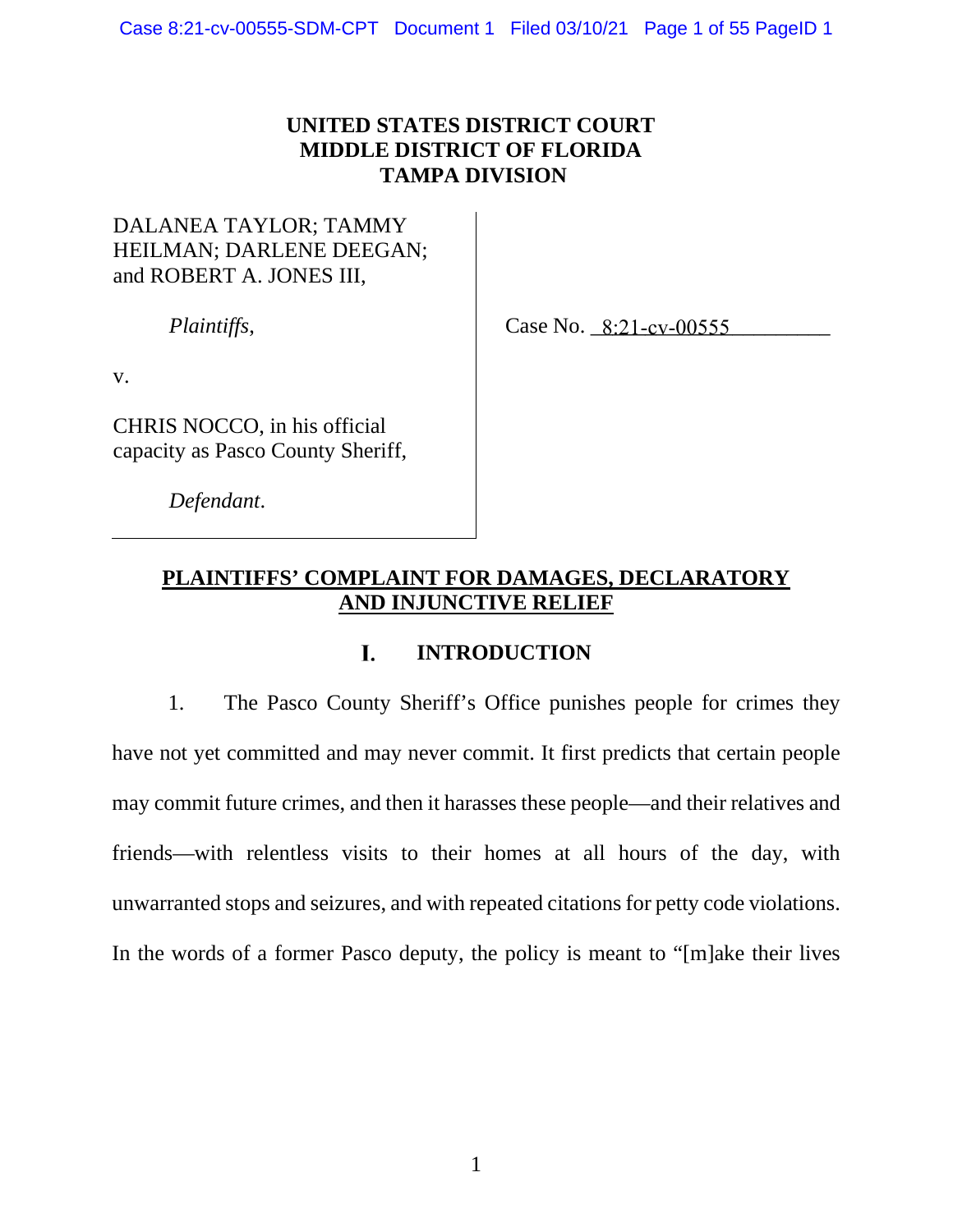**UNITED STATES DISTRICT COURT**
**MIDDLE DISTRICT OF FLORIDA**
**TAMPA DIVISION**

DALANEA TAYLOR; TAMMY HEILMAN; DARLENE DEEGAN; and ROBERT A. JONES III,

*Plaintiffs*,

v.

CHRIS NOCCO, in his official capacity as Pasco County Sheriff,

*Defendant*.

Case No. 8:21-cv-00555

## PLAINTIFFS' COMPLAINT FOR DAMAGES, DECLARATORY AND INJUNCTIVE RELIEF

### I. INTRODUCTION

1. The Pasco County Sheriff's Office punishes people for crimes they have not yet committed and may never commit. It first predicts that certain people may commit future crimes, and then it harasses these people—and their relatives and friends—with relentless visits to their homes at all hours of the day, with unwarranted stops and seizures, and with repeated citations for petty code violations. In the words of a former Pasco deputy, the policy is meant to "[m]ake their lives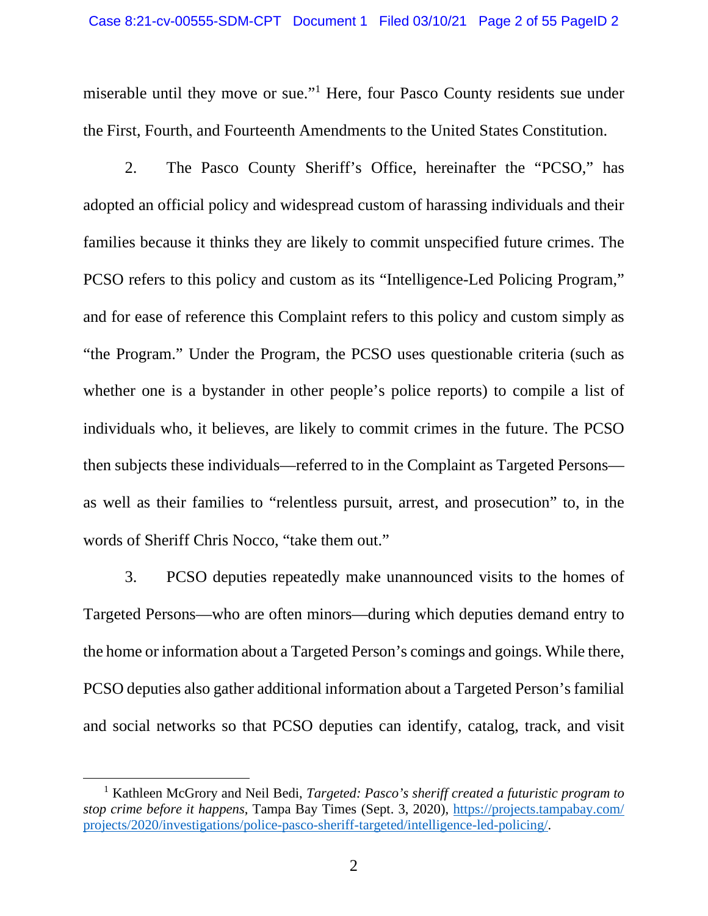miserable until they move or sue."[1] Here, four Pasco County residents sue under the First, Fourth, and Fourteenth Amendments to the United States Constitution.

2. The Pasco County Sheriff's Office, hereinafter the "PCSO," has adopted an official policy and widespread custom of harassing individuals and their families because it thinks they are likely to commit unspecified future crimes. The PCSO refers to this policy and custom as its "Intelligence-Led Policing Program," and for ease of reference this Complaint refers to this policy and custom simply as "the Program." Under the Program, the PCSO uses questionable criteria (such as whether one is a bystander in other people's police reports) to compile a list of individuals who, it believes, are likely to commit crimes in the future. The PCSO then subjects these individuals—referred to in the Complaint as Targeted Persons—as well as their families to "relentless pursuit, arrest, and prosecution" to, in the words of Sheriff Chris Nocco, "take them out."

3. PCSO deputies repeatedly make unannounced visits to the homes of Targeted Persons—who are often minors—during which deputies demand entry to the home or information about a Targeted Person's comings and goings. While there, PCSO deputies also gather additional information about a Targeted Person's familial and social networks so that PCSO deputies can identify, catalog, track, and visit

---

[1] Kathleen McGrory and Neil Bedi, *Targeted: Pasco's sheriff created a futuristic program to stop crime before it happens*, Tampa Bay Times (Sept. 3, 2020), https://projects.tampabay.com/projects/2020/investigations/police-pasco-sheriff-targeted/intelligence-led-policing/.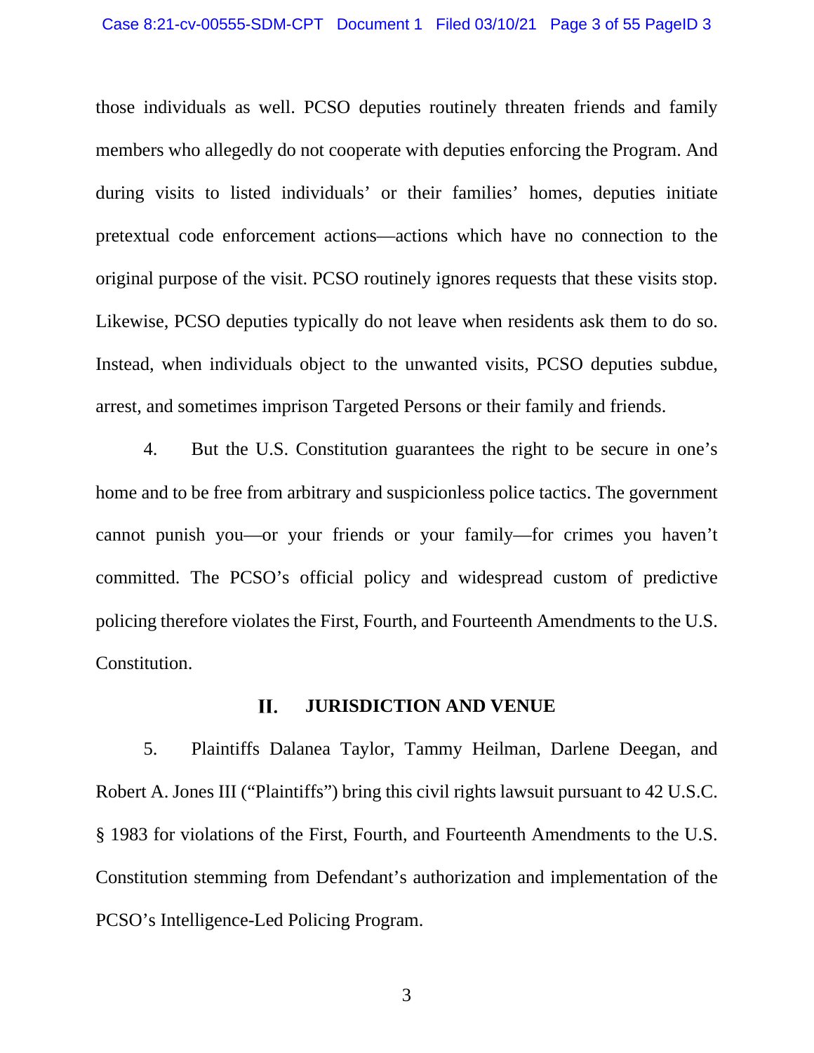those individuals as well. PCSO deputies routinely threaten friends and family members who allegedly do not cooperate with deputies enforcing the Program. And during visits to listed individuals' or their families' homes, deputies initiate pretextual code enforcement actions—actions which have no connection to the original purpose of the visit. PCSO routinely ignores requests that these visits stop. Likewise, PCSO deputies typically do not leave when residents ask them to do so. Instead, when individuals object to the unwanted visits, PCSO deputies subdue, arrest, and sometimes imprison Targeted Persons or their family and friends.

4. But the U.S. Constitution guarantees the right to be secure in one's home and to be free from arbitrary and suspicionless police tactics. The government cannot punish you—or your friends or your family—for crimes you haven't committed. The PCSO's official policy and widespread custom of predictive policing therefore violates the First, Fourth, and Fourteenth Amendments to the U.S. Constitution.

## II. JURISDICTION AND VENUE

5. Plaintiffs Dalanea Taylor, Tammy Heilman, Darlene Deegan, and Robert A. Jones III ("Plaintiffs") bring this civil rights lawsuit pursuant to 42 U.S.C. § 1983 for violations of the First, Fourth, and Fourteenth Amendments to the U.S. Constitution stemming from Defendant's authorization and implementation of the PCSO's Intelligence-Led Policing Program.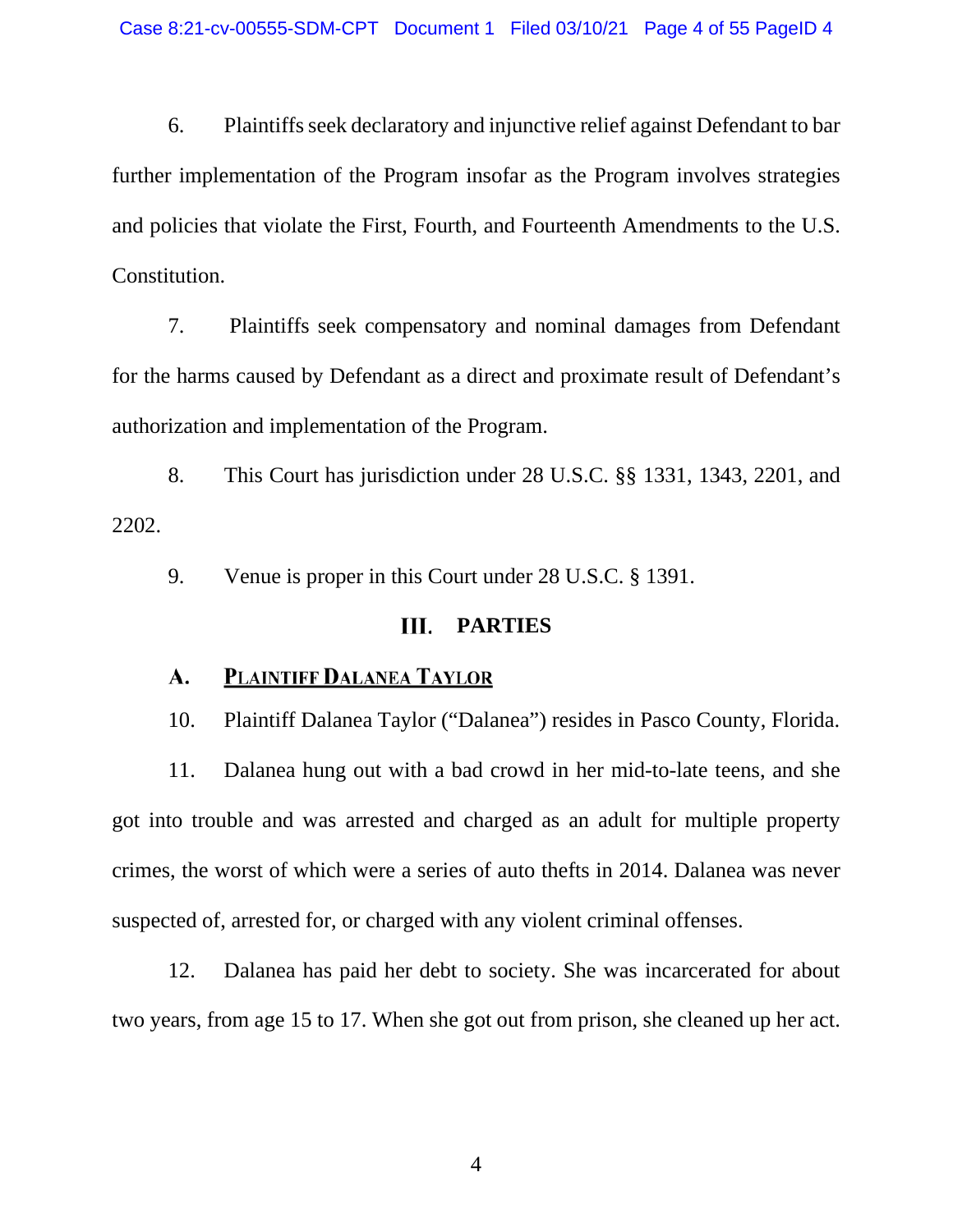6. Plaintiffs seek declaratory and injunctive relief against Defendant to bar further implementation of the Program insofar as the Program involves strategies and policies that violate the First, Fourth, and Fourteenth Amendments to the U.S. Constitution.

7. Plaintiffs seek compensatory and nominal damages from Defendant for the harms caused by Defendant as a direct and proximate result of Defendant's authorization and implementation of the Program.

8. This Court has jurisdiction under 28 U.S.C. §§ 1331, 1343, 2201, and 2202.

9. Venue is proper in this Court under 28 U.S.C. § 1391.

## III. PARTIES

### A. Plaintiff Dalanea Taylor

10. Plaintiff Dalanea Taylor ("Dalanea") resides in Pasco County, Florida.

11. Dalanea hung out with a bad crowd in her mid-to-late teens, and she got into trouble and was arrested and charged as an adult for multiple property crimes, the worst of which were a series of auto thefts in 2014. Dalanea was never suspected of, arrested for, or charged with any violent criminal offenses.

12. Dalanea has paid her debt to society. She was incarcerated for about two years, from age 15 to 17. When she got out from prison, she cleaned up her act.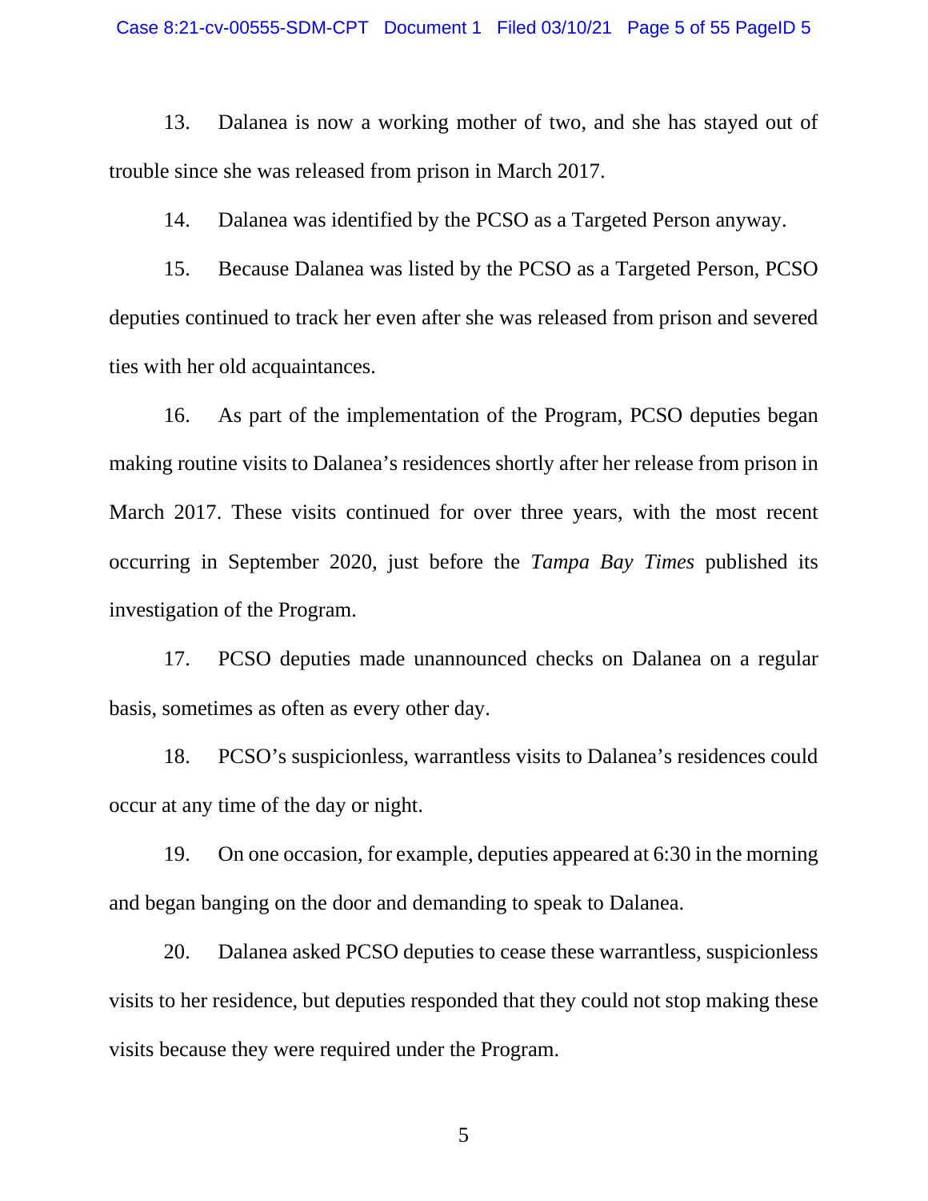13. Dalanea is now a working mother of two, and she has stayed out of trouble since she was released from prison in March 2017.

14. Dalanea was identified by the PCSO as a Targeted Person anyway.

15. Because Dalanea was listed by the PCSO as a Targeted Person, PCSO deputies continued to track her even after she was released from prison and severed ties with her old acquaintances.

16. As part of the implementation of the Program, PCSO deputies began making routine visits to Dalanea's residences shortly after her release from prison in March 2017. These visits continued for over three years, with the most recent occurring in September 2020, just before the *Tampa Bay Times* published its investigation of the Program.

17. PCSO deputies made unannounced checks on Dalanea on a regular basis, sometimes as often as every other day.

18. PCSO's suspicionless, warrantless visits to Dalanea's residences could occur at any time of the day or night.

19. On one occasion, for example, deputies appeared at 6:30 in the morning and began banging on the door and demanding to speak to Dalanea.

20. Dalanea asked PCSO deputies to cease these warrantless, suspicionless visits to her residence, but deputies responded that they could not stop making these visits because they were required under the Program.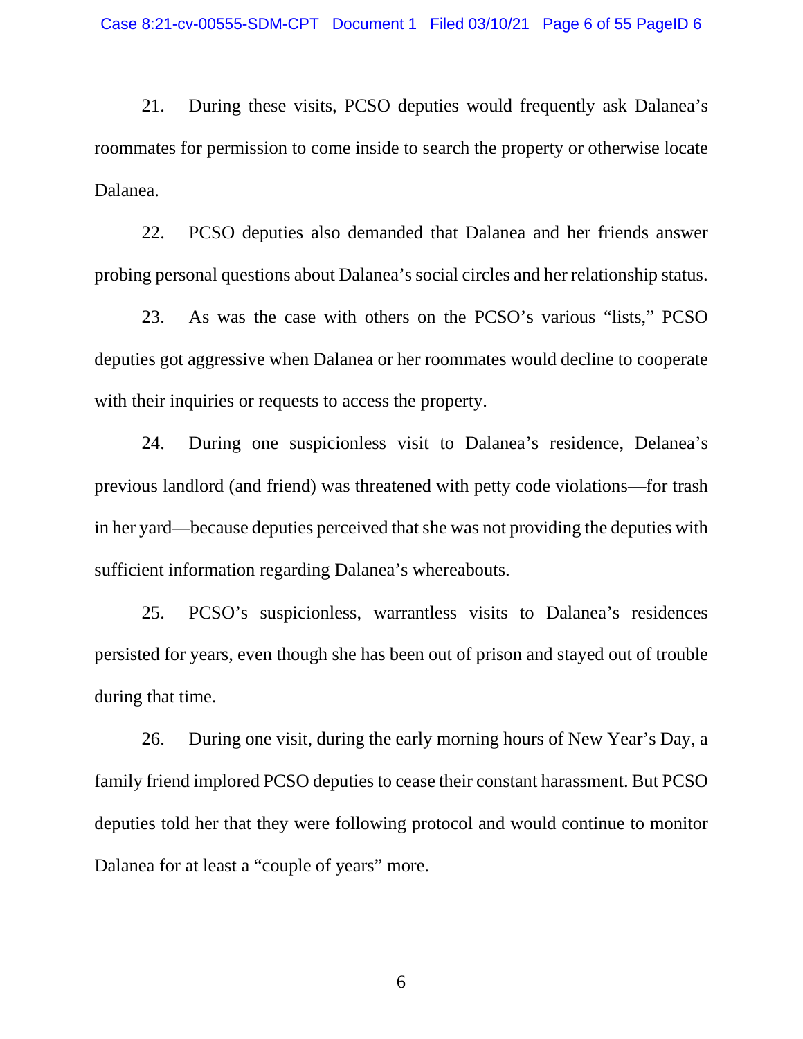21. During these visits, PCSO deputies would frequently ask Dalanea's roommates for permission to come inside to search the property or otherwise locate Dalanea.

22. PCSO deputies also demanded that Dalanea and her friends answer probing personal questions about Dalanea's social circles and her relationship status.

23. As was the case with others on the PCSO's various "lists," PCSO deputies got aggressive when Dalanea or her roommates would decline to cooperate with their inquiries or requests to access the property.

24. During one suspicionless visit to Dalanea's residence, Delanea's previous landlord (and friend) was threatened with petty code violations—for trash in her yard—because deputies perceived that she was not providing the deputies with sufficient information regarding Dalanea's whereabouts.

25. PCSO's suspicionless, warrantless visits to Dalanea's residences persisted for years, even though she has been out of prison and stayed out of trouble during that time.

26. During one visit, during the early morning hours of New Year's Day, a family friend implored PCSO deputies to cease their constant harassment. But PCSO deputies told her that they were following protocol and would continue to monitor Dalanea for at least a "couple of years" more.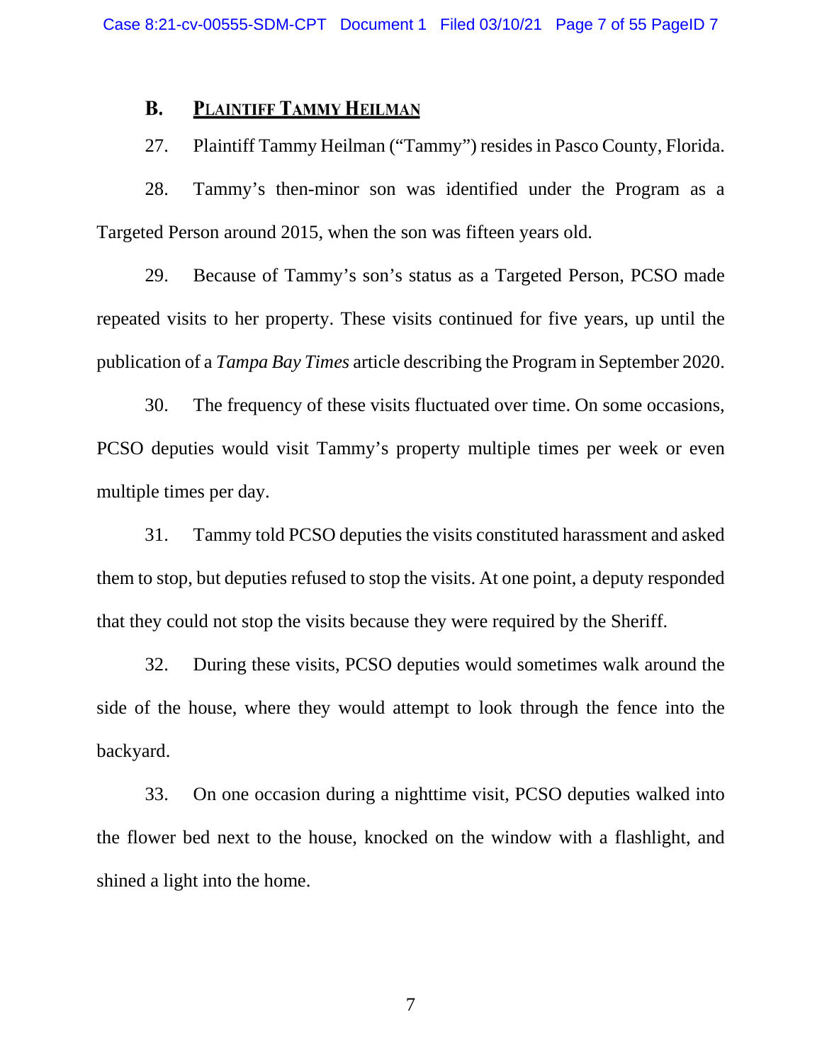## B. PLAINTIFF TAMMY HEILMAN

27. Plaintiff Tammy Heilman ("Tammy") resides in Pasco County, Florida.

28. Tammy's then-minor son was identified under the Program as a Targeted Person around 2015, when the son was fifteen years old.

29. Because of Tammy's son's status as a Targeted Person, PCSO made repeated visits to her property. These visits continued for five years, up until the publication of a *Tampa Bay Times* article describing the Program in September 2020.

30. The frequency of these visits fluctuated over time. On some occasions, PCSO deputies would visit Tammy's property multiple times per week or even multiple times per day.

31. Tammy told PCSO deputies the visits constituted harassment and asked them to stop, but deputies refused to stop the visits. At one point, a deputy responded that they could not stop the visits because they were required by the Sheriff.

32. During these visits, PCSO deputies would sometimes walk around the side of the house, where they would attempt to look through the fence into the backyard.

33. On one occasion during a nighttime visit, PCSO deputies walked into the flower bed next to the house, knocked on the window with a flashlight, and shined a light into the home.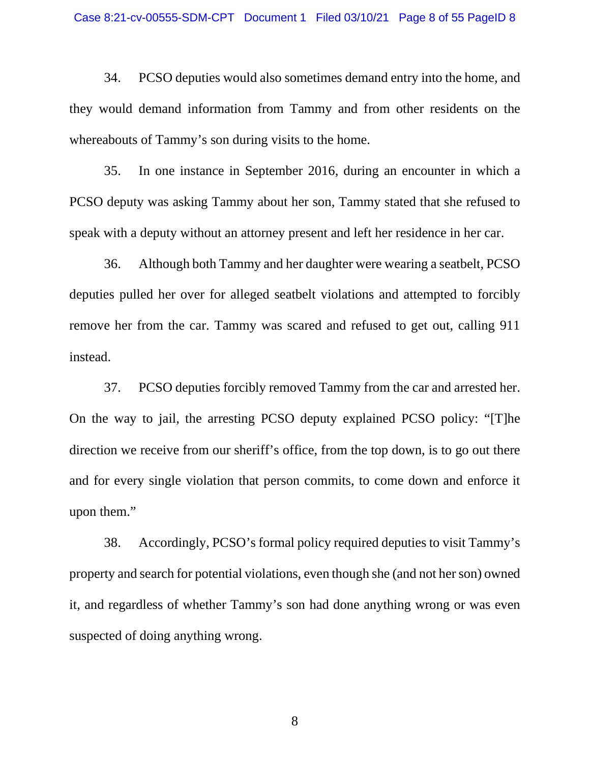34. PCSO deputies would also sometimes demand entry into the home, and they would demand information from Tammy and from other residents on the whereabouts of Tammy's son during visits to the home.

35. In one instance in September 2016, during an encounter in which a PCSO deputy was asking Tammy about her son, Tammy stated that she refused to speak with a deputy without an attorney present and left her residence in her car.

36. Although both Tammy and her daughter were wearing a seatbelt, PCSO deputies pulled her over for alleged seatbelt violations and attempted to forcibly remove her from the car. Tammy was scared and refused to get out, calling 911 instead.

37. PCSO deputies forcibly removed Tammy from the car and arrested her. On the way to jail, the arresting PCSO deputy explained PCSO policy: "[T]he direction we receive from our sheriff's office, from the top down, is to go out there and for every single violation that person commits, to come down and enforce it upon them."

38. Accordingly, PCSO's formal policy required deputies to visit Tammy's property and search for potential violations, even though she (and not her son) owned it, and regardless of whether Tammy's son had done anything wrong or was even suspected of doing anything wrong.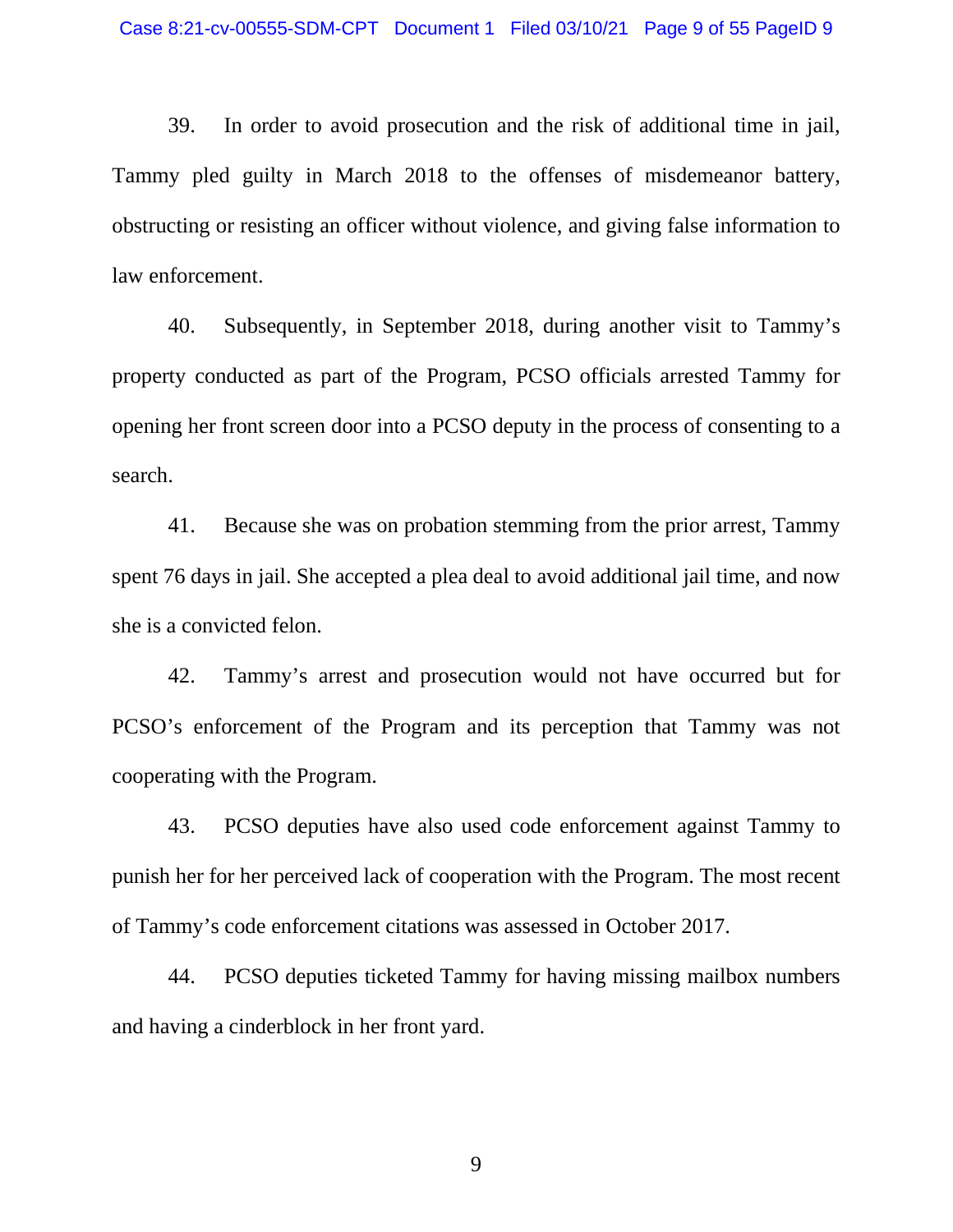39. In order to avoid prosecution and the risk of additional time in jail, Tammy pled guilty in March 2018 to the offenses of misdemeanor battery, obstructing or resisting an officer without violence, and giving false information to law enforcement.

40. Subsequently, in September 2018, during another visit to Tammy's property conducted as part of the Program, PCSO officials arrested Tammy for opening her front screen door into a PCSO deputy in the process of consenting to a search.

41. Because she was on probation stemming from the prior arrest, Tammy spent 76 days in jail. She accepted a plea deal to avoid additional jail time, and now she is a convicted felon.

42. Tammy's arrest and prosecution would not have occurred but for PCSO's enforcement of the Program and its perception that Tammy was not cooperating with the Program.

43. PCSO deputies have also used code enforcement against Tammy to punish her for her perceived lack of cooperation with the Program. The most recent of Tammy's code enforcement citations was assessed in October 2017.

44. PCSO deputies ticketed Tammy for having missing mailbox numbers and having a cinderblock in her front yard.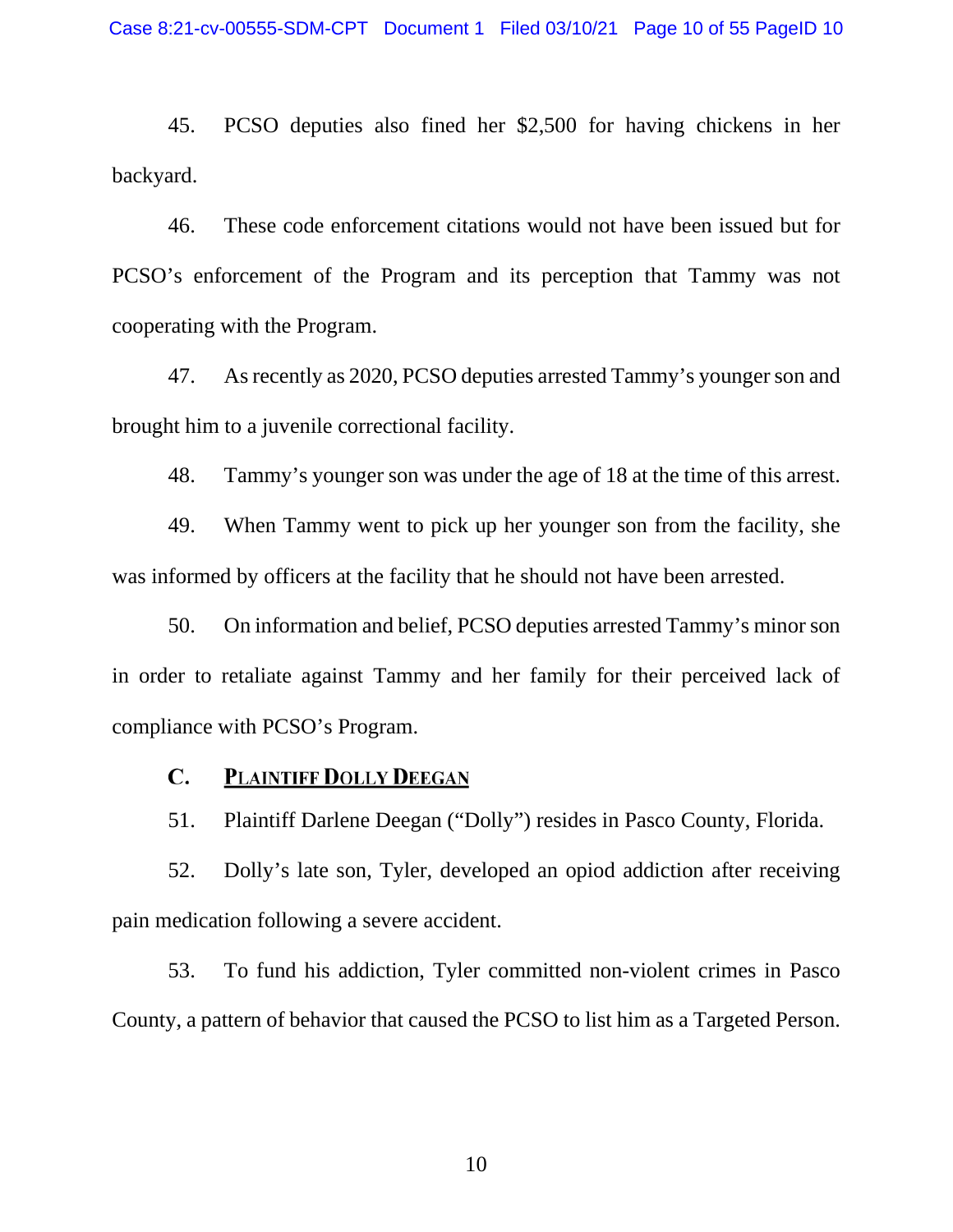45. PCSO deputies also fined her $2,500 for having chickens in her backyard.

46. These code enforcement citations would not have been issued but for PCSO's enforcement of the Program and its perception that Tammy was not cooperating with the Program.

47. As recently as 2020, PCSO deputies arrested Tammy's younger son and brought him to a juvenile correctional facility.

48. Tammy's younger son was under the age of 18 at the time of this arrest.

49. When Tammy went to pick up her younger son from the facility, she was informed by officers at the facility that he should not have been arrested.

50. On information and belief, PCSO deputies arrested Tammy's minor son in order to retaliate against Tammy and her family for their perceived lack of compliance with PCSO's Program.

### C. PLAINTIFF DOLLY DEEGAN

51. Plaintiff Darlene Deegan ("Dolly") resides in Pasco County, Florida.

52. Dolly's late son, Tyler, developed an opiod addiction after receiving pain medication following a severe accident.

53. To fund his addiction, Tyler committed non-violent crimes in Pasco County, a pattern of behavior that caused the PCSO to list him as a Targeted Person.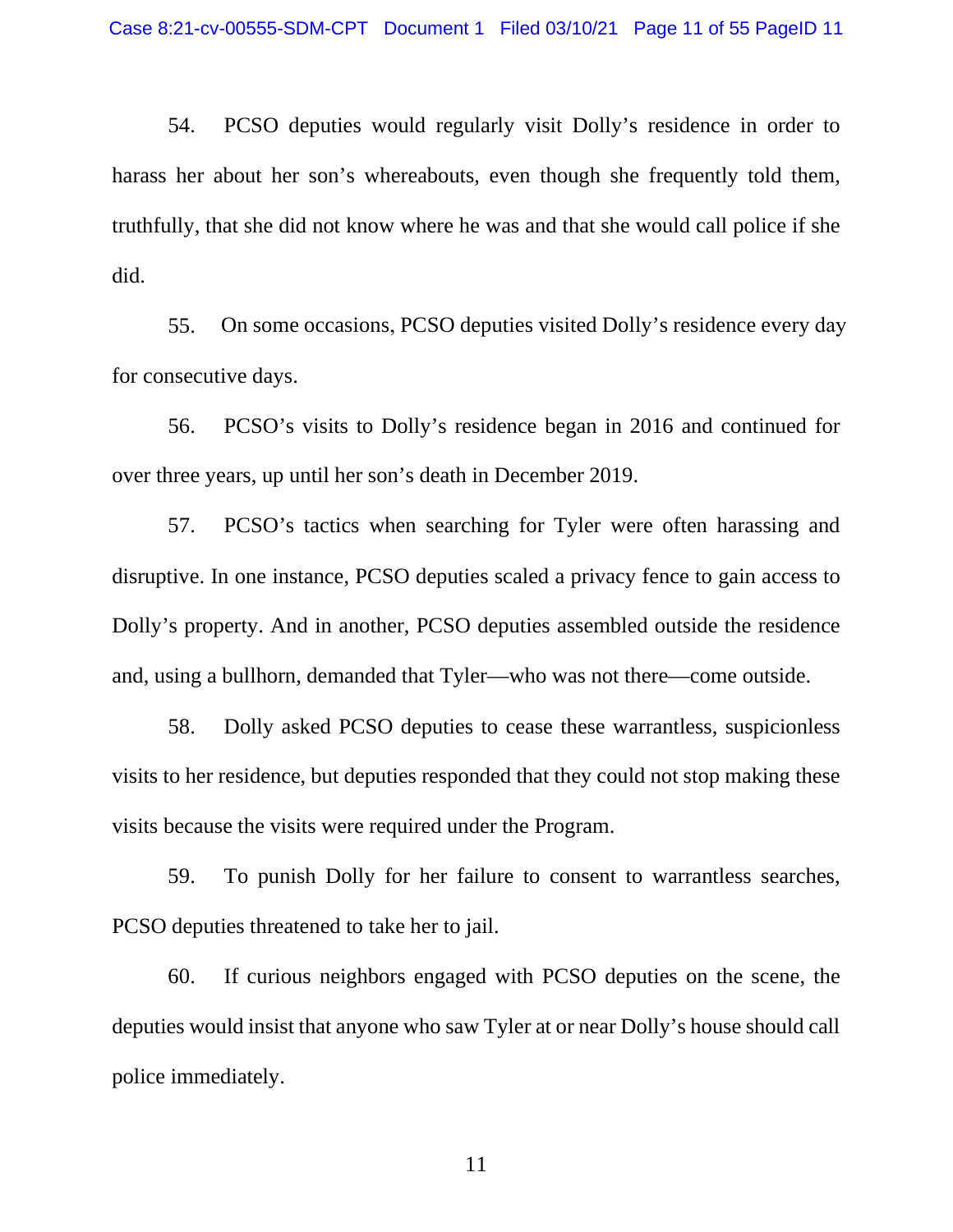54. PCSO deputies would regularly visit Dolly's residence in order to harass her about her son's whereabouts, even though she frequently told them, truthfully, that she did not know where he was and that she would call police if she did.

55. On some occasions, PCSO deputies visited Dolly's residence every day for consecutive days.

56. PCSO's visits to Dolly's residence began in 2016 and continued for over three years, up until her son's death in December 2019.

57. PCSO's tactics when searching for Tyler were often harassing and disruptive. In one instance, PCSO deputies scaled a privacy fence to gain access to Dolly's property. And in another, PCSO deputies assembled outside the residence and, using a bullhorn, demanded that Tyler—who was not there—come outside.

58. Dolly asked PCSO deputies to cease these warrantless, suspicionless visits to her residence, but deputies responded that they could not stop making these visits because the visits were required under the Program.

59. To punish Dolly for her failure to consent to warrantless searches, PCSO deputies threatened to take her to jail.

60. If curious neighbors engaged with PCSO deputies on the scene, the deputies would insist that anyone who saw Tyler at or near Dolly's house should call police immediately.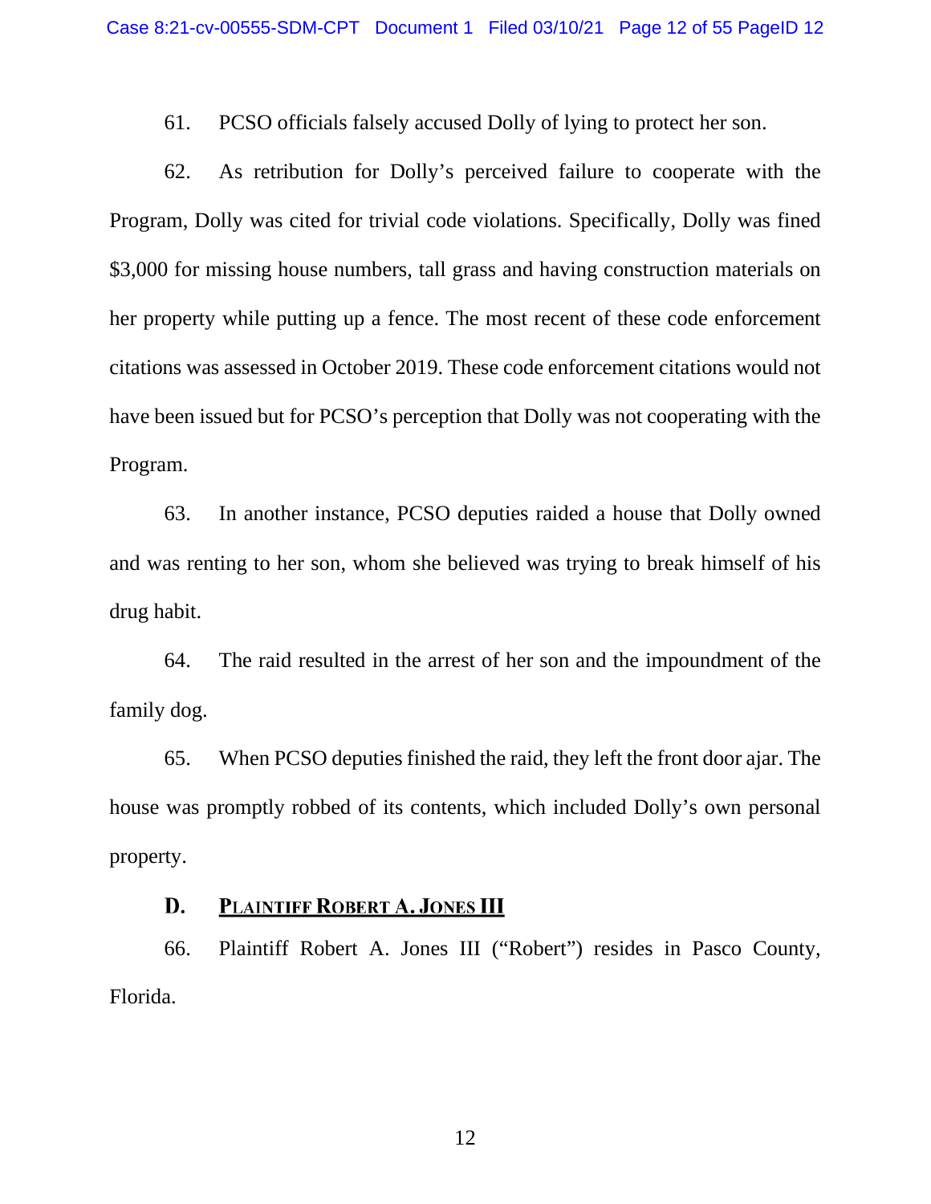61. PCSO officials falsely accused Dolly of lying to protect her son.

62. As retribution for Dolly's perceived failure to cooperate with the Program, Dolly was cited for trivial code violations. Specifically, Dolly was fined $3,000 for missing house numbers, tall grass and having construction materials on her property while putting up a fence. The most recent of these code enforcement citations was assessed in October 2019. These code enforcement citations would not have been issued but for PCSO's perception that Dolly was not cooperating with the Program.

63. In another instance, PCSO deputies raided a house that Dolly owned and was renting to her son, whom she believed was trying to break himself of his drug habit.

64. The raid resulted in the arrest of her son and the impoundment of the family dog.

65. When PCSO deputies finished the raid, they left the front door ajar. The house was promptly robbed of its contents, which included Dolly's own personal property.

### D. <u>PLAINTIFF ROBERT A. JONES III</u>

66. Plaintiff Robert A. Jones III ("Robert") resides in Pasco County, Florida.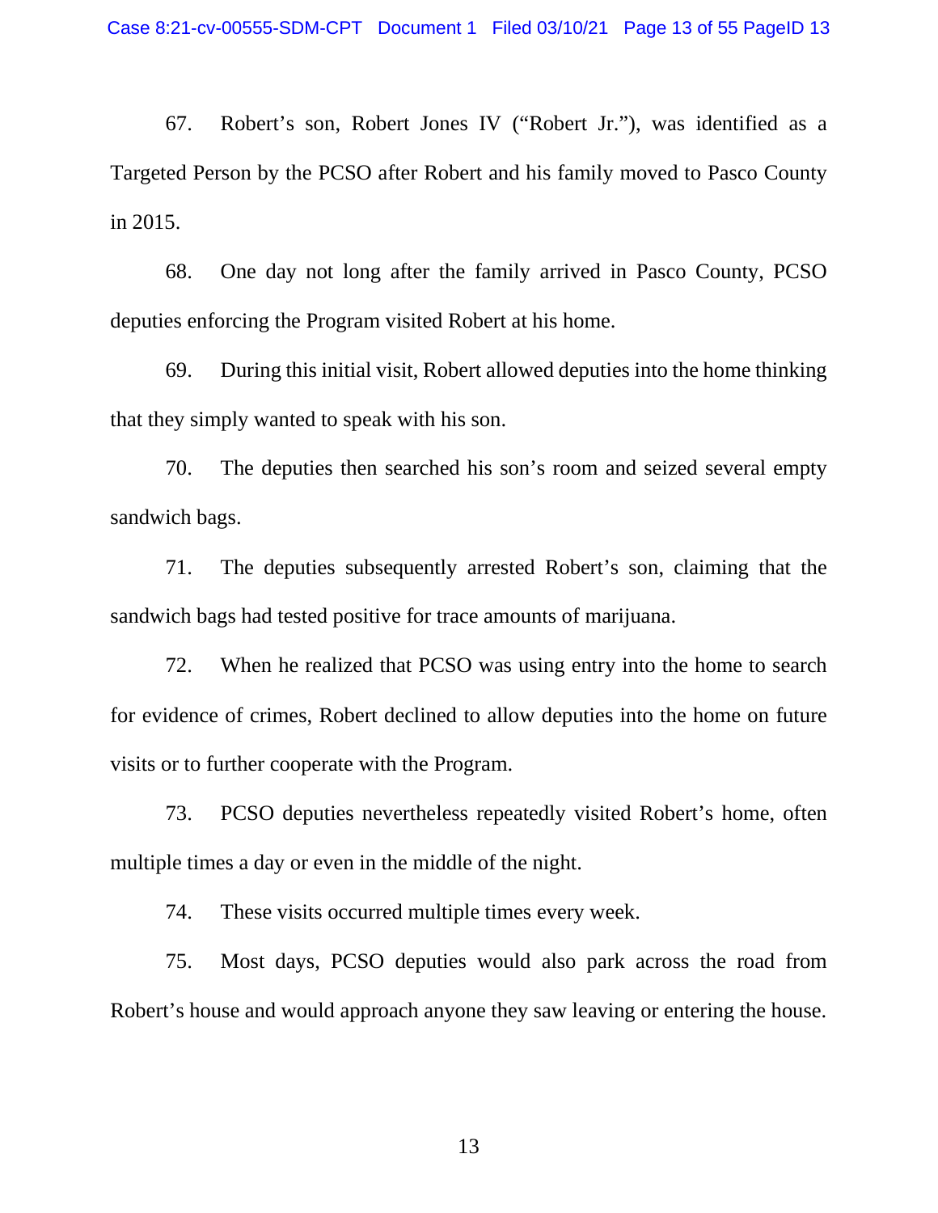67. Robert's son, Robert Jones IV ("Robert Jr."), was identified as a Targeted Person by the PCSO after Robert and his family moved to Pasco County in 2015.

68. One day not long after the family arrived in Pasco County, PCSO deputies enforcing the Program visited Robert at his home.

69. During this initial visit, Robert allowed deputies into the home thinking that they simply wanted to speak with his son.

70. The deputies then searched his son's room and seized several empty sandwich bags.

71. The deputies subsequently arrested Robert's son, claiming that the sandwich bags had tested positive for trace amounts of marijuana.

72. When he realized that PCSO was using entry into the home to search for evidence of crimes, Robert declined to allow deputies into the home on future visits or to further cooperate with the Program.

73. PCSO deputies nevertheless repeatedly visited Robert's home, often multiple times a day or even in the middle of the night.

74. These visits occurred multiple times every week.

75. Most days, PCSO deputies would also park across the road from Robert's house and would approach anyone they saw leaving or entering the house.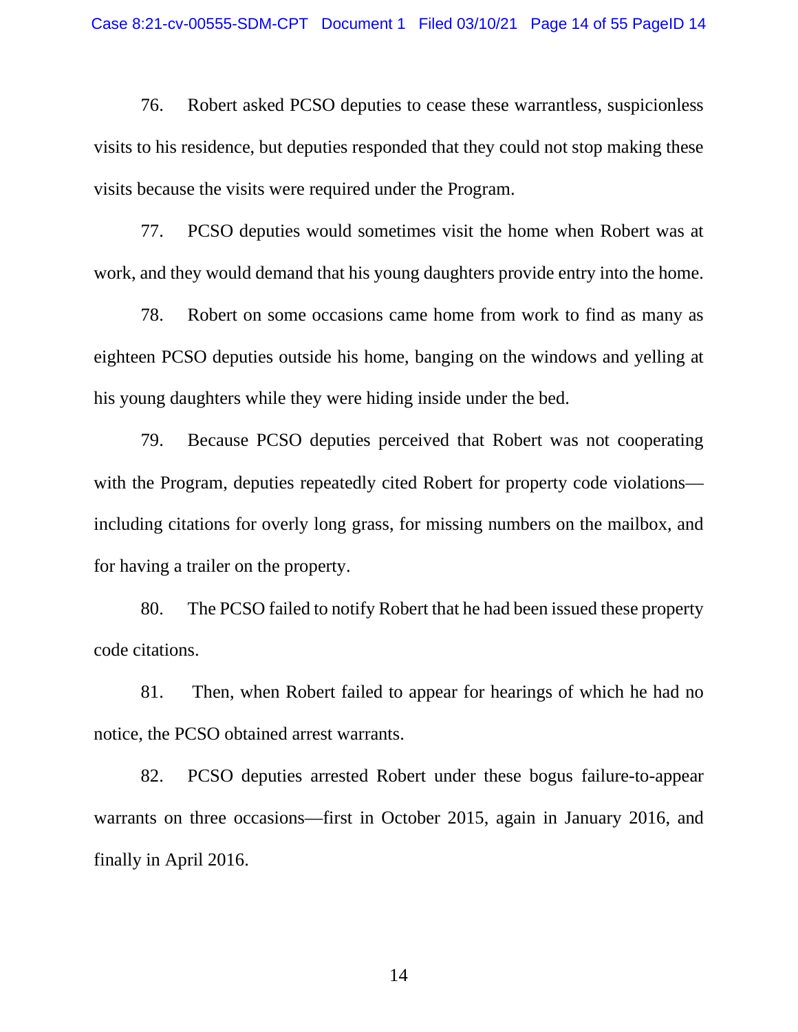76. Robert asked PCSO deputies to cease these warrantless, suspicionless visits to his residence, but deputies responded that they could not stop making these visits because the visits were required under the Program.

77. PCSO deputies would sometimes visit the home when Robert was at work, and they would demand that his young daughters provide entry into the home.

78. Robert on some occasions came home from work to find as many as eighteen PCSO deputies outside his home, banging on the windows and yelling at his young daughters while they were hiding inside under the bed.

79. Because PCSO deputies perceived that Robert was not cooperating with the Program, deputies repeatedly cited Robert for property code violations—including citations for overly long grass, for missing numbers on the mailbox, and for having a trailer on the property.

80. The PCSO failed to notify Robert that he had been issued these property code citations.

81. Then, when Robert failed to appear for hearings of which he had no notice, the PCSO obtained arrest warrants.

82. PCSO deputies arrested Robert under these bogus failure-to-appear warrants on three occasions—first in October 2015, again in January 2016, and finally in April 2016.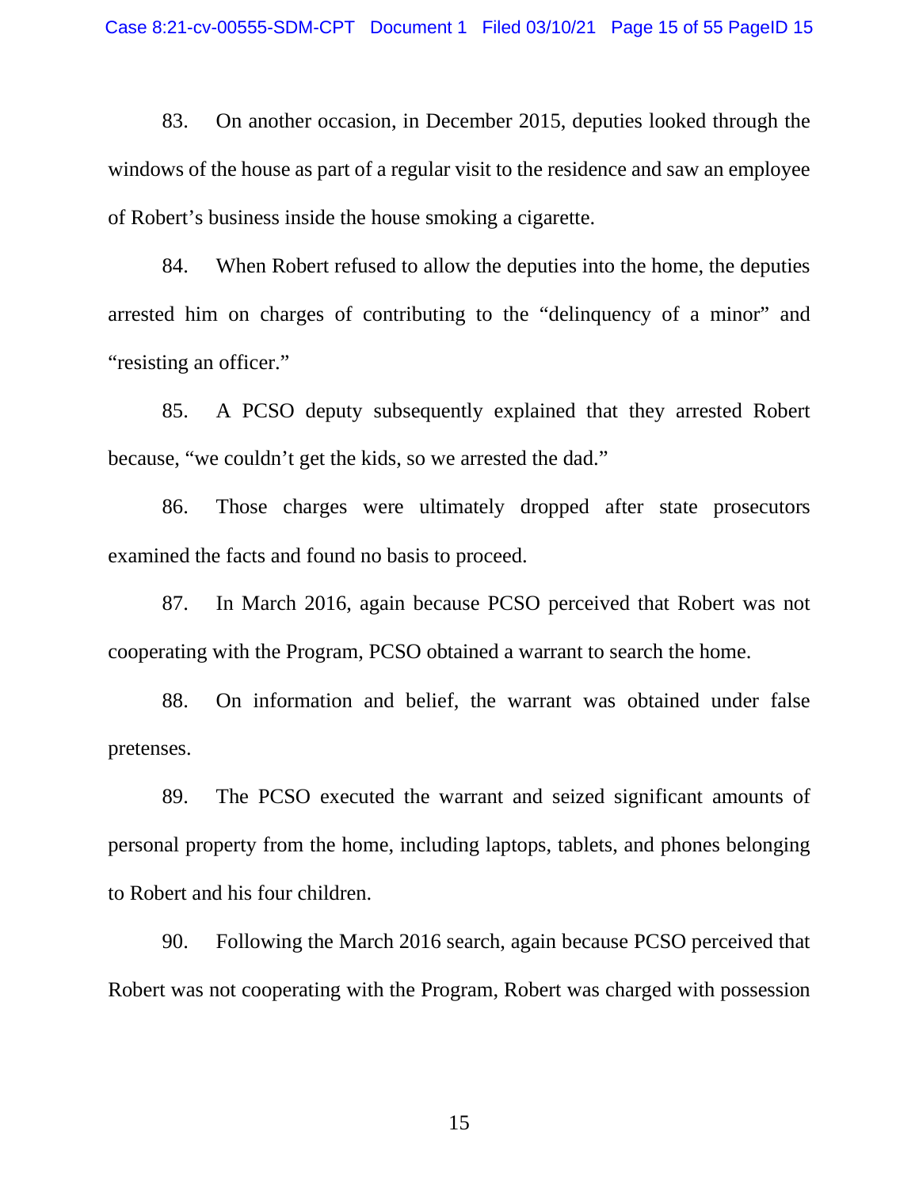83. On another occasion, in December 2015, deputies looked through the windows of the house as part of a regular visit to the residence and saw an employee of Robert's business inside the house smoking a cigarette.

84. When Robert refused to allow the deputies into the home, the deputies arrested him on charges of contributing to the "delinquency of a minor" and "resisting an officer."

85. A PCSO deputy subsequently explained that they arrested Robert because, "we couldn't get the kids, so we arrested the dad."

86. Those charges were ultimately dropped after state prosecutors examined the facts and found no basis to proceed.

87. In March 2016, again because PCSO perceived that Robert was not cooperating with the Program, PCSO obtained a warrant to search the home.

88. On information and belief, the warrant was obtained under false pretenses.

89. The PCSO executed the warrant and seized significant amounts of personal property from the home, including laptops, tablets, and phones belonging to Robert and his four children.

90. Following the March 2016 search, again because PCSO perceived that Robert was not cooperating with the Program, Robert was charged with possession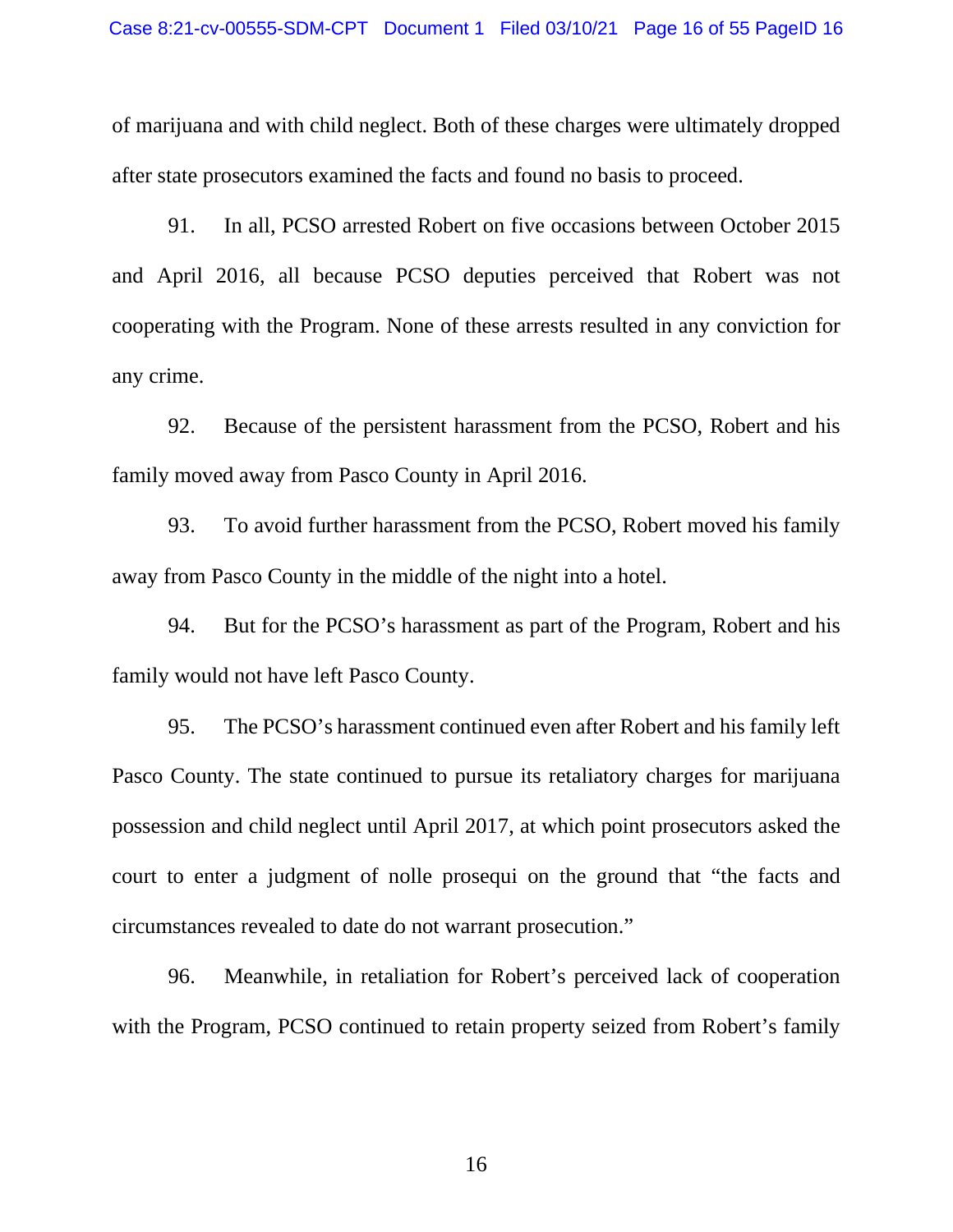of marijuana and with child neglect. Both of these charges were ultimately dropped after state prosecutors examined the facts and found no basis to proceed.

91. In all, PCSO arrested Robert on five occasions between October 2015 and April 2016, all because PCSO deputies perceived that Robert was not cooperating with the Program. None of these arrests resulted in any conviction for any crime.

92. Because of the persistent harassment from the PCSO, Robert and his family moved away from Pasco County in April 2016.

93. To avoid further harassment from the PCSO, Robert moved his family away from Pasco County in the middle of the night into a hotel.

94. But for the PCSO's harassment as part of the Program, Robert and his family would not have left Pasco County.

95. The PCSO's harassment continued even after Robert and his family left Pasco County. The state continued to pursue its retaliatory charges for marijuana possession and child neglect until April 2017, at which point prosecutors asked the court to enter a judgment of nolle prosequi on the ground that "the facts and circumstances revealed to date do not warrant prosecution."

96. Meanwhile, in retaliation for Robert's perceived lack of cooperation with the Program, PCSO continued to retain property seized from Robert's family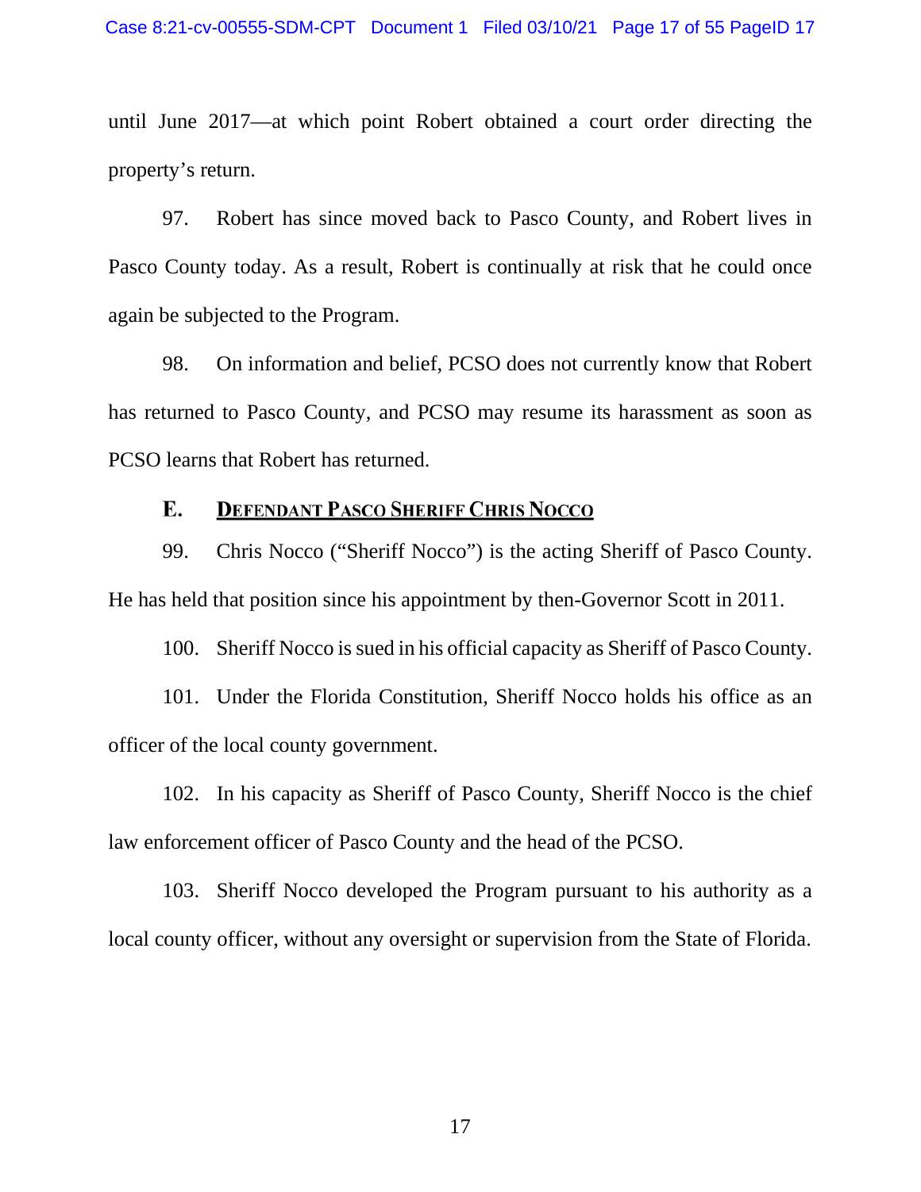until June 2017—at which point Robert obtained a court order directing the property's return.

97. Robert has since moved back to Pasco County, and Robert lives in Pasco County today. As a result, Robert is continually at risk that he could once again be subjected to the Program.

98. On information and belief, PCSO does not currently know that Robert has returned to Pasco County, and PCSO may resume its harassment as soon as PCSO learns that Robert has returned.

### E. Defendant Pasco Sheriff Chris Nocco

99. Chris Nocco ("Sheriff Nocco") is the acting Sheriff of Pasco County. He has held that position since his appointment by then-Governor Scott in 2011.

100. Sheriff Nocco is sued in his official capacity as Sheriff of Pasco County.

101. Under the Florida Constitution, Sheriff Nocco holds his office as an officer of the local county government.

102. In his capacity as Sheriff of Pasco County, Sheriff Nocco is the chief law enforcement officer of Pasco County and the head of the PCSO.

103. Sheriff Nocco developed the Program pursuant to his authority as a local county officer, without any oversight or supervision from the State of Florida.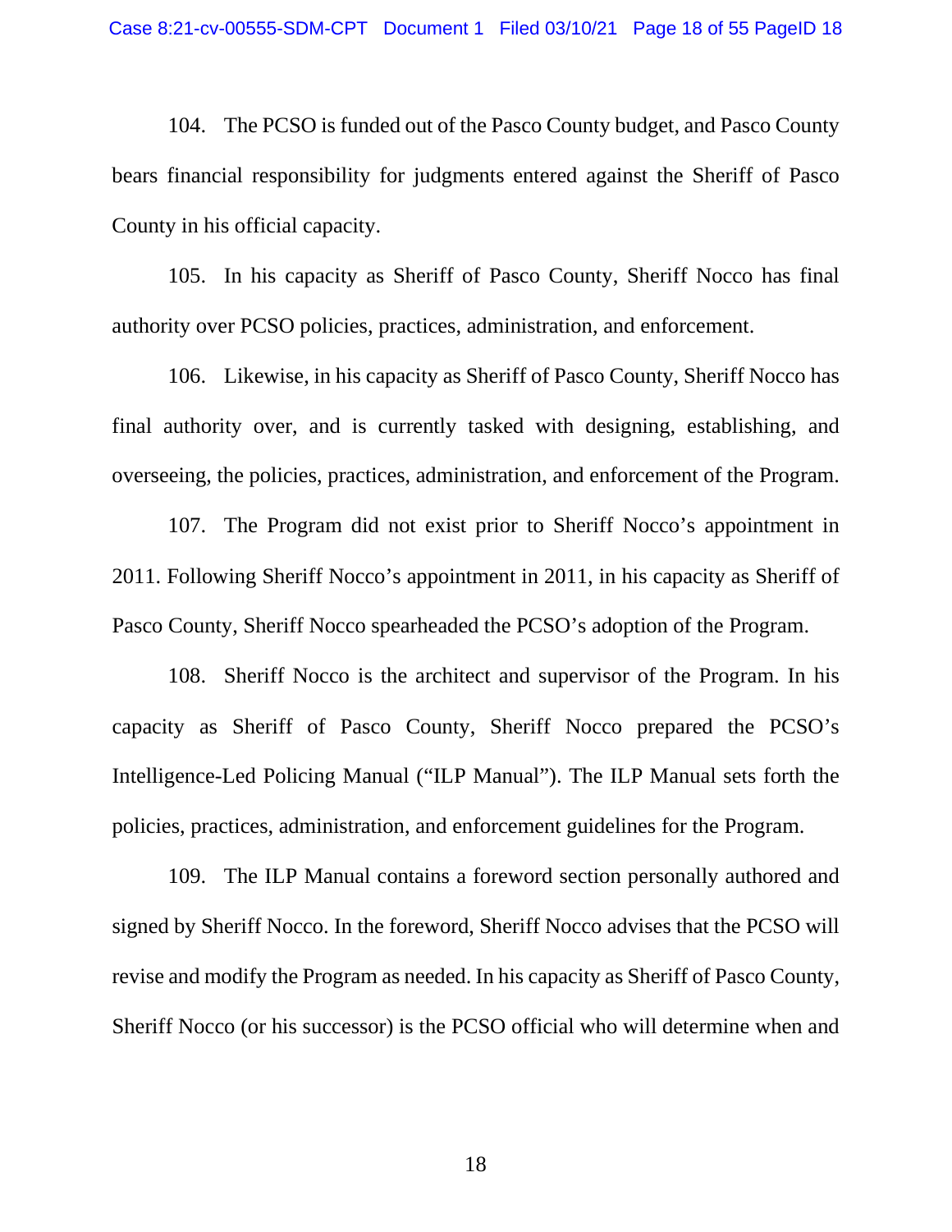104. The PCSO is funded out of the Pasco County budget, and Pasco County bears financial responsibility for judgments entered against the Sheriff of Pasco County in his official capacity.

105. In his capacity as Sheriff of Pasco County, Sheriff Nocco has final authority over PCSO policies, practices, administration, and enforcement.

106. Likewise, in his capacity as Sheriff of Pasco County, Sheriff Nocco has final authority over, and is currently tasked with designing, establishing, and overseeing, the policies, practices, administration, and enforcement of the Program.

107. The Program did not exist prior to Sheriff Nocco's appointment in 2011. Following Sheriff Nocco's appointment in 2011, in his capacity as Sheriff of Pasco County, Sheriff Nocco spearheaded the PCSO's adoption of the Program.

108. Sheriff Nocco is the architect and supervisor of the Program. In his capacity as Sheriff of Pasco County, Sheriff Nocco prepared the PCSO's Intelligence-Led Policing Manual ("ILP Manual"). The ILP Manual sets forth the policies, practices, administration, and enforcement guidelines for the Program.

109. The ILP Manual contains a foreword section personally authored and signed by Sheriff Nocco. In the foreword, Sheriff Nocco advises that the PCSO will revise and modify the Program as needed. In his capacity as Sheriff of Pasco County, Sheriff Nocco (or his successor) is the PCSO official who will determine when and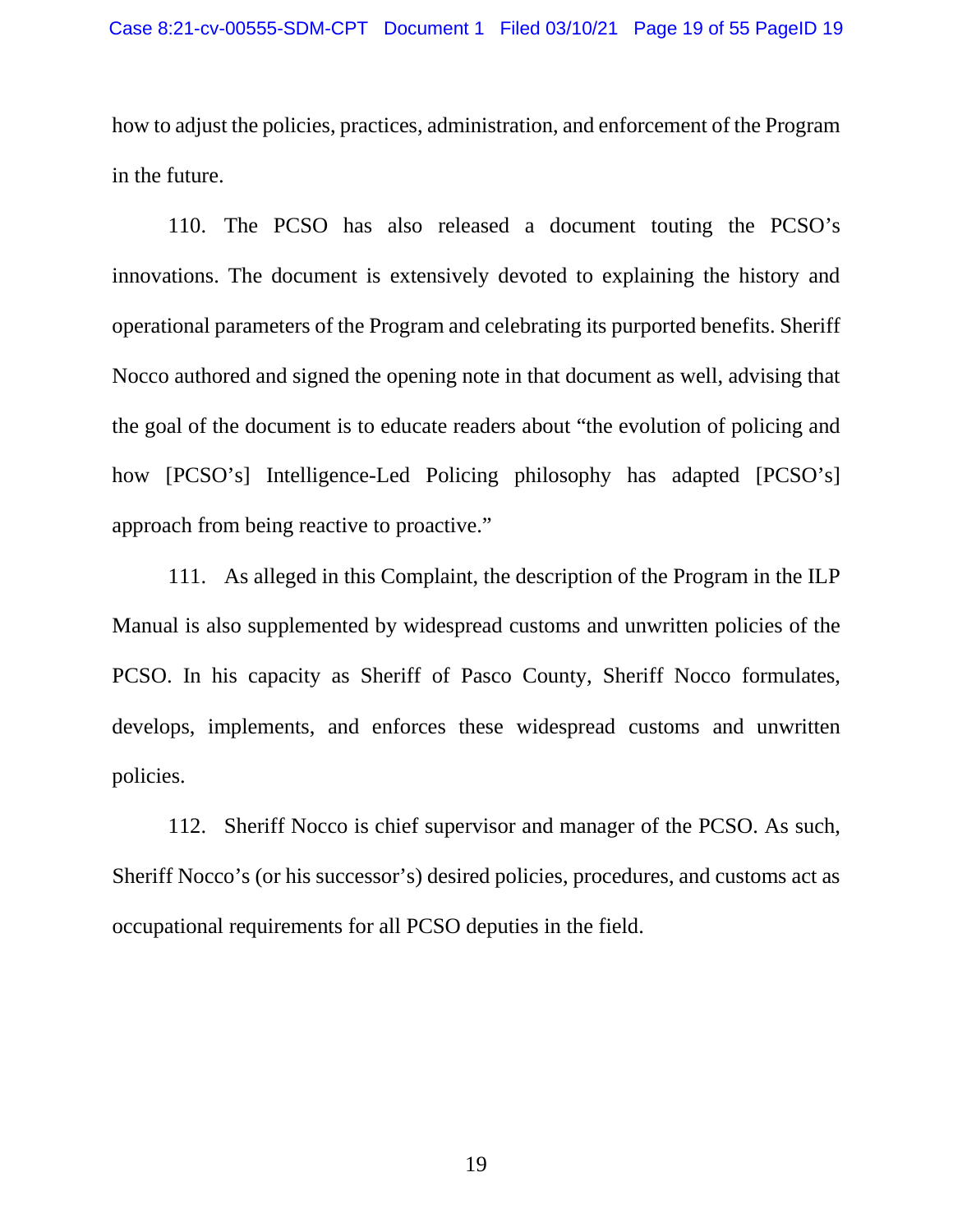how to adjust the policies, practices, administration, and enforcement of the Program in the future.

110. The PCSO has also released a document touting the PCSO's innovations. The document is extensively devoted to explaining the history and operational parameters of the Program and celebrating its purported benefits. Sheriff Nocco authored and signed the opening note in that document as well, advising that the goal of the document is to educate readers about "the evolution of policing and how [PCSO's] Intelligence-Led Policing philosophy has adapted [PCSO's] approach from being reactive to proactive."

111. As alleged in this Complaint, the description of the Program in the ILP Manual is also supplemented by widespread customs and unwritten policies of the PCSO. In his capacity as Sheriff of Pasco County, Sheriff Nocco formulates, develops, implements, and enforces these widespread customs and unwritten policies.

112. Sheriff Nocco is chief supervisor and manager of the PCSO. As such, Sheriff Nocco's (or his successor's) desired policies, procedures, and customs act as occupational requirements for all PCSO deputies in the field.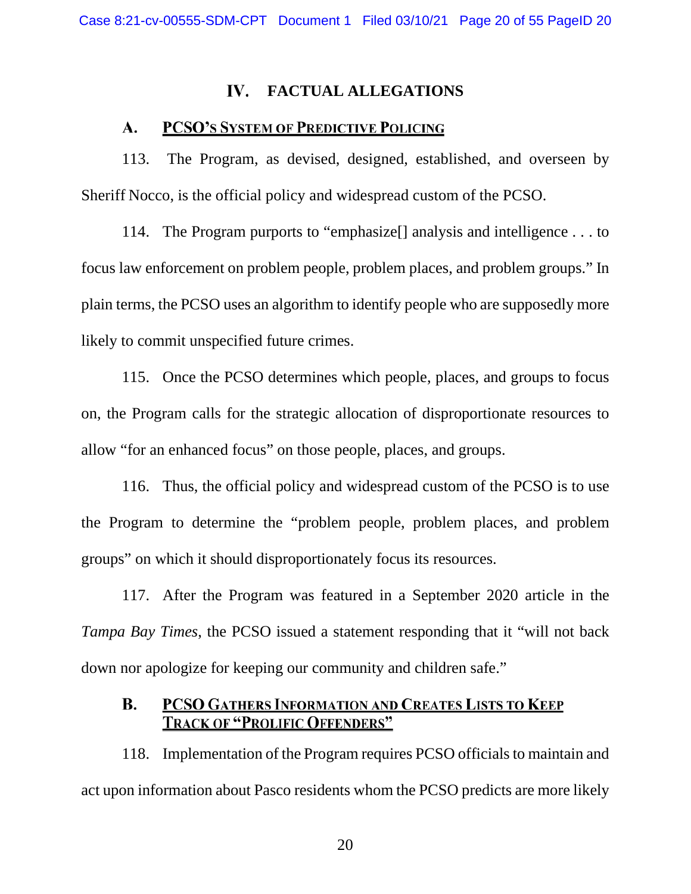# IV. FACTUAL ALLEGATIONS

## A. PCSO's System of Predictive Policing

113. The Program, as devised, designed, established, and overseen by Sheriff Nocco, is the official policy and widespread custom of the PCSO.

114. The Program purports to "emphasize[] analysis and intelligence . . . to focus law enforcement on problem people, problem places, and problem groups." In plain terms, the PCSO uses an algorithm to identify people who are supposedly more likely to commit unspecified future crimes.

115. Once the PCSO determines which people, places, and groups to focus on, the Program calls for the strategic allocation of disproportionate resources to allow "for an enhanced focus" on those people, places, and groups.

116. Thus, the official policy and widespread custom of the PCSO is to use the Program to determine the "problem people, problem places, and problem groups" on which it should disproportionately focus its resources.

117. After the Program was featured in a September 2020 article in the *Tampa Bay Times*, the PCSO issued a statement responding that it "will not back down nor apologize for keeping our community and children safe."

## B. PCSO Gathers Information and Creates Lists to Keep Track of "Prolific Offenders"

118. Implementation of the Program requires PCSO officials to maintain and act upon information about Pasco residents whom the PCSO predicts are more likely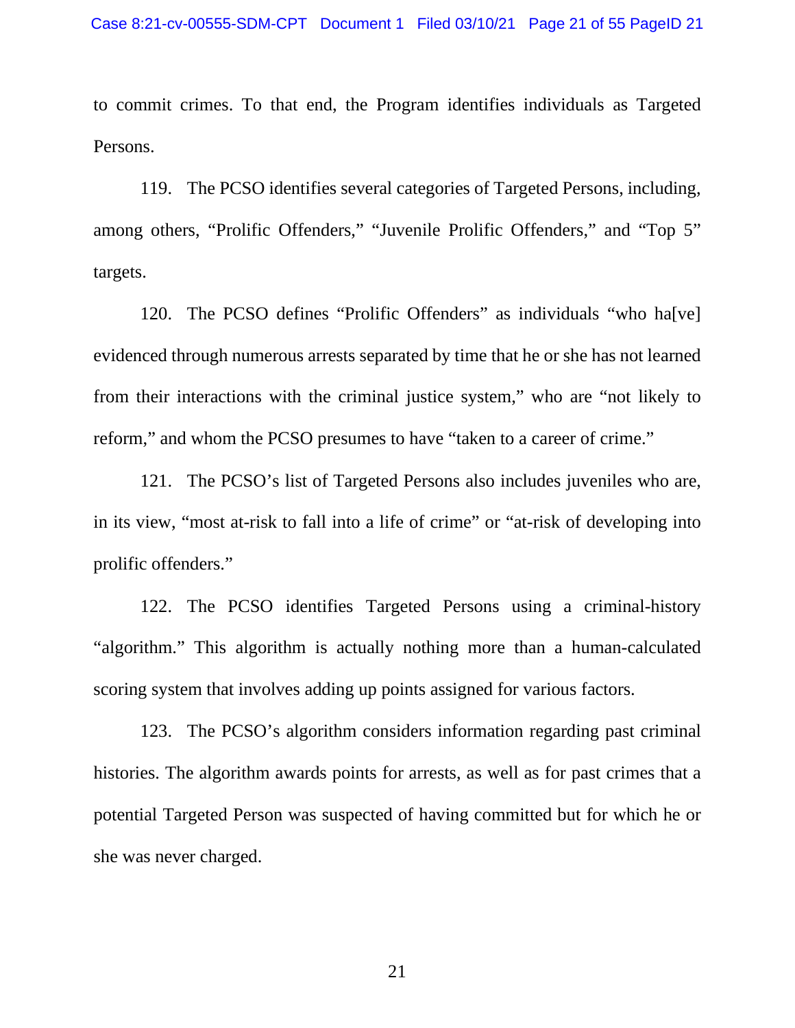to commit crimes. To that end, the Program identifies individuals as Targeted Persons.

119. The PCSO identifies several categories of Targeted Persons, including, among others, "Prolific Offenders," "Juvenile Prolific Offenders," and "Top 5" targets.

120. The PCSO defines "Prolific Offenders" as individuals "who ha[ve] evidenced through numerous arrests separated by time that he or she has not learned from their interactions with the criminal justice system," who are "not likely to reform," and whom the PCSO presumes to have "taken to a career of crime."

121. The PCSO's list of Targeted Persons also includes juveniles who are, in its view, "most at-risk to fall into a life of crime" or "at-risk of developing into prolific offenders."

122. The PCSO identifies Targeted Persons using a criminal-history "algorithm." This algorithm is actually nothing more than a human-calculated scoring system that involves adding up points assigned for various factors.

123. The PCSO's algorithm considers information regarding past criminal histories. The algorithm awards points for arrests, as well as for past crimes that a potential Targeted Person was suspected of having committed but for which he or she was never charged.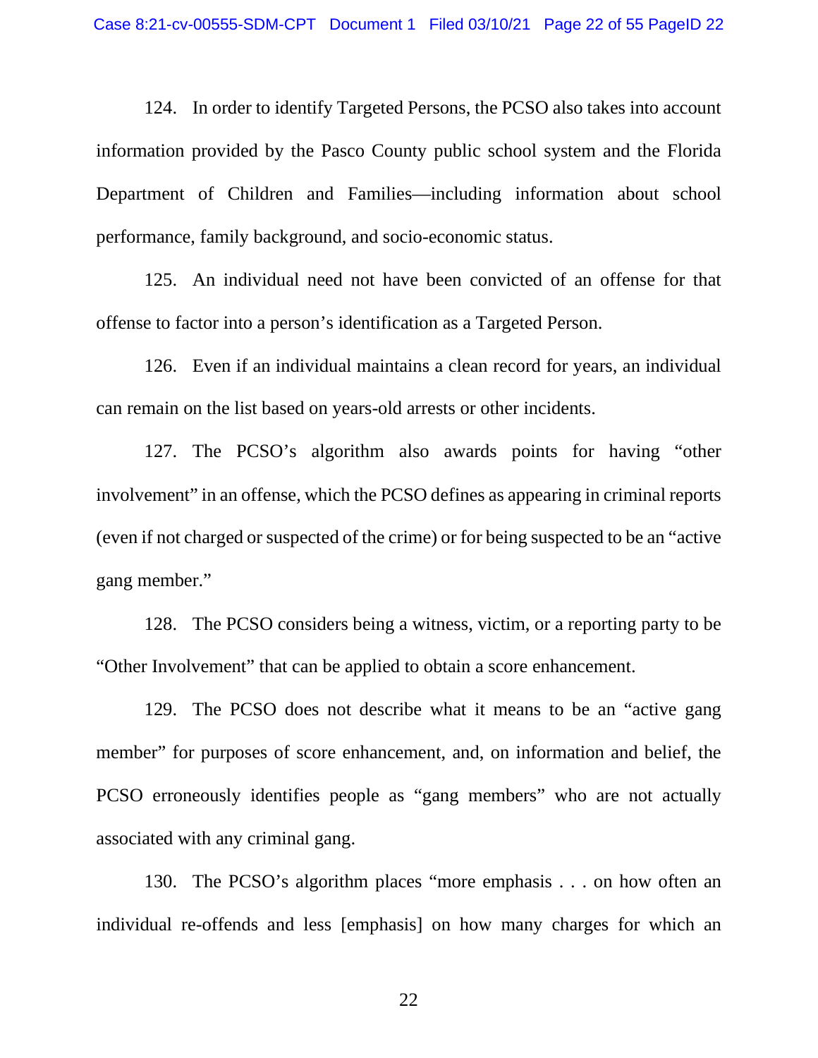124. In order to identify Targeted Persons, the PCSO also takes into account information provided by the Pasco County public school system and the Florida Department of Children and Families—including information about school performance, family background, and socio-economic status.

125. An individual need not have been convicted of an offense for that offense to factor into a person's identification as a Targeted Person.

126. Even if an individual maintains a clean record for years, an individual can remain on the list based on years-old arrests or other incidents.

127. The PCSO's algorithm also awards points for having "other involvement" in an offense, which the PCSO defines as appearing in criminal reports (even if not charged or suspected of the crime) or for being suspected to be an "active gang member."

128. The PCSO considers being a witness, victim, or a reporting party to be "Other Involvement" that can be applied to obtain a score enhancement.

129. The PCSO does not describe what it means to be an "active gang member" for purposes of score enhancement, and, on information and belief, the PCSO erroneously identifies people as "gang members" who are not actually associated with any criminal gang.

130. The PCSO's algorithm places "more emphasis . . . on how often an individual re-offends and less [emphasis] on how many charges for which an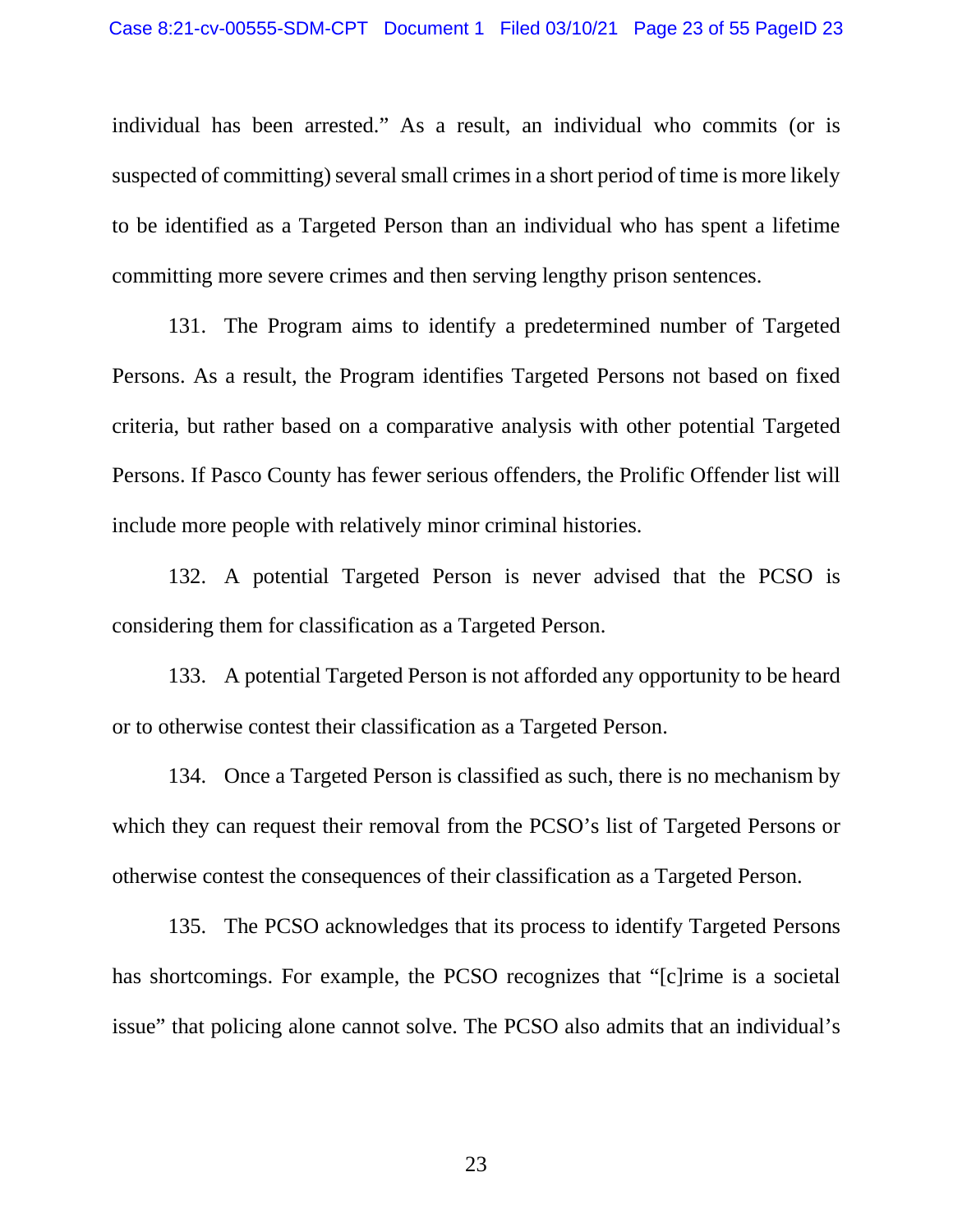individual has been arrested." As a result, an individual who commits (or is suspected of committing) several small crimes in a short period of time is more likely to be identified as a Targeted Person than an individual who has spent a lifetime committing more severe crimes and then serving lengthy prison sentences.

131. The Program aims to identify a predetermined number of Targeted Persons. As a result, the Program identifies Targeted Persons not based on fixed criteria, but rather based on a comparative analysis with other potential Targeted Persons. If Pasco County has fewer serious offenders, the Prolific Offender list will include more people with relatively minor criminal histories.

132. A potential Targeted Person is never advised that the PCSO is considering them for classification as a Targeted Person.

133. A potential Targeted Person is not afforded any opportunity to be heard or to otherwise contest their classification as a Targeted Person.

134. Once a Targeted Person is classified as such, there is no mechanism by which they can request their removal from the PCSO's list of Targeted Persons or otherwise contest the consequences of their classification as a Targeted Person.

135. The PCSO acknowledges that its process to identify Targeted Persons has shortcomings. For example, the PCSO recognizes that "[c]rime is a societal issue" that policing alone cannot solve. The PCSO also admits that an individual's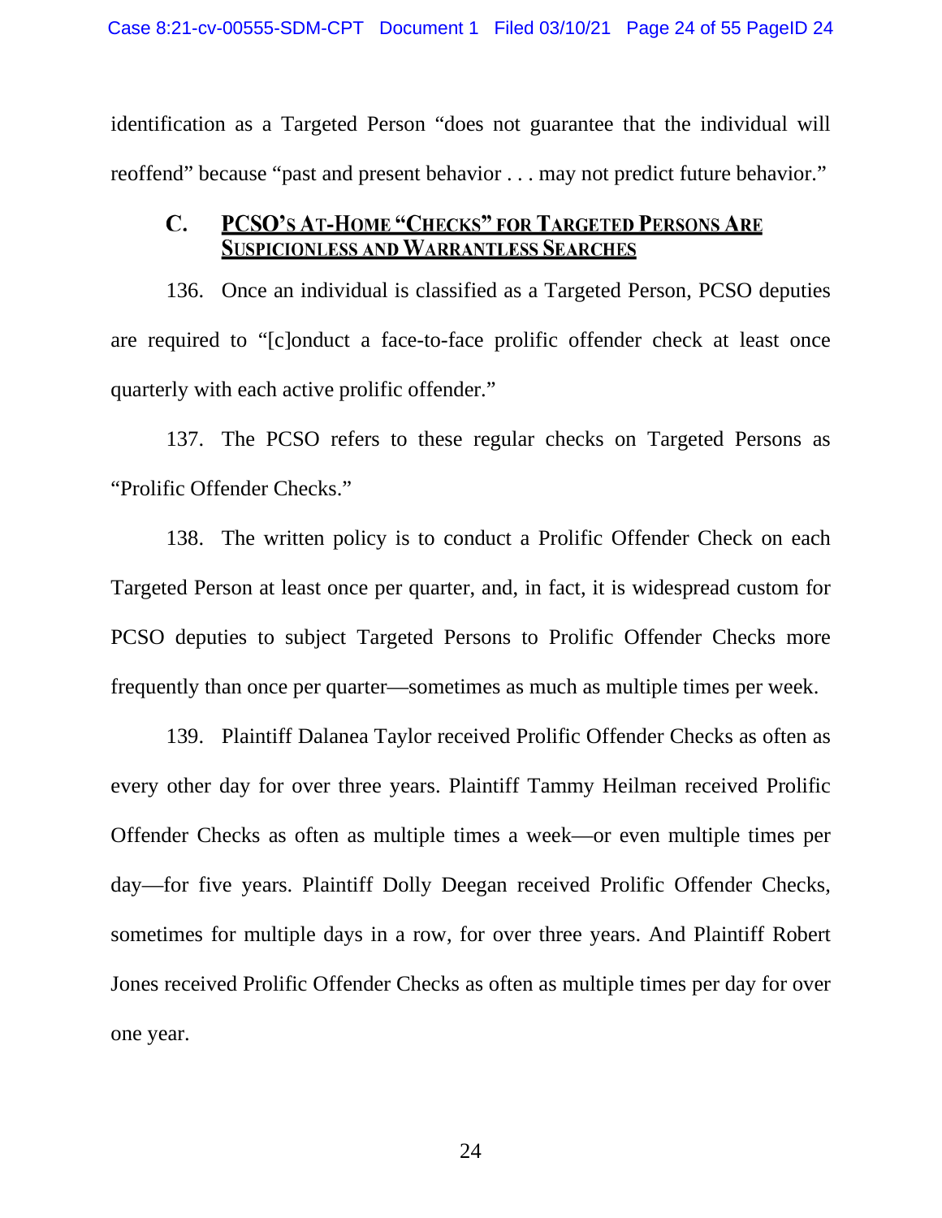identification as a Targeted Person "does not guarantee that the individual will reoffend" because "past and present behavior . . . may not predict future behavior."

### C. PCSO's At-Home "Checks" for Targeted Persons Are Suspicionless and Warrantless Searches

136. Once an individual is classified as a Targeted Person, PCSO deputies are required to "[c]onduct a face-to-face prolific offender check at least once quarterly with each active prolific offender."

137. The PCSO refers to these regular checks on Targeted Persons as "Prolific Offender Checks."

138. The written policy is to conduct a Prolific Offender Check on each Targeted Person at least once per quarter, and, in fact, it is widespread custom for PCSO deputies to subject Targeted Persons to Prolific Offender Checks more frequently than once per quarter—sometimes as much as multiple times per week.

139. Plaintiff Dalanea Taylor received Prolific Offender Checks as often as every other day for over three years. Plaintiff Tammy Heilman received Prolific Offender Checks as often as multiple times a week—or even multiple times per day—for five years. Plaintiff Dolly Deegan received Prolific Offender Checks, sometimes for multiple days in a row, for over three years. And Plaintiff Robert Jones received Prolific Offender Checks as often as multiple times per day for over one year.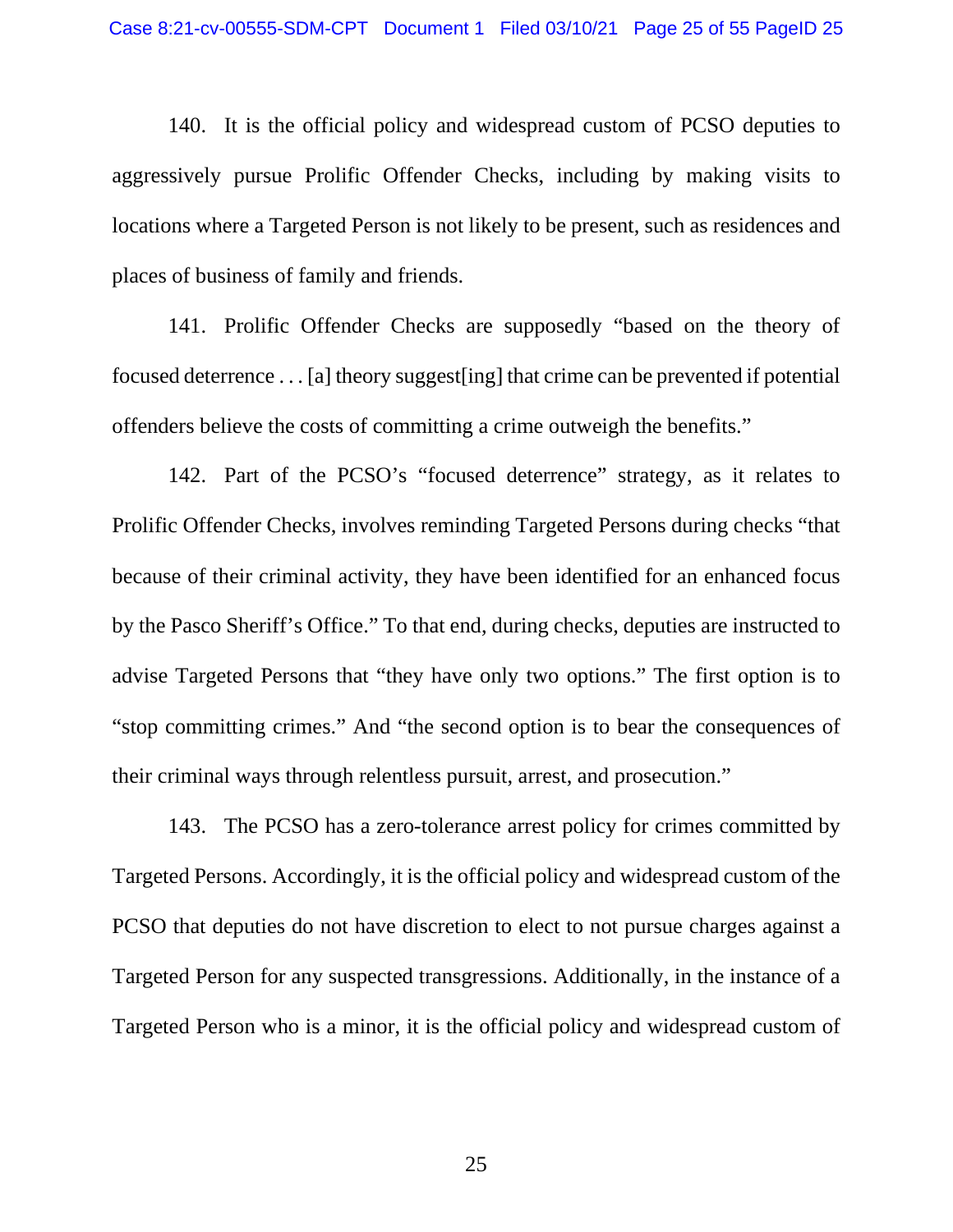140. It is the official policy and widespread custom of PCSO deputies to aggressively pursue Prolific Offender Checks, including by making visits to locations where a Targeted Person is not likely to be present, such as residences and places of business of family and friends.

141. Prolific Offender Checks are supposedly "based on the theory of focused deterrence . . . [a] theory suggest[ing] that crime can be prevented if potential offenders believe the costs of committing a crime outweigh the benefits."

142. Part of the PCSO's "focused deterrence" strategy, as it relates to Prolific Offender Checks, involves reminding Targeted Persons during checks "that because of their criminal activity, they have been identified for an enhanced focus by the Pasco Sheriff's Office." To that end, during checks, deputies are instructed to advise Targeted Persons that "they have only two options." The first option is to "stop committing crimes." And "the second option is to bear the consequences of their criminal ways through relentless pursuit, arrest, and prosecution."

143. The PCSO has a zero-tolerance arrest policy for crimes committed by Targeted Persons. Accordingly, it is the official policy and widespread custom of the PCSO that deputies do not have discretion to elect to not pursue charges against a Targeted Person for any suspected transgressions. Additionally, in the instance of a Targeted Person who is a minor, it is the official policy and widespread custom of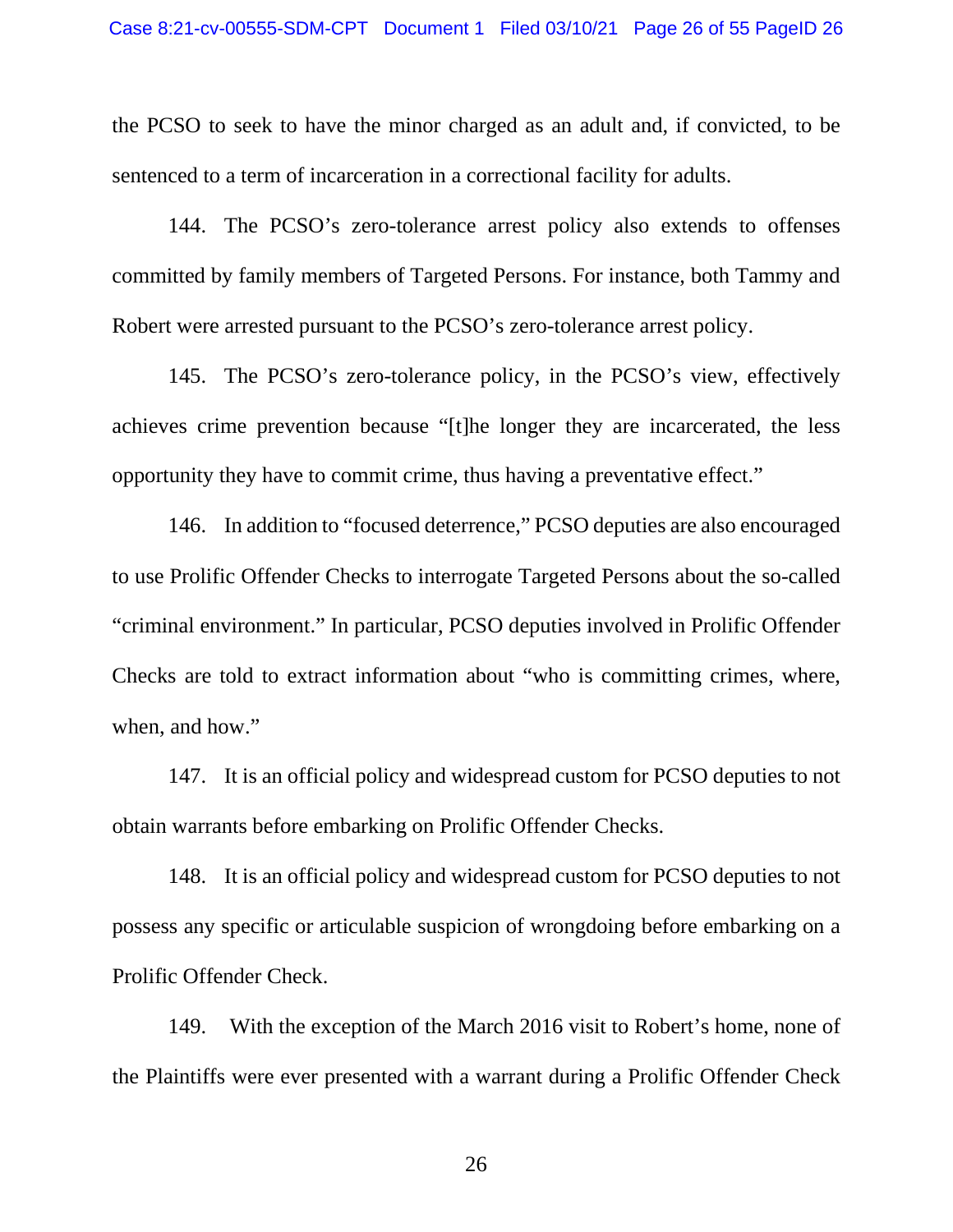the PCSO to seek to have the minor charged as an adult and, if convicted, to be sentenced to a term of incarceration in a correctional facility for adults.

144. The PCSO's zero-tolerance arrest policy also extends to offenses committed by family members of Targeted Persons. For instance, both Tammy and Robert were arrested pursuant to the PCSO's zero-tolerance arrest policy.

145. The PCSO's zero-tolerance policy, in the PCSO's view, effectively achieves crime prevention because "[t]he longer they are incarcerated, the less opportunity they have to commit crime, thus having a preventative effect."

146. In addition to "focused deterrence," PCSO deputies are also encouraged to use Prolific Offender Checks to interrogate Targeted Persons about the so-called "criminal environment." In particular, PCSO deputies involved in Prolific Offender Checks are told to extract information about "who is committing crimes, where, when, and how."

147. It is an official policy and widespread custom for PCSO deputies to not obtain warrants before embarking on Prolific Offender Checks.

148. It is an official policy and widespread custom for PCSO deputies to not possess any specific or articulable suspicion of wrongdoing before embarking on a Prolific Offender Check.

149. With the exception of the March 2016 visit to Robert's home, none of the Plaintiffs were ever presented with a warrant during a Prolific Offender Check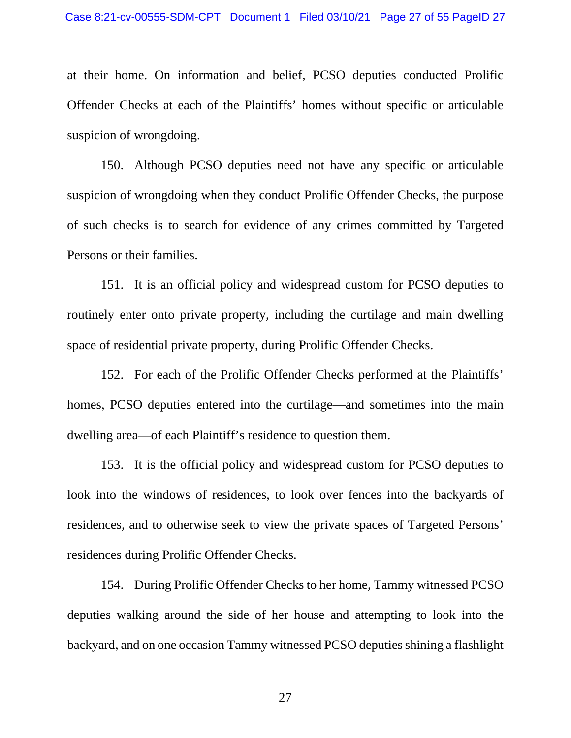at their home. On information and belief, PCSO deputies conducted Prolific Offender Checks at each of the Plaintiffs' homes without specific or articulable suspicion of wrongdoing.

150. Although PCSO deputies need not have any specific or articulable suspicion of wrongdoing when they conduct Prolific Offender Checks, the purpose of such checks is to search for evidence of any crimes committed by Targeted Persons or their families.

151. It is an official policy and widespread custom for PCSO deputies to routinely enter onto private property, including the curtilage and main dwelling space of residential private property, during Prolific Offender Checks.

152. For each of the Prolific Offender Checks performed at the Plaintiffs' homes, PCSO deputies entered into the curtilage—and sometimes into the main dwelling area—of each Plaintiff's residence to question them.

153. It is the official policy and widespread custom for PCSO deputies to look into the windows of residences, to look over fences into the backyards of residences, and to otherwise seek to view the private spaces of Targeted Persons' residences during Prolific Offender Checks.

154. During Prolific Offender Checks to her home, Tammy witnessed PCSO deputies walking around the side of her house and attempting to look into the backyard, and on one occasion Tammy witnessed PCSO deputies shining a flashlight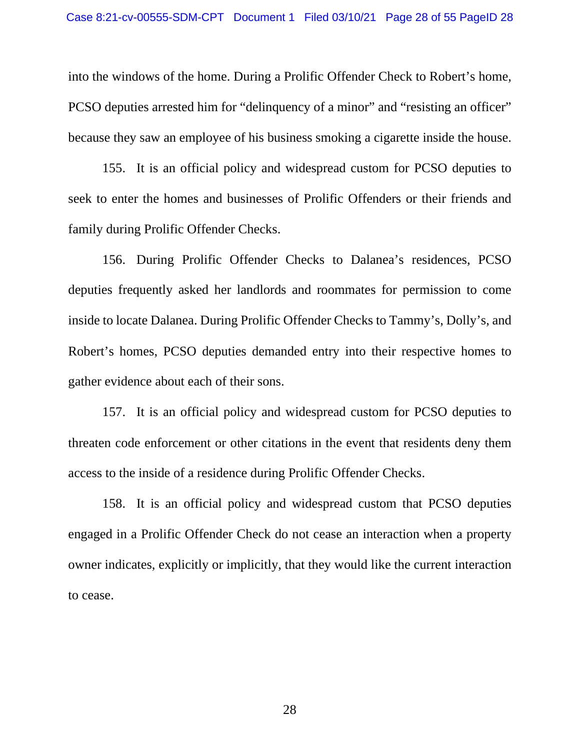into the windows of the home. During a Prolific Offender Check to Robert's home, PCSO deputies arrested him for "delinquency of a minor" and "resisting an officer" because they saw an employee of his business smoking a cigarette inside the house.

155. It is an official policy and widespread custom for PCSO deputies to seek to enter the homes and businesses of Prolific Offenders or their friends and family during Prolific Offender Checks.

156. During Prolific Offender Checks to Dalanea's residences, PCSO deputies frequently asked her landlords and roommates for permission to come inside to locate Dalanea. During Prolific Offender Checks to Tammy's, Dolly's, and Robert's homes, PCSO deputies demanded entry into their respective homes to gather evidence about each of their sons.

157. It is an official policy and widespread custom for PCSO deputies to threaten code enforcement or other citations in the event that residents deny them access to the inside of a residence during Prolific Offender Checks.

158. It is an official policy and widespread custom that PCSO deputies engaged in a Prolific Offender Check do not cease an interaction when a property owner indicates, explicitly or implicitly, that they would like the current interaction to cease.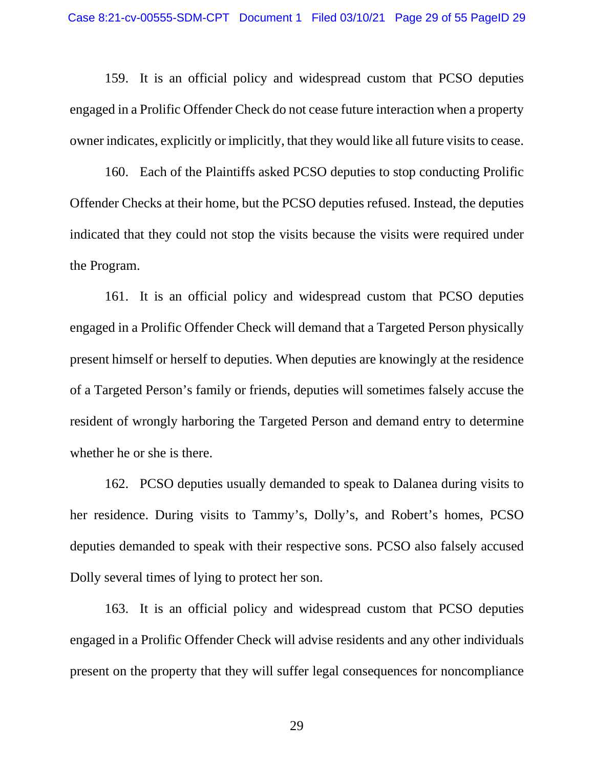159. It is an official policy and widespread custom that PCSO deputies engaged in a Prolific Offender Check do not cease future interaction when a property owner indicates, explicitly or implicitly, that they would like all future visits to cease.

160. Each of the Plaintiffs asked PCSO deputies to stop conducting Prolific Offender Checks at their home, but the PCSO deputies refused. Instead, the deputies indicated that they could not stop the visits because the visits were required under the Program.

161. It is an official policy and widespread custom that PCSO deputies engaged in a Prolific Offender Check will demand that a Targeted Person physically present himself or herself to deputies. When deputies are knowingly at the residence of a Targeted Person's family or friends, deputies will sometimes falsely accuse the resident of wrongly harboring the Targeted Person and demand entry to determine whether he or she is there.

162. PCSO deputies usually demanded to speak to Dalanea during visits to her residence. During visits to Tammy's, Dolly's, and Robert's homes, PCSO deputies demanded to speak with their respective sons. PCSO also falsely accused Dolly several times of lying to protect her son.

163. It is an official policy and widespread custom that PCSO deputies engaged in a Prolific Offender Check will advise residents and any other individuals present on the property that they will suffer legal consequences for noncompliance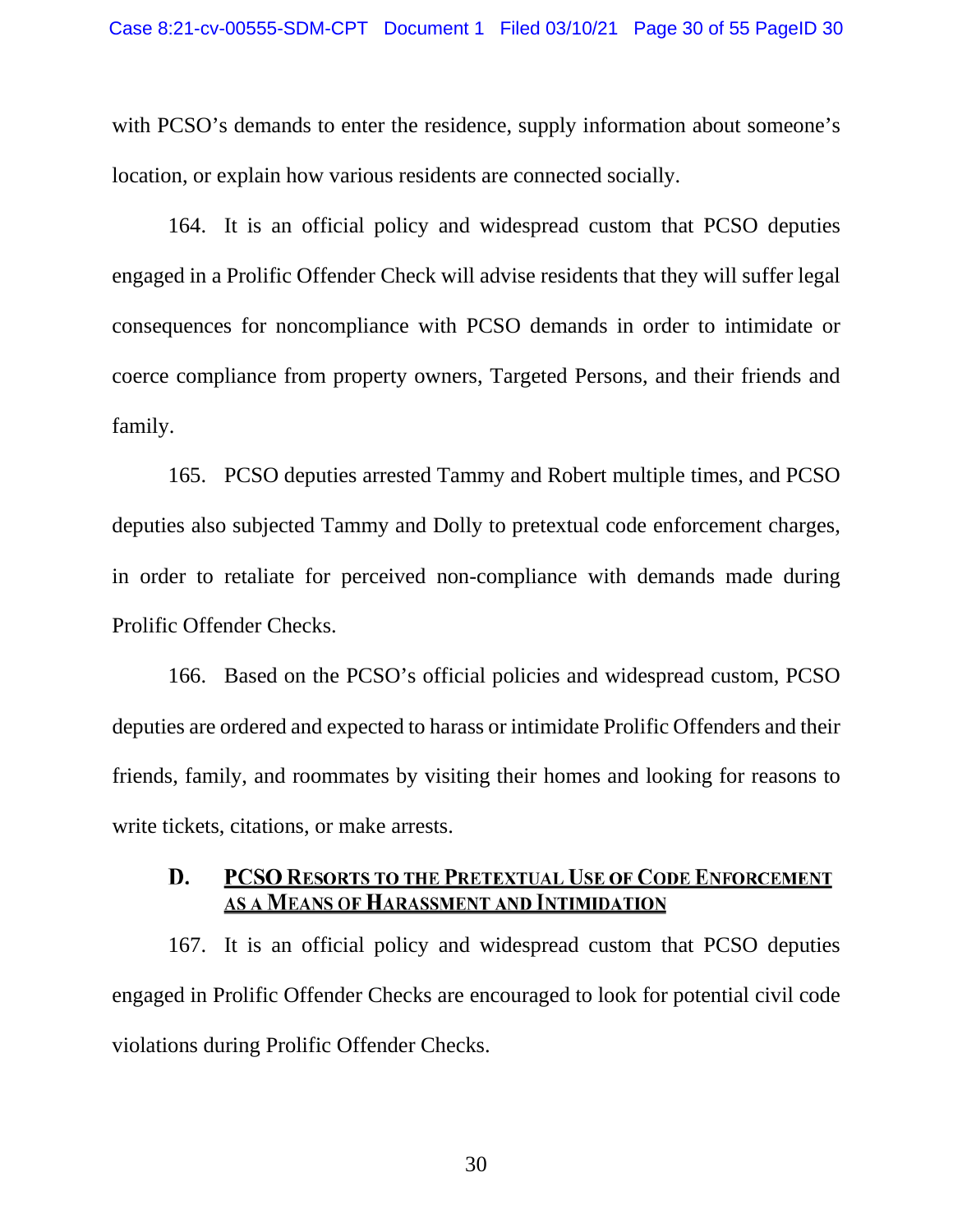with PCSO's demands to enter the residence, supply information about someone's location, or explain how various residents are connected socially.

164. It is an official policy and widespread custom that PCSO deputies engaged in a Prolific Offender Check will advise residents that they will suffer legal consequences for noncompliance with PCSO demands in order to intimidate or coerce compliance from property owners, Targeted Persons, and their friends and family.

165. PCSO deputies arrested Tammy and Robert multiple times, and PCSO deputies also subjected Tammy and Dolly to pretextual code enforcement charges, in order to retaliate for perceived non-compliance with demands made during Prolific Offender Checks.

166. Based on the PCSO's official policies and widespread custom, PCSO deputies are ordered and expected to harass or intimidate Prolific Offenders and their friends, family, and roommates by visiting their homes and looking for reasons to write tickets, citations, or make arrests.

### D. PCSO Resorts to the Pretextual Use of Code Enforcement as a Means of Harassment and Intimidation

167. It is an official policy and widespread custom that PCSO deputies engaged in Prolific Offender Checks are encouraged to look for potential civil code violations during Prolific Offender Checks.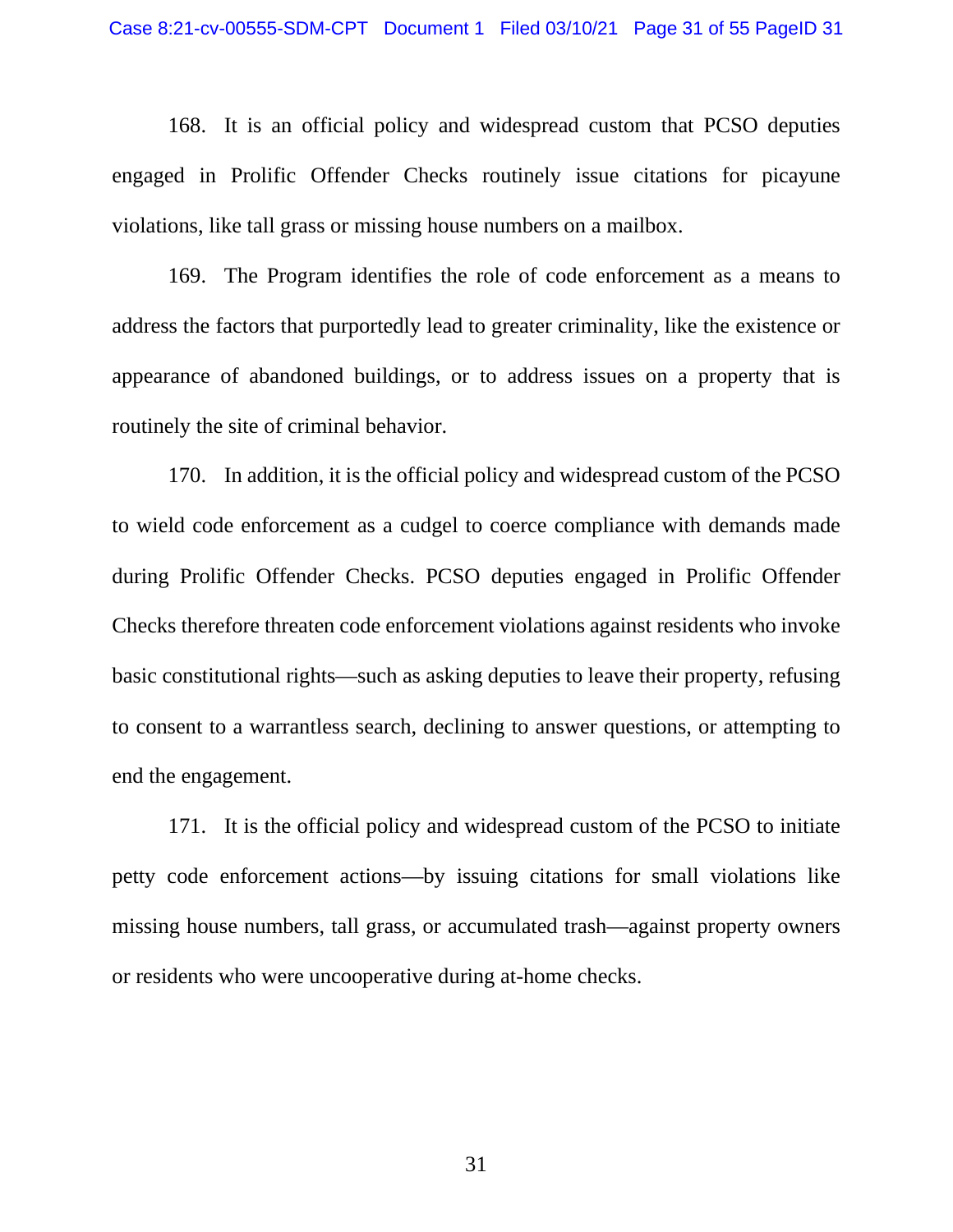168. It is an official policy and widespread custom that PCSO deputies engaged in Prolific Offender Checks routinely issue citations for picayune violations, like tall grass or missing house numbers on a mailbox.

169. The Program identifies the role of code enforcement as a means to address the factors that purportedly lead to greater criminality, like the existence or appearance of abandoned buildings, or to address issues on a property that is routinely the site of criminal behavior.

170. In addition, it is the official policy and widespread custom of the PCSO to wield code enforcement as a cudgel to coerce compliance with demands made during Prolific Offender Checks. PCSO deputies engaged in Prolific Offender Checks therefore threaten code enforcement violations against residents who invoke basic constitutional rights—such as asking deputies to leave their property, refusing to consent to a warrantless search, declining to answer questions, or attempting to end the engagement.

171. It is the official policy and widespread custom of the PCSO to initiate petty code enforcement actions—by issuing citations for small violations like missing house numbers, tall grass, or accumulated trash—against property owners or residents who were uncooperative during at-home checks.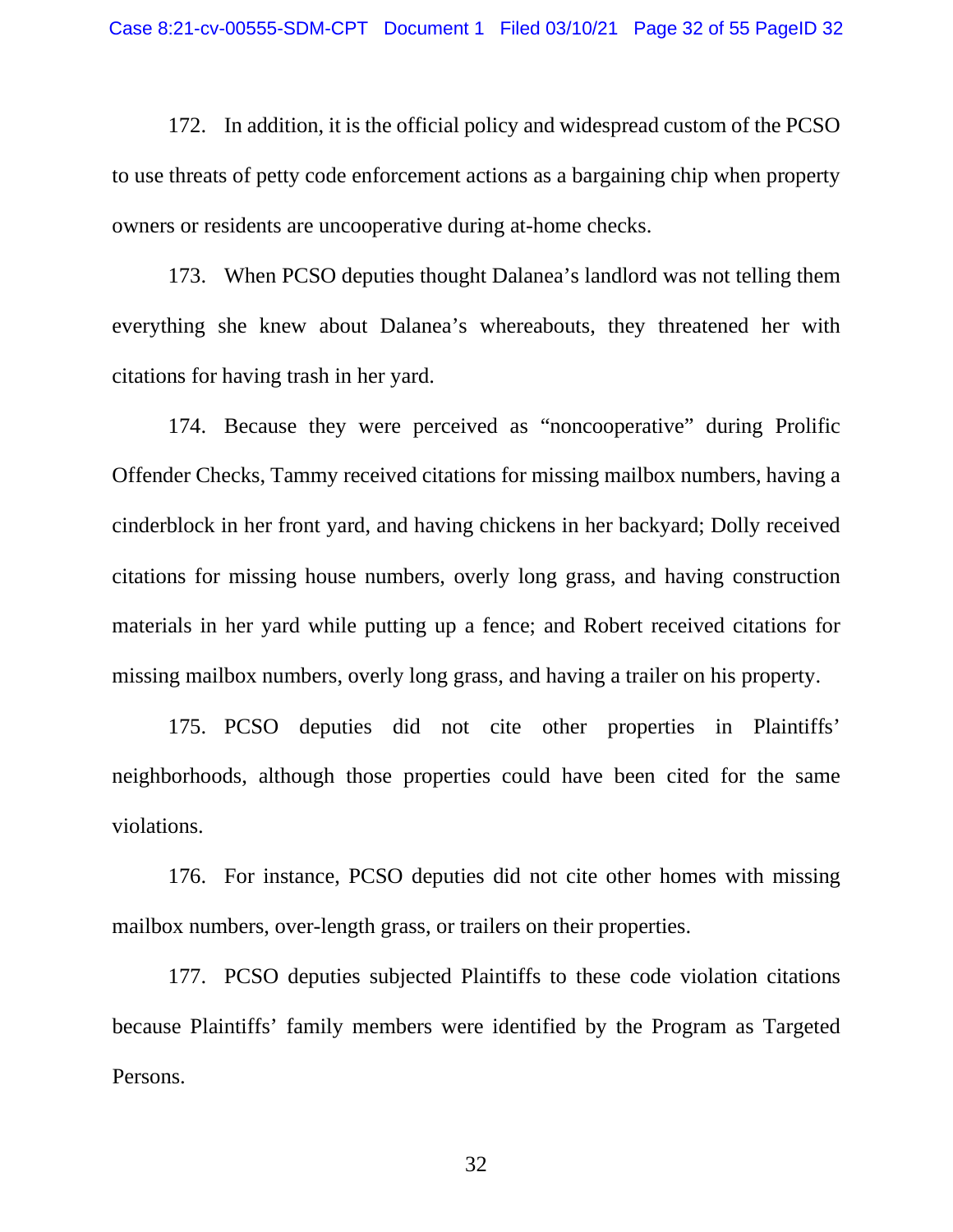172. In addition, it is the official policy and widespread custom of the PCSO to use threats of petty code enforcement actions as a bargaining chip when property owners or residents are uncooperative during at-home checks.

173. When PCSO deputies thought Dalanea's landlord was not telling them everything she knew about Dalanea's whereabouts, they threatened her with citations for having trash in her yard.

174. Because they were perceived as "noncooperative" during Prolific Offender Checks, Tammy received citations for missing mailbox numbers, having a cinderblock in her front yard, and having chickens in her backyard; Dolly received citations for missing house numbers, overly long grass, and having construction materials in her yard while putting up a fence; and Robert received citations for missing mailbox numbers, overly long grass, and having a trailer on his property.

175. PCSO deputies did not cite other properties in Plaintiffs' neighborhoods, although those properties could have been cited for the same violations.

176. For instance, PCSO deputies did not cite other homes with missing mailbox numbers, over-length grass, or trailers on their properties.

177. PCSO deputies subjected Plaintiffs to these code violation citations because Plaintiffs' family members were identified by the Program as Targeted Persons.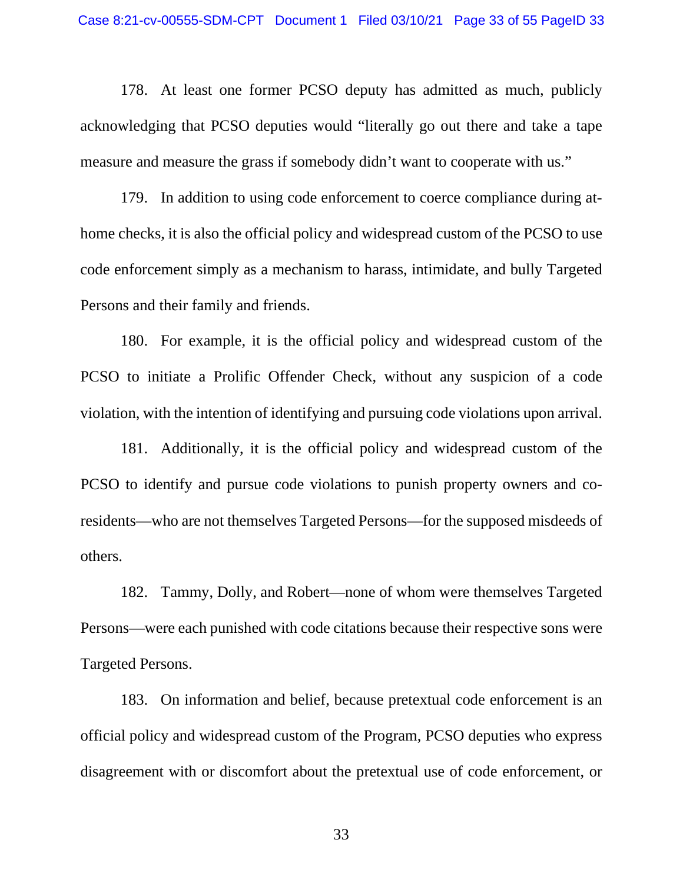178. At least one former PCSO deputy has admitted as much, publicly acknowledging that PCSO deputies would "literally go out there and take a tape measure and measure the grass if somebody didn't want to cooperate with us."

179. In addition to using code enforcement to coerce compliance during at-home checks, it is also the official policy and widespread custom of the PCSO to use code enforcement simply as a mechanism to harass, intimidate, and bully Targeted Persons and their family and friends.

180. For example, it is the official policy and widespread custom of the PCSO to initiate a Prolific Offender Check, without any suspicion of a code violation, with the intention of identifying and pursuing code violations upon arrival.

181. Additionally, it is the official policy and widespread custom of the PCSO to identify and pursue code violations to punish property owners and co-residents—who are not themselves Targeted Persons—for the supposed misdeeds of others.

182. Tammy, Dolly, and Robert—none of whom were themselves Targeted Persons—were each punished with code citations because their respective sons were Targeted Persons.

183. On information and belief, because pretextual code enforcement is an official policy and widespread custom of the Program, PCSO deputies who express disagreement with or discomfort about the pretextual use of code enforcement, or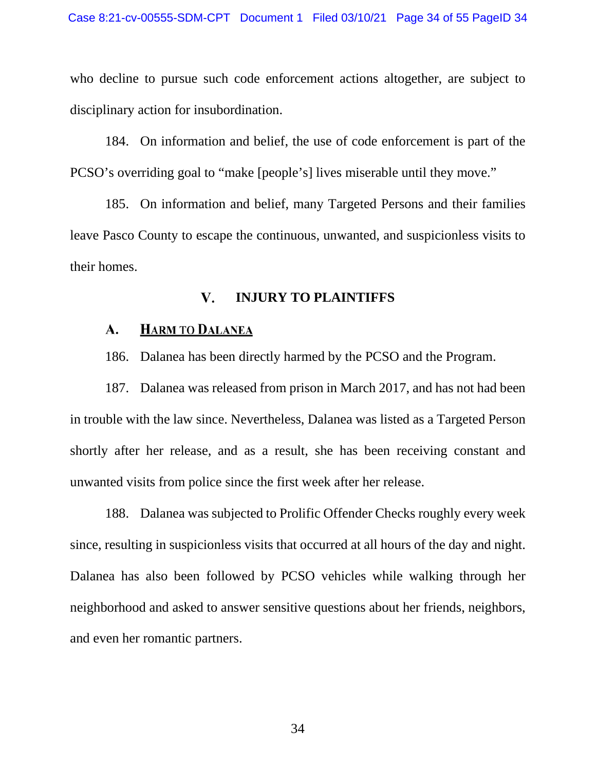who decline to pursue such code enforcement actions altogether, are subject to disciplinary action for insubordination.

184. On information and belief, the use of code enforcement is part of the PCSO's overriding goal to "make [people's] lives miserable until they move."

185. On information and belief, many Targeted Persons and their families leave Pasco County to escape the continuous, unwanted, and suspicionless visits to their homes.

## V. INJURY TO PLAINTIFFS

### A. <u>HARM TO DALANEA</u>

186. Dalanea has been directly harmed by the PCSO and the Program.

187. Dalanea was released from prison in March 2017, and has not had been in trouble with the law since. Nevertheless, Dalanea was listed as a Targeted Person shortly after her release, and as a result, she has been receiving constant and unwanted visits from police since the first week after her release.

188. Dalanea was subjected to Prolific Offender Checks roughly every week since, resulting in suspicionless visits that occurred at all hours of the day and night. Dalanea has also been followed by PCSO vehicles while walking through her neighborhood and asked to answer sensitive questions about her friends, neighbors, and even her romantic partners.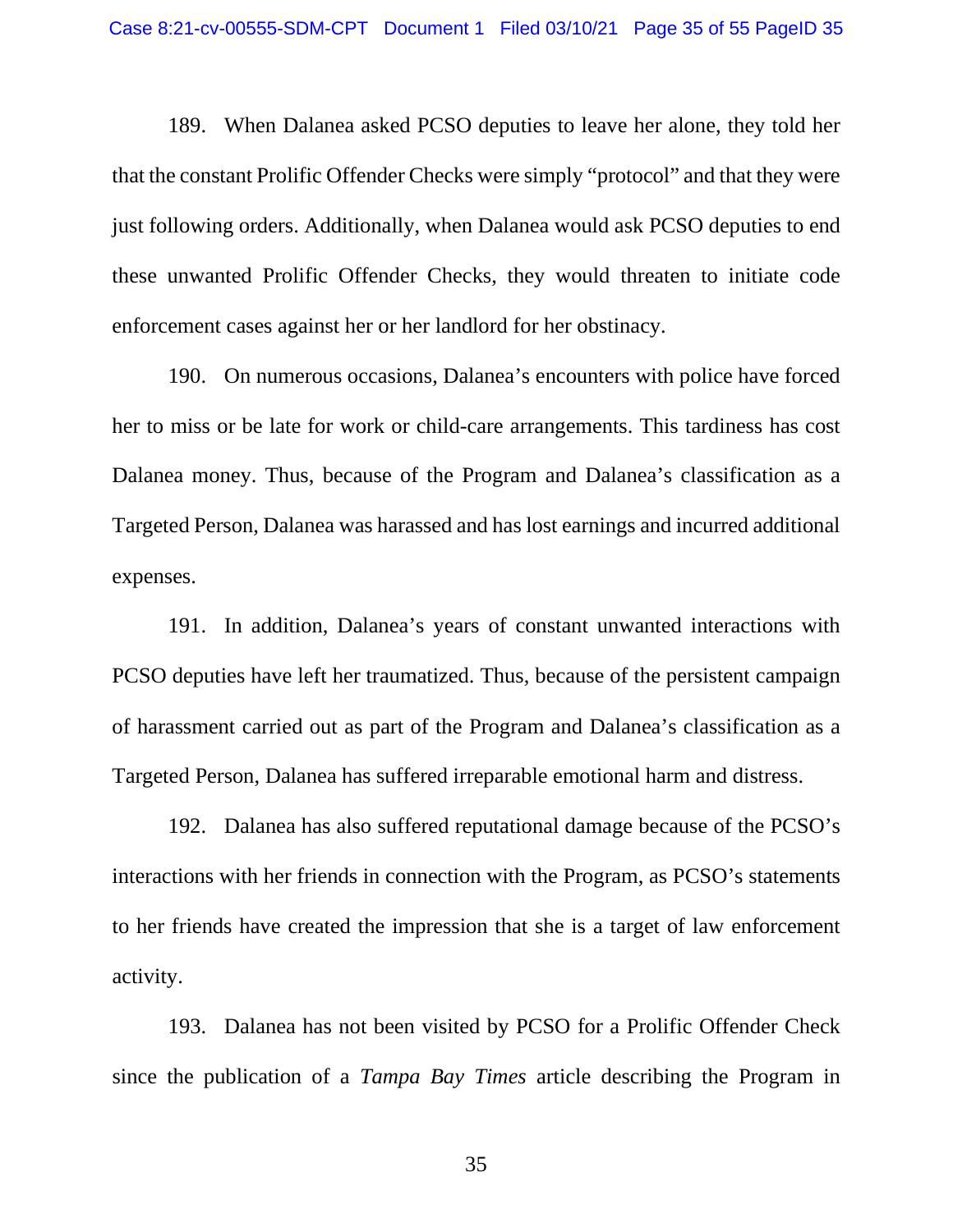189. When Dalanea asked PCSO deputies to leave her alone, they told her that the constant Prolific Offender Checks were simply "protocol" and that they were just following orders. Additionally, when Dalanea would ask PCSO deputies to end these unwanted Prolific Offender Checks, they would threaten to initiate code enforcement cases against her or her landlord for her obstinacy.

190. On numerous occasions, Dalanea's encounters with police have forced her to miss or be late for work or child-care arrangements. This tardiness has cost Dalanea money. Thus, because of the Program and Dalanea's classification as a Targeted Person, Dalanea was harassed and has lost earnings and incurred additional expenses.

191. In addition, Dalanea's years of constant unwanted interactions with PCSO deputies have left her traumatized. Thus, because of the persistent campaign of harassment carried out as part of the Program and Dalanea's classification as a Targeted Person, Dalanea has suffered irreparable emotional harm and distress.

192. Dalanea has also suffered reputational damage because of the PCSO's interactions with her friends in connection with the Program, as PCSO's statements to her friends have created the impression that she is a target of law enforcement activity.

193. Dalanea has not been visited by PCSO for a Prolific Offender Check since the publication of a *Tampa Bay Times* article describing the Program in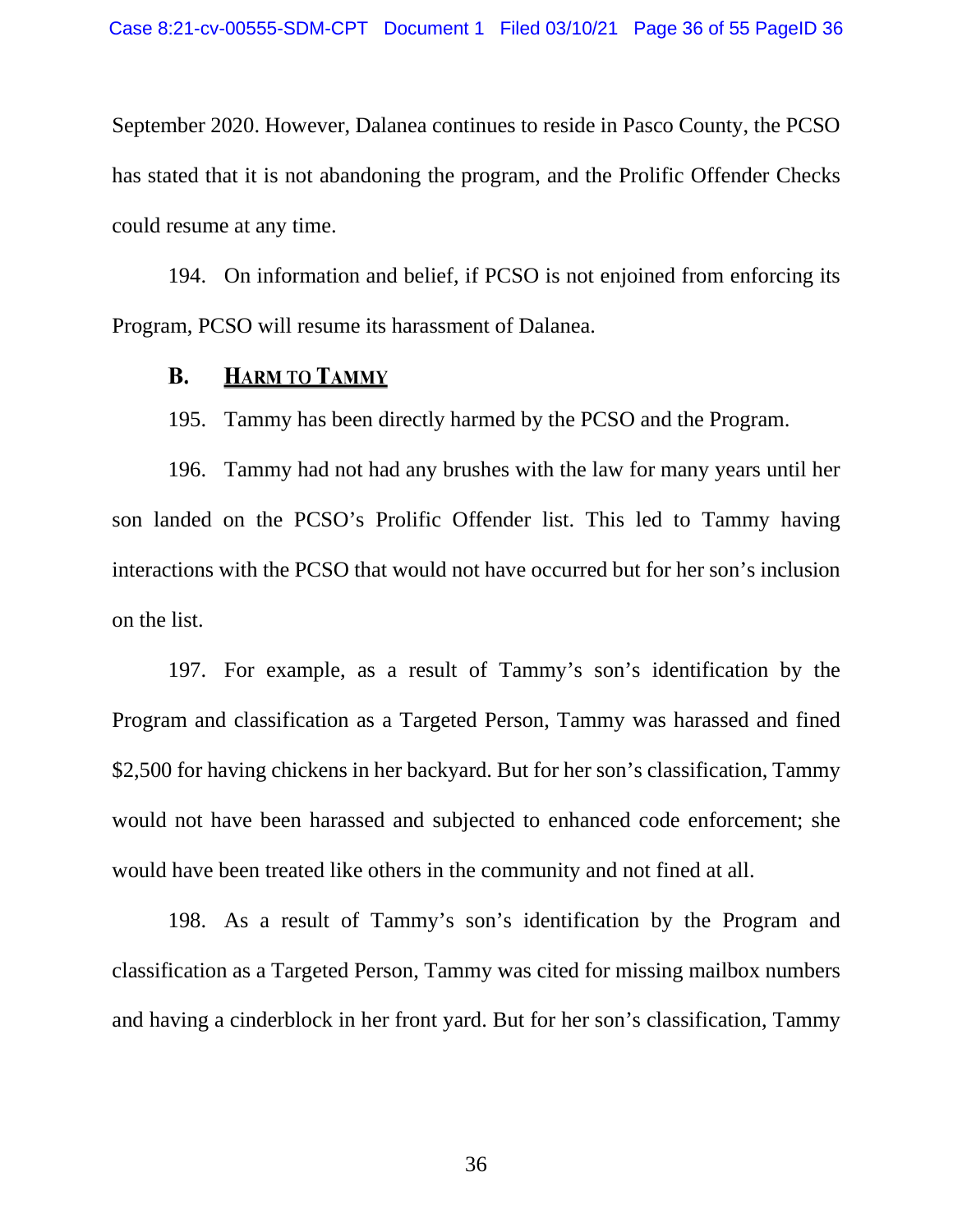September 2020. However, Dalanea continues to reside in Pasco County, the PCSO has stated that it is not abandoning the program, and the Prolific Offender Checks could resume at any time.

194. On information and belief, if PCSO is not enjoined from enforcing its Program, PCSO will resume its harassment of Dalanea.

### B. <u>HARM TO TAMMY</u>

195. Tammy has been directly harmed by the PCSO and the Program.

196. Tammy had not had any brushes with the law for many years until her son landed on the PCSO's Prolific Offender list. This led to Tammy having interactions with the PCSO that would not have occurred but for her son's inclusion on the list.

197. For example, as a result of Tammy's son's identification by the Program and classification as a Targeted Person, Tammy was harassed and fined $2,500 for having chickens in her backyard. But for her son's classification, Tammy would not have been harassed and subjected to enhanced code enforcement; she would have been treated like others in the community and not fined at all.

198. As a result of Tammy's son's identification by the Program and classification as a Targeted Person, Tammy was cited for missing mailbox numbers and having a cinderblock in her front yard. But for her son's classification, Tammy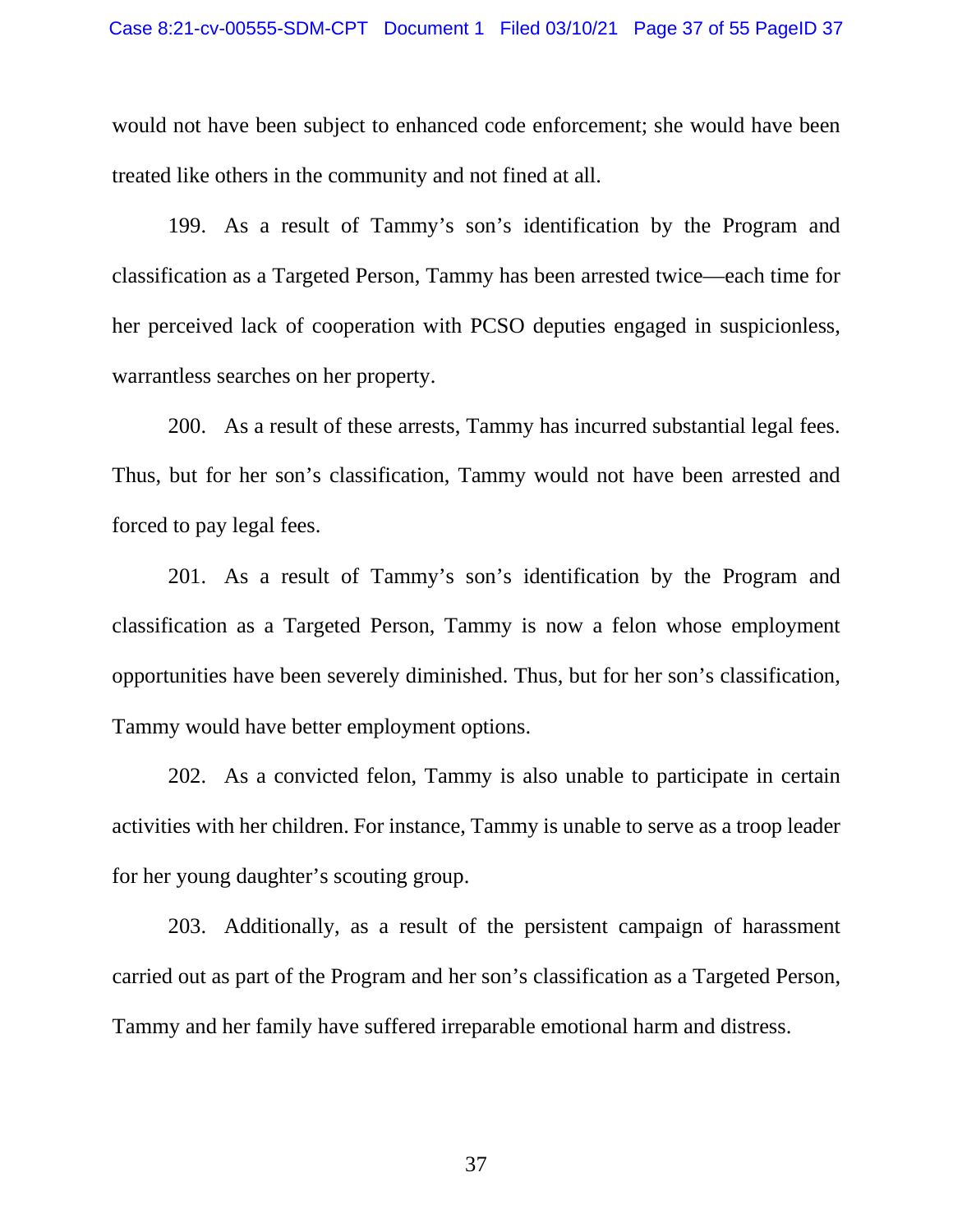would not have been subject to enhanced code enforcement; she would have been treated like others in the community and not fined at all.

199. As a result of Tammy's son's identification by the Program and classification as a Targeted Person, Tammy has been arrested twice—each time for her perceived lack of cooperation with PCSO deputies engaged in suspicionless, warrantless searches on her property.

200. As a result of these arrests, Tammy has incurred substantial legal fees. Thus, but for her son's classification, Tammy would not have been arrested and forced to pay legal fees.

201. As a result of Tammy's son's identification by the Program and classification as a Targeted Person, Tammy is now a felon whose employment opportunities have been severely diminished. Thus, but for her son's classification, Tammy would have better employment options.

202. As a convicted felon, Tammy is also unable to participate in certain activities with her children. For instance, Tammy is unable to serve as a troop leader for her young daughter's scouting group.

203. Additionally, as a result of the persistent campaign of harassment carried out as part of the Program and her son's classification as a Targeted Person, Tammy and her family have suffered irreparable emotional harm and distress.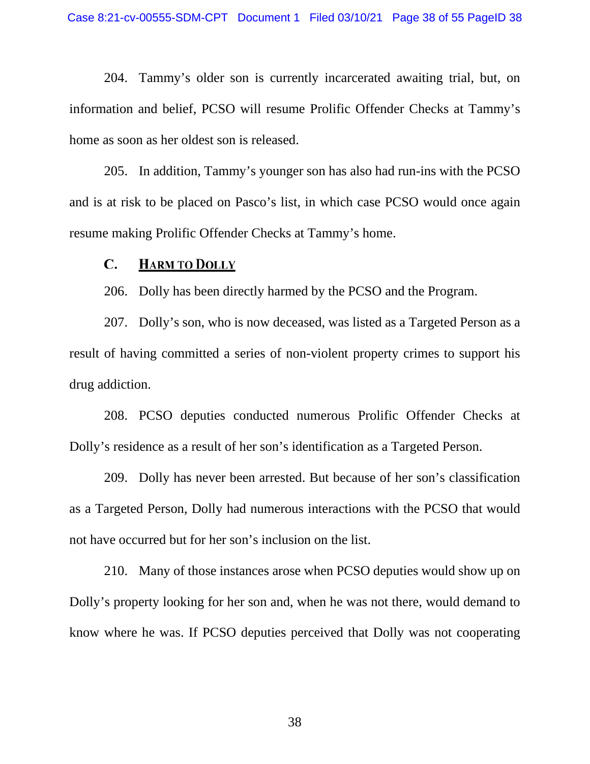204. Tammy's older son is currently incarcerated awaiting trial, but, on information and belief, PCSO will resume Prolific Offender Checks at Tammy's home as soon as her oldest son is released.

205. In addition, Tammy's younger son has also had run-ins with the PCSO and is at risk to be placed on Pasco's list, in which case PCSO would once again resume making Prolific Offender Checks at Tammy's home.

### C. <u>HARM TO DOLLY</u>

206. Dolly has been directly harmed by the PCSO and the Program.

207. Dolly's son, who is now deceased, was listed as a Targeted Person as a result of having committed a series of non-violent property crimes to support his drug addiction.

208. PCSO deputies conducted numerous Prolific Offender Checks at Dolly's residence as a result of her son's identification as a Targeted Person.

209. Dolly has never been arrested. But because of her son's classification as a Targeted Person, Dolly had numerous interactions with the PCSO that would not have occurred but for her son's inclusion on the list.

210. Many of those instances arose when PCSO deputies would show up on Dolly's property looking for her son and, when he was not there, would demand to know where he was. If PCSO deputies perceived that Dolly was not cooperating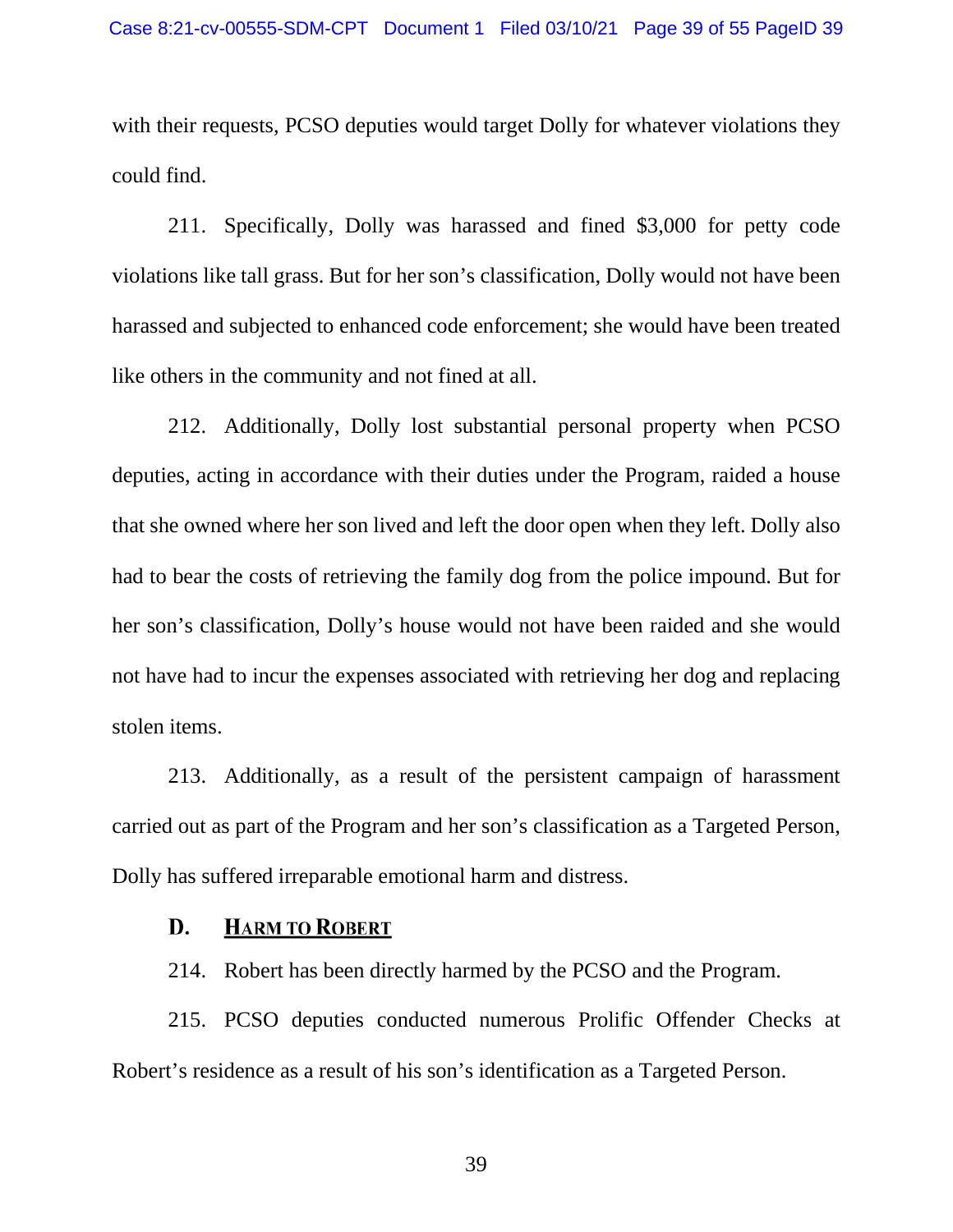with their requests, PCSO deputies would target Dolly for whatever violations they could find.

211. Specifically, Dolly was harassed and fined $3,000 for petty code violations like tall grass. But for her son's classification, Dolly would not have been harassed and subjected to enhanced code enforcement; she would have been treated like others in the community and not fined at all.

212. Additionally, Dolly lost substantial personal property when PCSO deputies, acting in accordance with their duties under the Program, raided a house that she owned where her son lived and left the door open when they left. Dolly also had to bear the costs of retrieving the family dog from the police impound. But for her son's classification, Dolly's house would not have been raided and she would not have had to incur the expenses associated with retrieving her dog and replacing stolen items.

213. Additionally, as a result of the persistent campaign of harassment carried out as part of the Program and her son's classification as a Targeted Person, Dolly has suffered irreparable emotional harm and distress.

### D. <u>Harm to Robert</u>

214. Robert has been directly harmed by the PCSO and the Program.

215. PCSO deputies conducted numerous Prolific Offender Checks at Robert's residence as a result of his son's identification as a Targeted Person.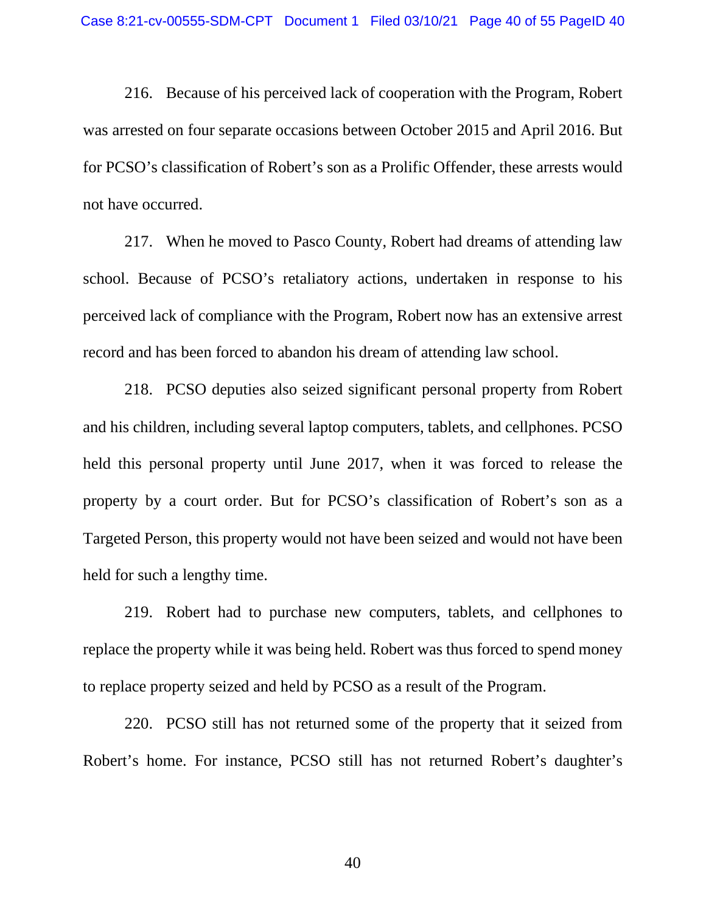216. Because of his perceived lack of cooperation with the Program, Robert was arrested on four separate occasions between October 2015 and April 2016. But for PCSO's classification of Robert's son as a Prolific Offender, these arrests would not have occurred.

217. When he moved to Pasco County, Robert had dreams of attending law school. Because of PCSO's retaliatory actions, undertaken in response to his perceived lack of compliance with the Program, Robert now has an extensive arrest record and has been forced to abandon his dream of attending law school.

218. PCSO deputies also seized significant personal property from Robert and his children, including several laptop computers, tablets, and cellphones. PCSO held this personal property until June 2017, when it was forced to release the property by a court order. But for PCSO's classification of Robert's son as a Targeted Person, this property would not have been seized and would not have been held for such a lengthy time.

219. Robert had to purchase new computers, tablets, and cellphones to replace the property while it was being held. Robert was thus forced to spend money to replace property seized and held by PCSO as a result of the Program.

220. PCSO still has not returned some of the property that it seized from Robert's home. For instance, PCSO still has not returned Robert's daughter's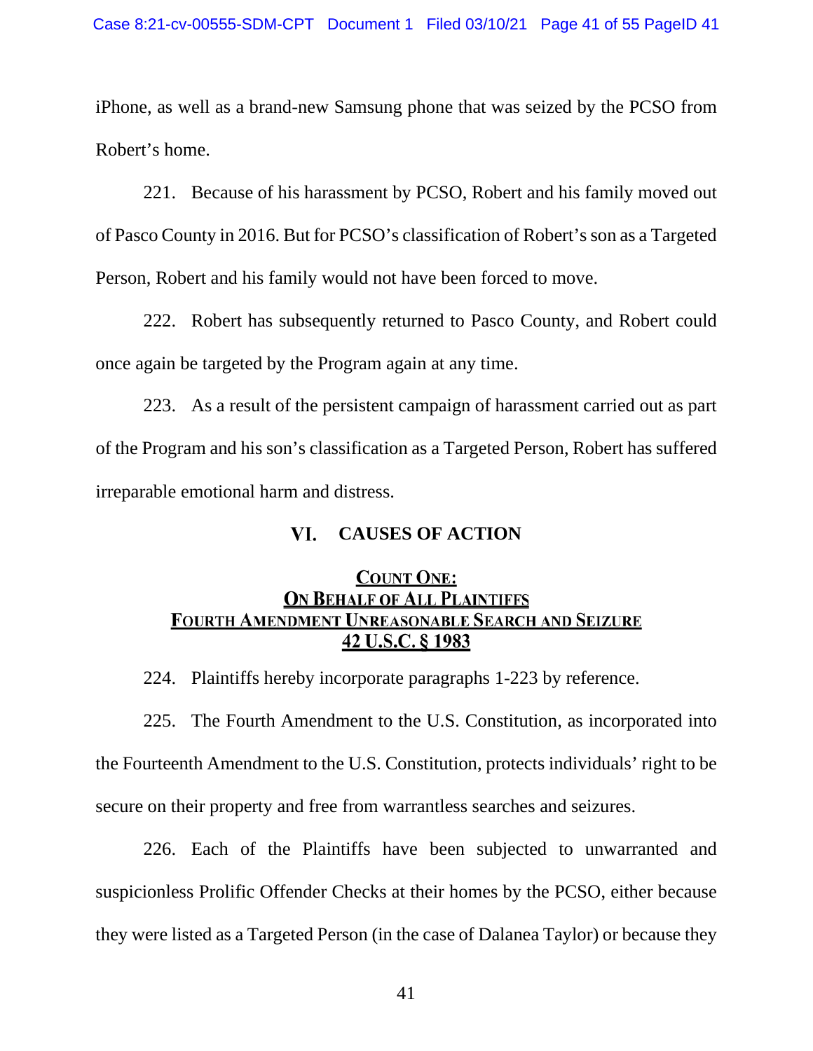iPhone, as well as a brand-new Samsung phone that was seized by the PCSO from Robert's home.

221. Because of his harassment by PCSO, Robert and his family moved out of Pasco County in 2016. But for PCSO's classification of Robert's son as a Targeted Person, Robert and his family would not have been forced to move.

222. Robert has subsequently returned to Pasco County, and Robert could once again be targeted by the Program again at any time.

223. As a result of the persistent campaign of harassment carried out as part of the Program and his son's classification as a Targeted Person, Robert has suffered irreparable emotional harm and distress.

## VI. CAUSES OF ACTION

### COUNT ONE:
### ON BEHALF OF ALL PLAINTIFFS
### FOURTH AMENDMENT UNREASONABLE SEARCH AND SEIZURE
### 42 U.S.C. § 1983

224. Plaintiffs hereby incorporate paragraphs 1-223 by reference.

225. The Fourth Amendment to the U.S. Constitution, as incorporated into the Fourteenth Amendment to the U.S. Constitution, protects individuals' right to be secure on their property and free from warrantless searches and seizures.

226. Each of the Plaintiffs have been subjected to unwarranted and suspicionless Prolific Offender Checks at their homes by the PCSO, either because they were listed as a Targeted Person (in the case of Dalanea Taylor) or because they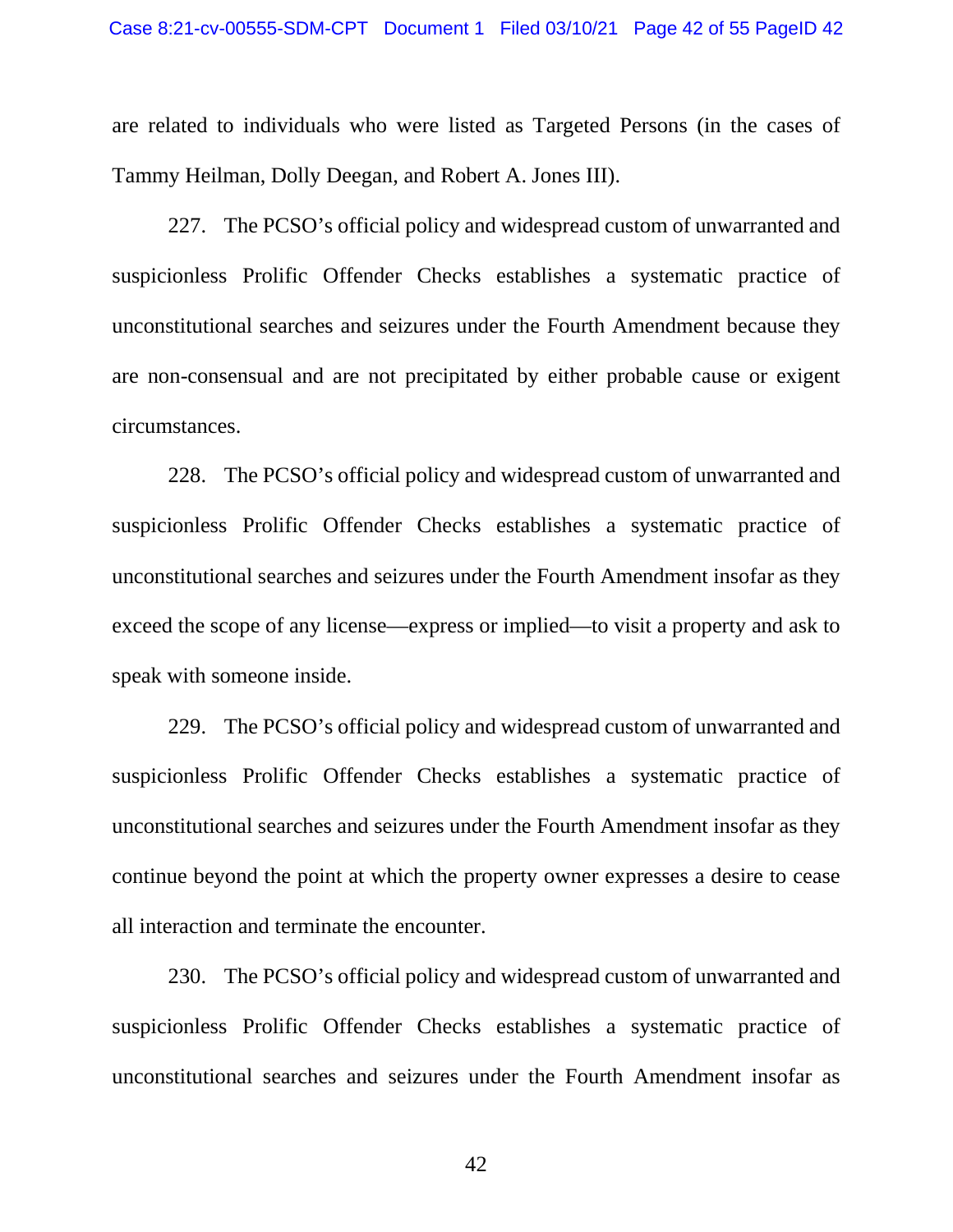are related to individuals who were listed as Targeted Persons (in the cases of Tammy Heilman, Dolly Deegan, and Robert A. Jones III).

227. The PCSO's official policy and widespread custom of unwarranted and suspicionless Prolific Offender Checks establishes a systematic practice of unconstitutional searches and seizures under the Fourth Amendment because they are non-consensual and are not precipitated by either probable cause or exigent circumstances.

228. The PCSO's official policy and widespread custom of unwarranted and suspicionless Prolific Offender Checks establishes a systematic practice of unconstitutional searches and seizures under the Fourth Amendment insofar as they exceed the scope of any license—express or implied—to visit a property and ask to speak with someone inside.

229. The PCSO's official policy and widespread custom of unwarranted and suspicionless Prolific Offender Checks establishes a systematic practice of unconstitutional searches and seizures under the Fourth Amendment insofar as they continue beyond the point at which the property owner expresses a desire to cease all interaction and terminate the encounter.

230. The PCSO's official policy and widespread custom of unwarranted and suspicionless Prolific Offender Checks establishes a systematic practice of unconstitutional searches and seizures under the Fourth Amendment insofar as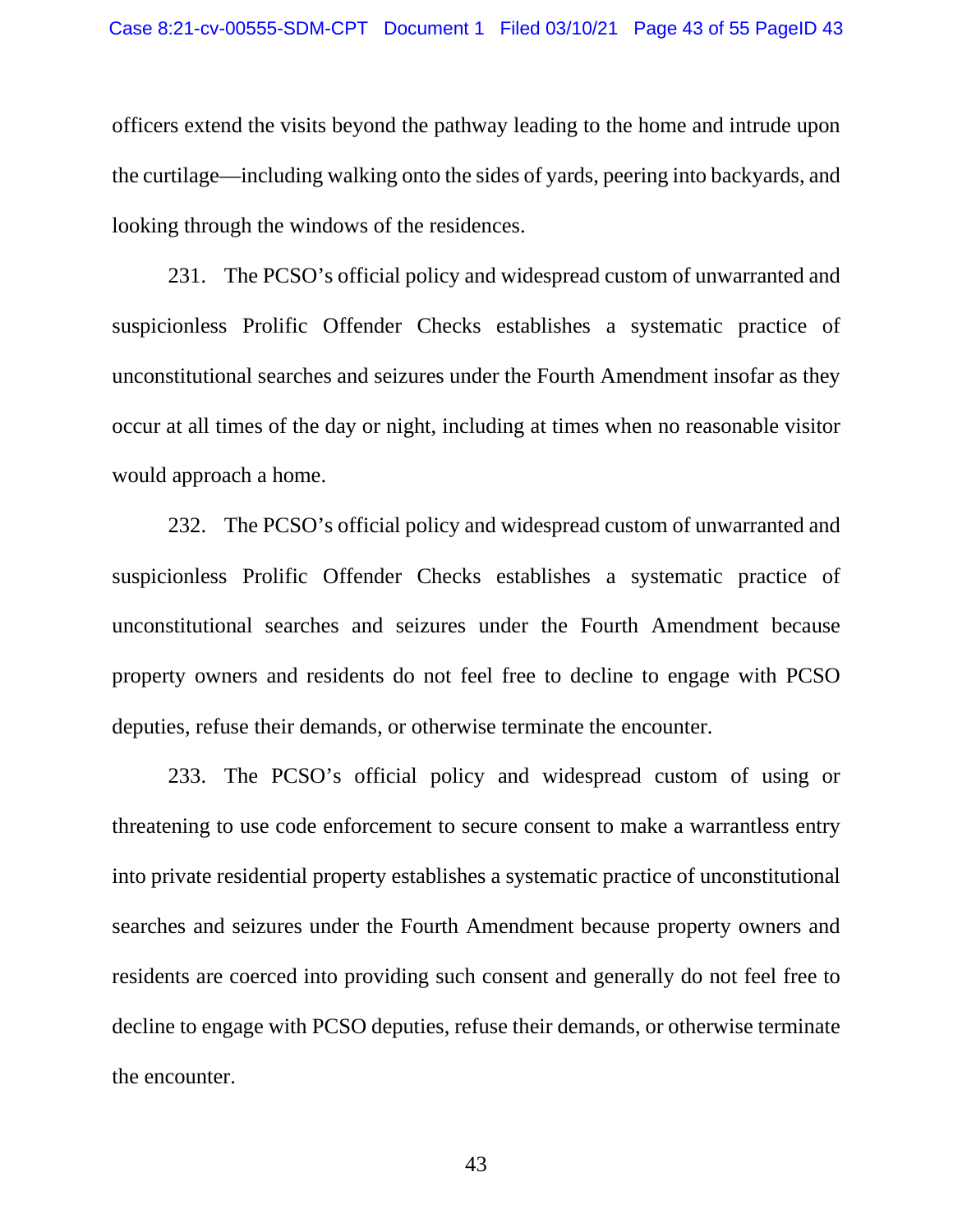officers extend the visits beyond the pathway leading to the home and intrude upon the curtilage—including walking onto the sides of yards, peering into backyards, and looking through the windows of the residences.

231. The PCSO's official policy and widespread custom of unwarranted and suspicionless Prolific Offender Checks establishes a systematic practice of unconstitutional searches and seizures under the Fourth Amendment insofar as they occur at all times of the day or night, including at times when no reasonable visitor would approach a home.

232. The PCSO's official policy and widespread custom of unwarranted and suspicionless Prolific Offender Checks establishes a systematic practice of unconstitutional searches and seizures under the Fourth Amendment because property owners and residents do not feel free to decline to engage with PCSO deputies, refuse their demands, or otherwise terminate the encounter.

233. The PCSO's official policy and widespread custom of using or threatening to use code enforcement to secure consent to make a warrantless entry into private residential property establishes a systematic practice of unconstitutional searches and seizures under the Fourth Amendment because property owners and residents are coerced into providing such consent and generally do not feel free to decline to engage with PCSO deputies, refuse their demands, or otherwise terminate the encounter.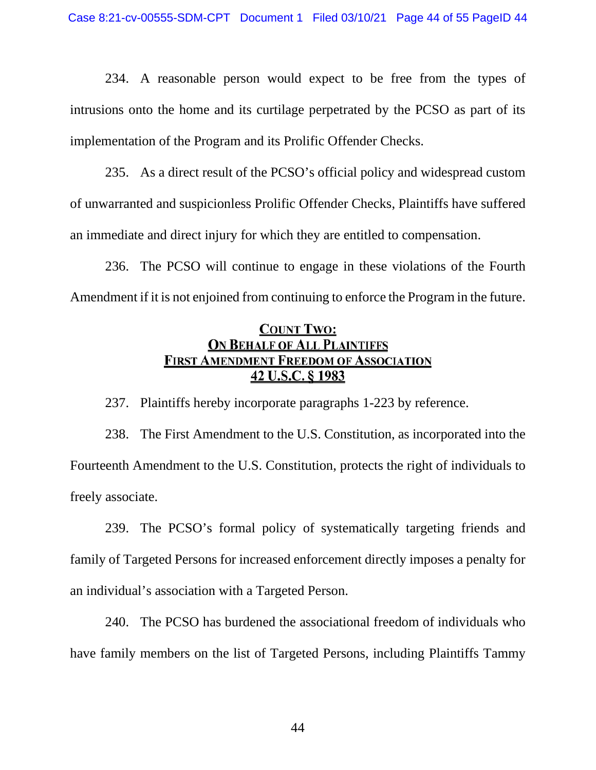234. A reasonable person would expect to be free from the types of intrusions onto the home and its curtilage perpetrated by the PCSO as part of its implementation of the Program and its Prolific Offender Checks.

235. As a direct result of the PCSO's official policy and widespread custom of unwarranted and suspicionless Prolific Offender Checks, Plaintiffs have suffered an immediate and direct injury for which they are entitled to compensation.

236. The PCSO will continue to engage in these violations of the Fourth Amendment if it is not enjoined from continuing to enforce the Program in the future.

## COUNT TWO:
## ON BEHALF OF ALL PLAINTIFFS
## FIRST AMENDMENT FREEDOM OF ASSOCIATION
## 42 U.S.C. § 1983

237. Plaintiffs hereby incorporate paragraphs 1-223 by reference.

238. The First Amendment to the U.S. Constitution, as incorporated into the Fourteenth Amendment to the U.S. Constitution, protects the right of individuals to freely associate.

239. The PCSO's formal policy of systematically targeting friends and family of Targeted Persons for increased enforcement directly imposes a penalty for an individual's association with a Targeted Person.

240. The PCSO has burdened the associational freedom of individuals who have family members on the list of Targeted Persons, including Plaintiffs Tammy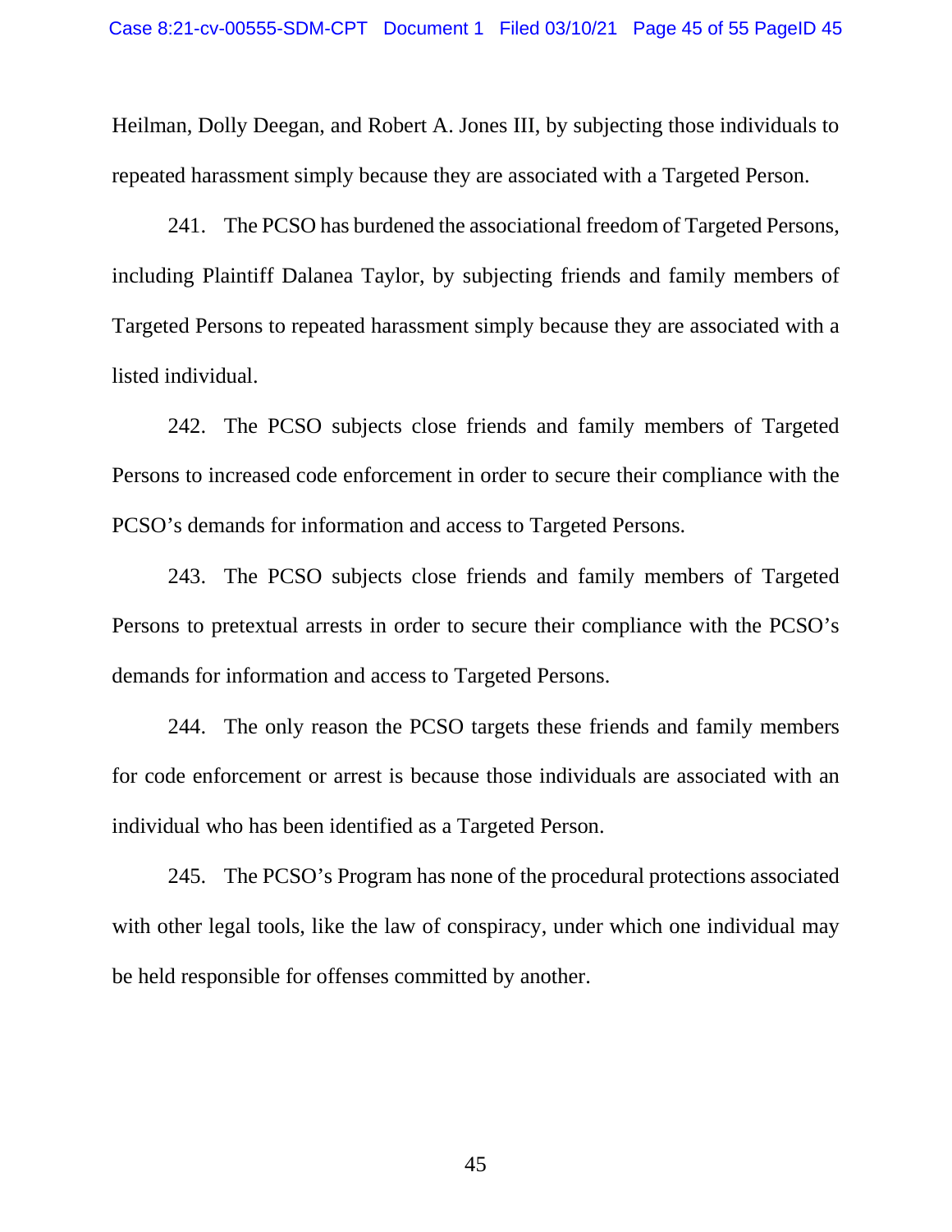Heilman, Dolly Deegan, and Robert A. Jones III, by subjecting those individuals to repeated harassment simply because they are associated with a Targeted Person.

241. The PCSO has burdened the associational freedom of Targeted Persons, including Plaintiff Dalanea Taylor, by subjecting friends and family members of Targeted Persons to repeated harassment simply because they are associated with a listed individual.

242. The PCSO subjects close friends and family members of Targeted Persons to increased code enforcement in order to secure their compliance with the PCSO's demands for information and access to Targeted Persons.

243. The PCSO subjects close friends and family members of Targeted Persons to pretextual arrests in order to secure their compliance with the PCSO's demands for information and access to Targeted Persons.

244. The only reason the PCSO targets these friends and family members for code enforcement or arrest is because those individuals are associated with an individual who has been identified as a Targeted Person.

245. The PCSO's Program has none of the procedural protections associated with other legal tools, like the law of conspiracy, under which one individual may be held responsible for offenses committed by another.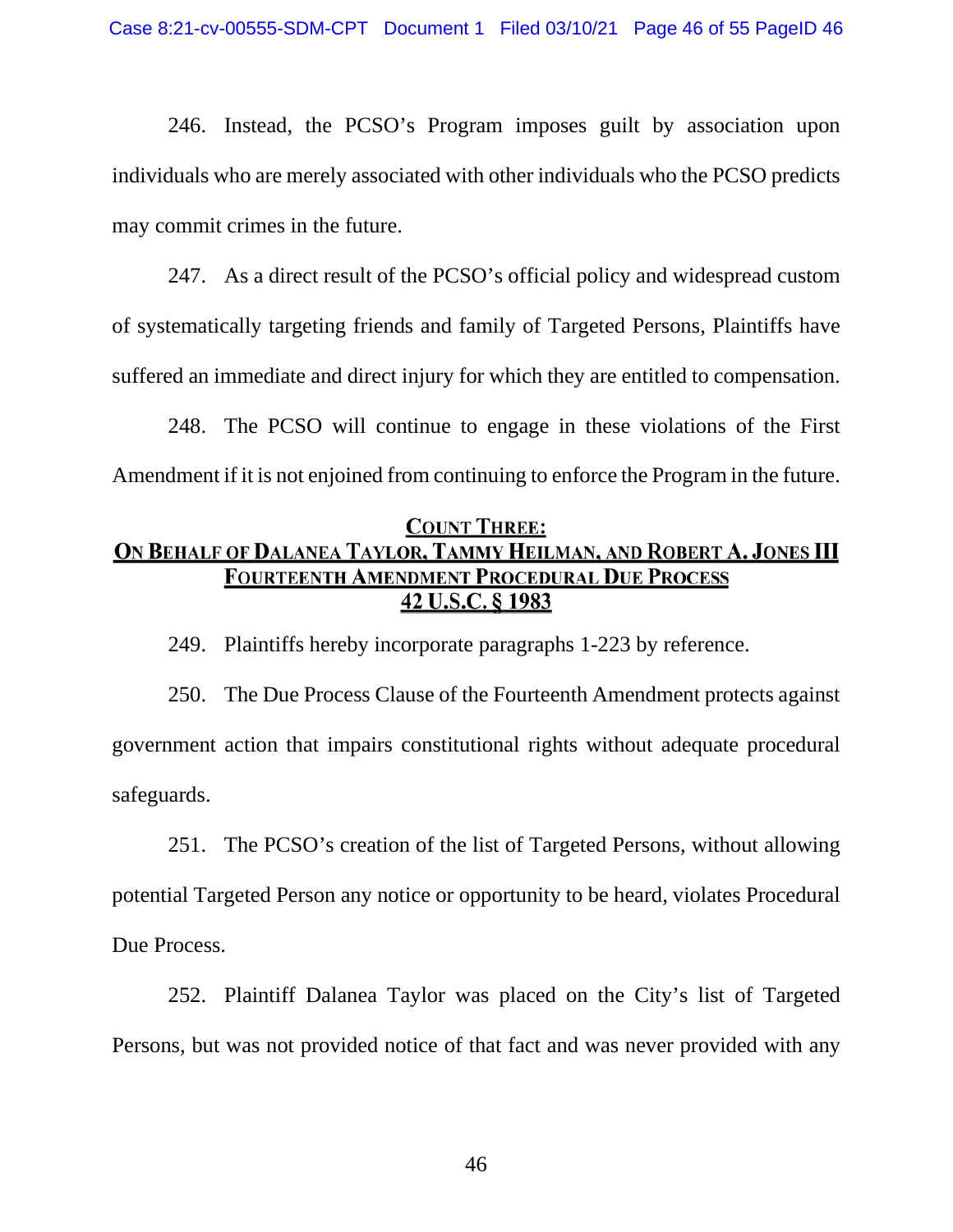246. Instead, the PCSO's Program imposes guilt by association upon individuals who are merely associated with other individuals who the PCSO predicts may commit crimes in the future.

247. As a direct result of the PCSO's official policy and widespread custom of systematically targeting friends and family of Targeted Persons, Plaintiffs have suffered an immediate and direct injury for which they are entitled to compensation.

248. The PCSO will continue to engage in these violations of the First Amendment if it is not enjoined from continuing to enforce the Program in the future.

## COUNT THREE:
## ON BEHALF OF DALANEA TAYLOR, TAMMY HEILMAN, AND ROBERT A. JONES III
## FOURTEENTH AMENDMENT PROCEDURAL DUE PROCESS
## 42 U.S.C. § 1983

249. Plaintiffs hereby incorporate paragraphs 1-223 by reference.

250. The Due Process Clause of the Fourteenth Amendment protects against government action that impairs constitutional rights without adequate procedural safeguards.

251. The PCSO's creation of the list of Targeted Persons, without allowing potential Targeted Person any notice or opportunity to be heard, violates Procedural Due Process.

252. Plaintiff Dalanea Taylor was placed on the City's list of Targeted Persons, but was not provided notice of that fact and was never provided with any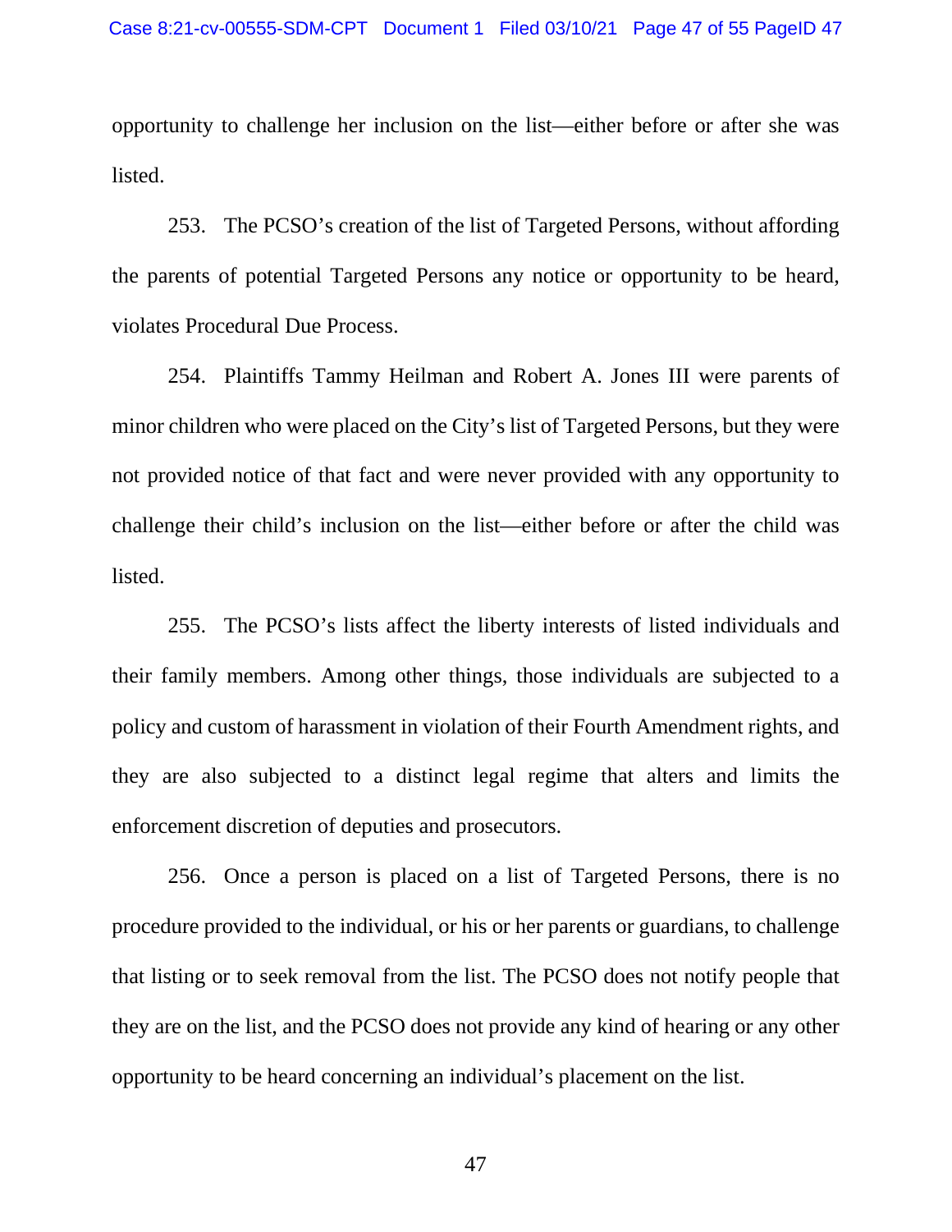opportunity to challenge her inclusion on the list—either before or after she was listed.

253. The PCSO's creation of the list of Targeted Persons, without affording the parents of potential Targeted Persons any notice or opportunity to be heard, violates Procedural Due Process.

254. Plaintiffs Tammy Heilman and Robert A. Jones III were parents of minor children who were placed on the City's list of Targeted Persons, but they were not provided notice of that fact and were never provided with any opportunity to challenge their child's inclusion on the list—either before or after the child was listed.

255. The PCSO's lists affect the liberty interests of listed individuals and their family members. Among other things, those individuals are subjected to a policy and custom of harassment in violation of their Fourth Amendment rights, and they are also subjected to a distinct legal regime that alters and limits the enforcement discretion of deputies and prosecutors.

256. Once a person is placed on a list of Targeted Persons, there is no procedure provided to the individual, or his or her parents or guardians, to challenge that listing or to seek removal from the list. The PCSO does not notify people that they are on the list, and the PCSO does not provide any kind of hearing or any other opportunity to be heard concerning an individual's placement on the list.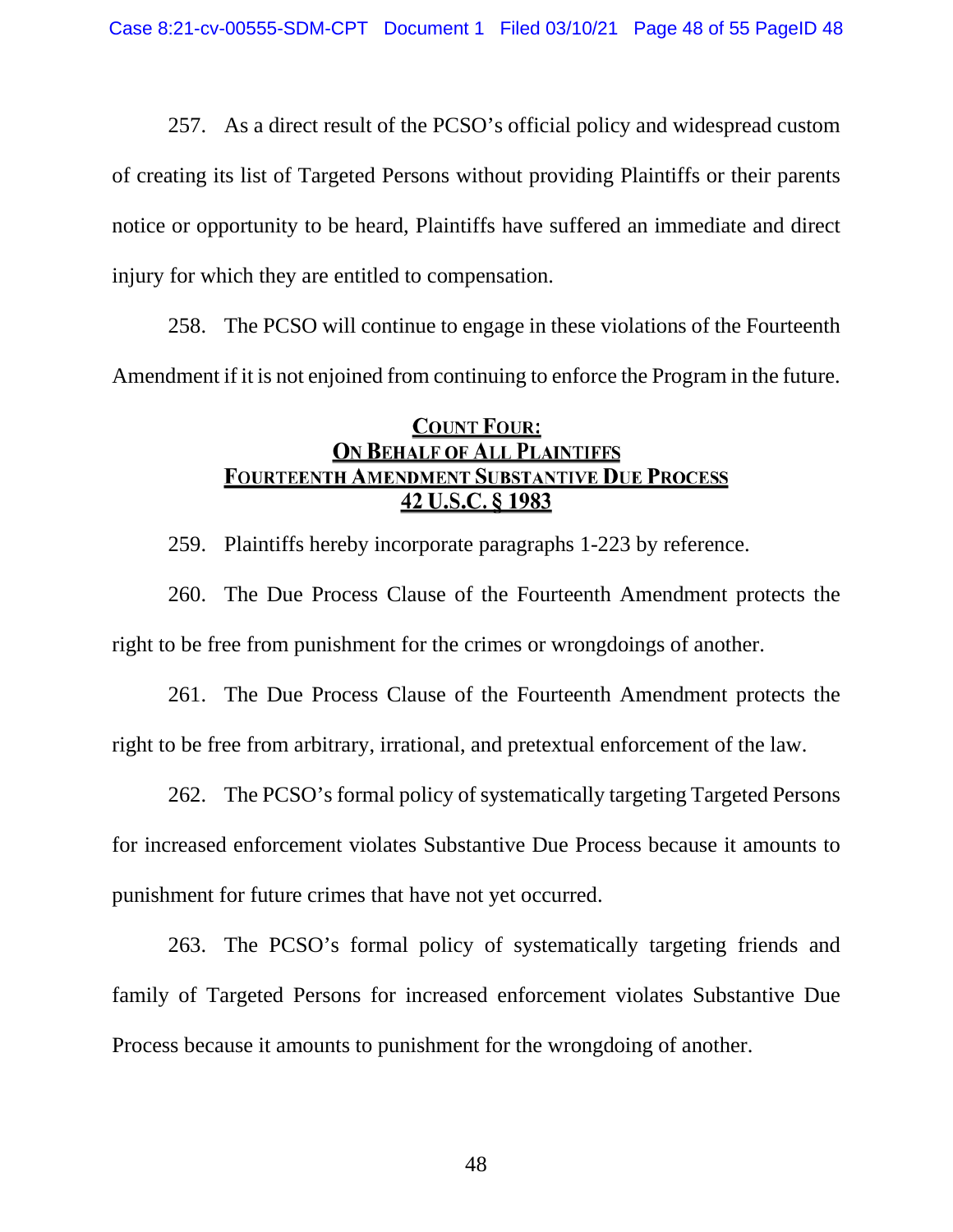257. As a direct result of the PCSO's official policy and widespread custom of creating its list of Targeted Persons without providing Plaintiffs or their parents notice or opportunity to be heard, Plaintiffs have suffered an immediate and direct injury for which they are entitled to compensation.

258. The PCSO will continue to engage in these violations of the Fourteenth Amendment if it is not enjoined from continuing to enforce the Program in the future.

## COUNT FOUR: ON BEHALF OF ALL PLAINTIFFS FOURTEENTH AMENDMENT SUBSTANTIVE DUE PROCESS 42 U.S.C. § 1983

259. Plaintiffs hereby incorporate paragraphs 1-223 by reference.

260. The Due Process Clause of the Fourteenth Amendment protects the right to be free from punishment for the crimes or wrongdoings of another.

261. The Due Process Clause of the Fourteenth Amendment protects the right to be free from arbitrary, irrational, and pretextual enforcement of the law.

262. The PCSO's formal policy of systematically targeting Targeted Persons for increased enforcement violates Substantive Due Process because it amounts to punishment for future crimes that have not yet occurred.

263. The PCSO's formal policy of systematically targeting friends and family of Targeted Persons for increased enforcement violates Substantive Due Process because it amounts to punishment for the wrongdoing of another.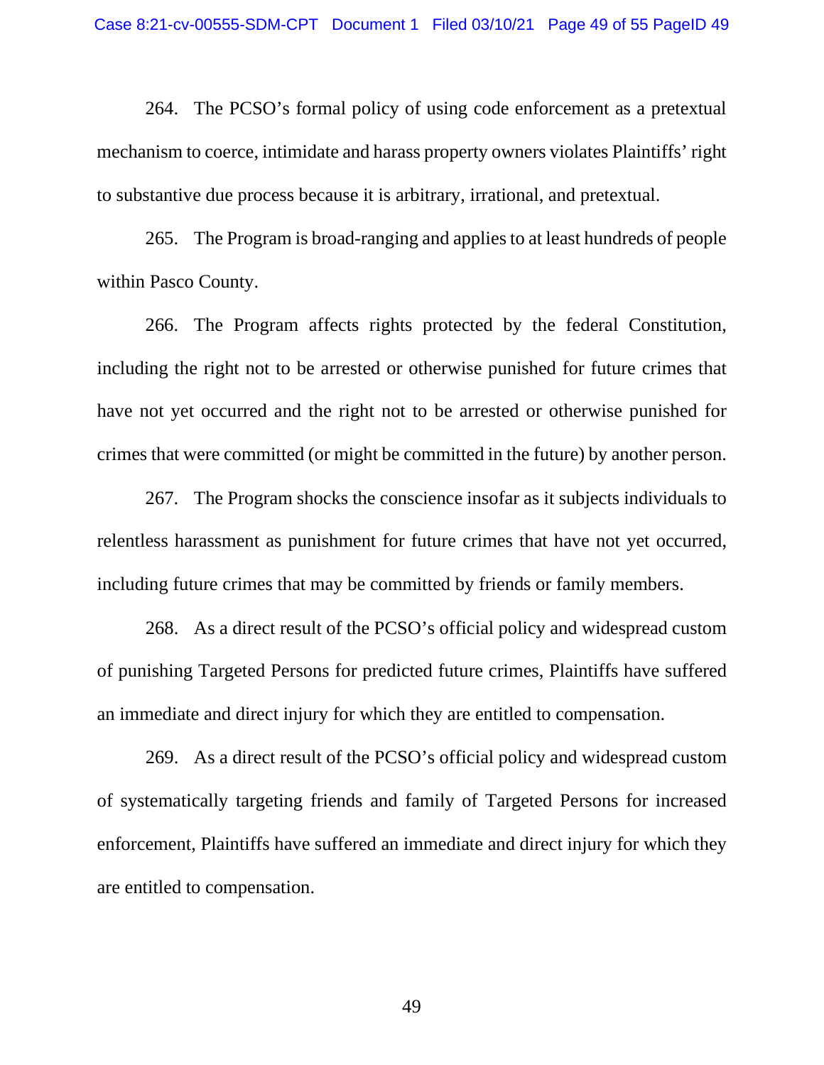264. The PCSO's formal policy of using code enforcement as a pretextual mechanism to coerce, intimidate and harass property owners violates Plaintiffs' right to substantive due process because it is arbitrary, irrational, and pretextual.

265. The Program is broad-ranging and applies to at least hundreds of people within Pasco County.

266. The Program affects rights protected by the federal Constitution, including the right not to be arrested or otherwise punished for future crimes that have not yet occurred and the right not to be arrested or otherwise punished for crimes that were committed (or might be committed in the future) by another person.

267. The Program shocks the conscience insofar as it subjects individuals to relentless harassment as punishment for future crimes that have not yet occurred, including future crimes that may be committed by friends or family members.

268. As a direct result of the PCSO's official policy and widespread custom of punishing Targeted Persons for predicted future crimes, Plaintiffs have suffered an immediate and direct injury for which they are entitled to compensation.

269. As a direct result of the PCSO's official policy and widespread custom of systematically targeting friends and family of Targeted Persons for increased enforcement, Plaintiffs have suffered an immediate and direct injury for which they are entitled to compensation.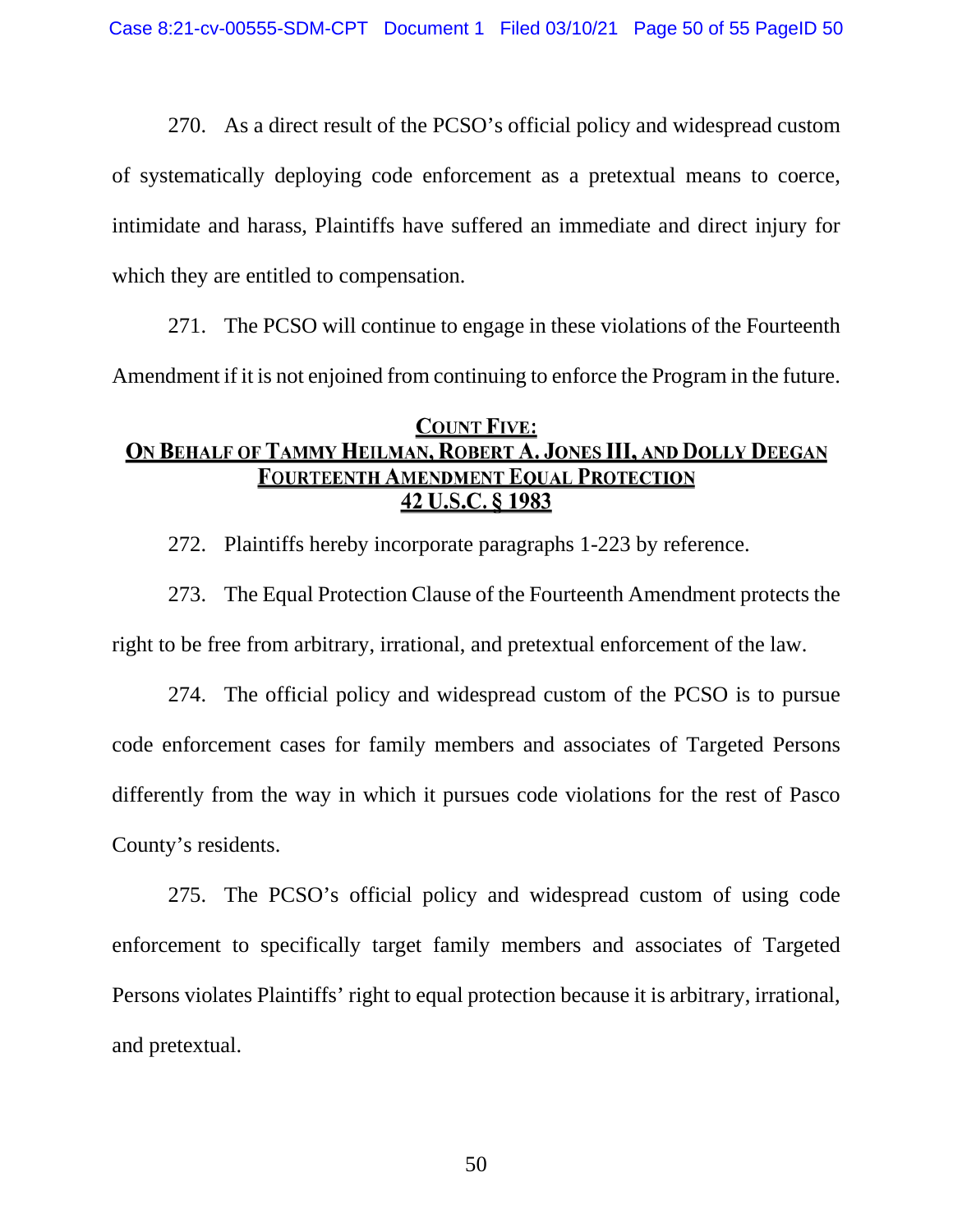270. As a direct result of the PCSO's official policy and widespread custom of systematically deploying code enforcement as a pretextual means to coerce, intimidate and harass, Plaintiffs have suffered an immediate and direct injury for which they are entitled to compensation.

271. The PCSO will continue to engage in these violations of the Fourteenth Amendment if it is not enjoined from continuing to enforce the Program in the future.

## COUNT FIVE:
## ON BEHALF OF TAMMY HEILMAN, ROBERT A. JONES III, AND DOLLY DEEGAN
## FOURTEENTH AMENDMENT EQUAL PROTECTION
## 42 U.S.C. § 1983

272. Plaintiffs hereby incorporate paragraphs 1-223 by reference.

273. The Equal Protection Clause of the Fourteenth Amendment protects the right to be free from arbitrary, irrational, and pretextual enforcement of the law.

274. The official policy and widespread custom of the PCSO is to pursue code enforcement cases for family members and associates of Targeted Persons differently from the way in which it pursues code violations for the rest of Pasco County's residents.

275. The PCSO's official policy and widespread custom of using code enforcement to specifically target family members and associates of Targeted Persons violates Plaintiffs' right to equal protection because it is arbitrary, irrational, and pretextual.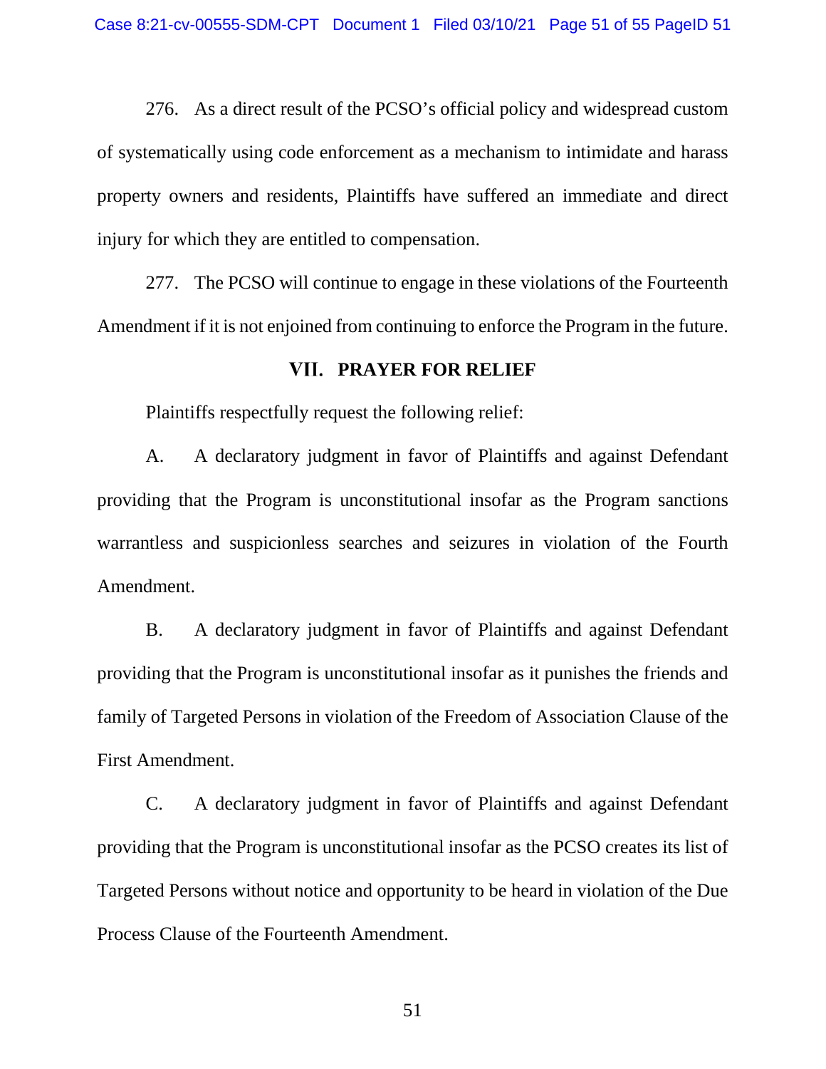276. As a direct result of the PCSO's official policy and widespread custom of systematically using code enforcement as a mechanism to intimidate and harass property owners and residents, Plaintiffs have suffered an immediate and direct injury for which they are entitled to compensation.

277. The PCSO will continue to engage in these violations of the Fourteenth Amendment if it is not enjoined from continuing to enforce the Program in the future.

## VII. PRAYER FOR RELIEF

Plaintiffs respectfully request the following relief:

A. A declaratory judgment in favor of Plaintiffs and against Defendant providing that the Program is unconstitutional insofar as the Program sanctions warrantless and suspicionless searches and seizures in violation of the Fourth Amendment.

B. A declaratory judgment in favor of Plaintiffs and against Defendant providing that the Program is unconstitutional insofar as it punishes the friends and family of Targeted Persons in violation of the Freedom of Association Clause of the First Amendment.

C. A declaratory judgment in favor of Plaintiffs and against Defendant providing that the Program is unconstitutional insofar as the PCSO creates its list of Targeted Persons without notice and opportunity to be heard in violation of the Due Process Clause of the Fourteenth Amendment.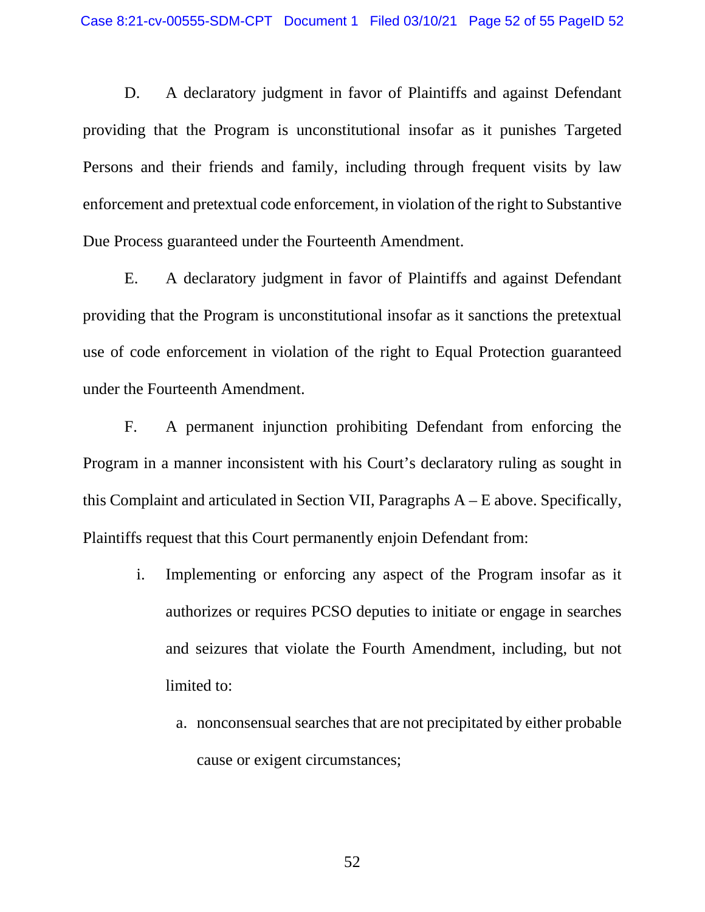D. A declaratory judgment in favor of Plaintiffs and against Defendant providing that the Program is unconstitutional insofar as it punishes Targeted Persons and their friends and family, including through frequent visits by law enforcement and pretextual code enforcement, in violation of the right to Substantive Due Process guaranteed under the Fourteenth Amendment.

E. A declaratory judgment in favor of Plaintiffs and against Defendant providing that the Program is unconstitutional insofar as it sanctions the pretextual use of code enforcement in violation of the right to Equal Protection guaranteed under the Fourteenth Amendment.

F. A permanent injunction prohibiting Defendant from enforcing the Program in a manner inconsistent with his Court's declaratory ruling as sought in this Complaint and articulated in Section VII, Paragraphs A – E above. Specifically, Plaintiffs request that this Court permanently enjoin Defendant from:

i. Implementing or enforcing any aspect of the Program insofar as it authorizes or requires PCSO deputies to initiate or engage in searches and seizures that violate the Fourth Amendment, including, but not limited to:

a. nonconsensual searches that are not precipitated by either probable cause or exigent circumstances;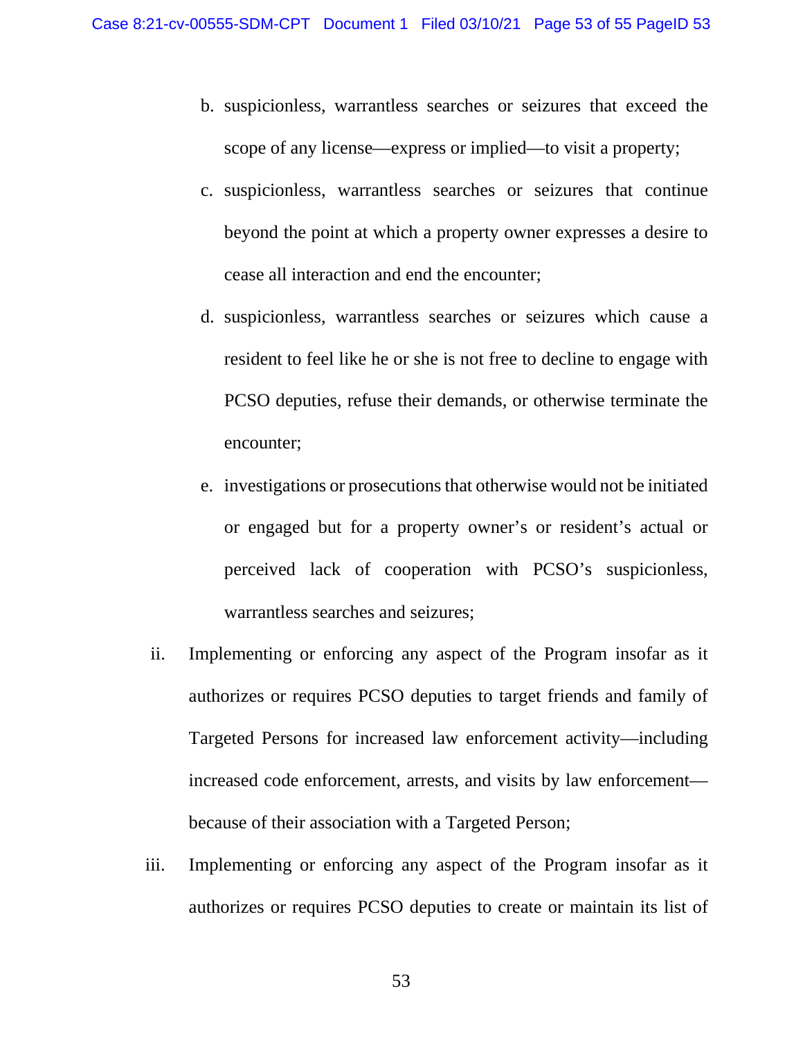b. suspicionless, warrantless searches or seizures that exceed the scope of any license—express or implied—to visit a property;

c. suspicionless, warrantless searches or seizures that continue beyond the point at which a property owner expresses a desire to cease all interaction and end the encounter;

d. suspicionless, warrantless searches or seizures which cause a resident to feel like he or she is not free to decline to engage with PCSO deputies, refuse their demands, or otherwise terminate the encounter;

e. investigations or prosecutions that otherwise would not be initiated or engaged but for a property owner's or resident's actual or perceived lack of cooperation with PCSO's suspicionless, warrantless searches and seizures;

ii. Implementing or enforcing any aspect of the Program insofar as it authorizes or requires PCSO deputies to target friends and family of Targeted Persons for increased law enforcement activity—including increased code enforcement, arrests, and visits by law enforcement—because of their association with a Targeted Person;

iii. Implementing or enforcing any aspect of the Program insofar as it authorizes or requires PCSO deputies to create or maintain its list of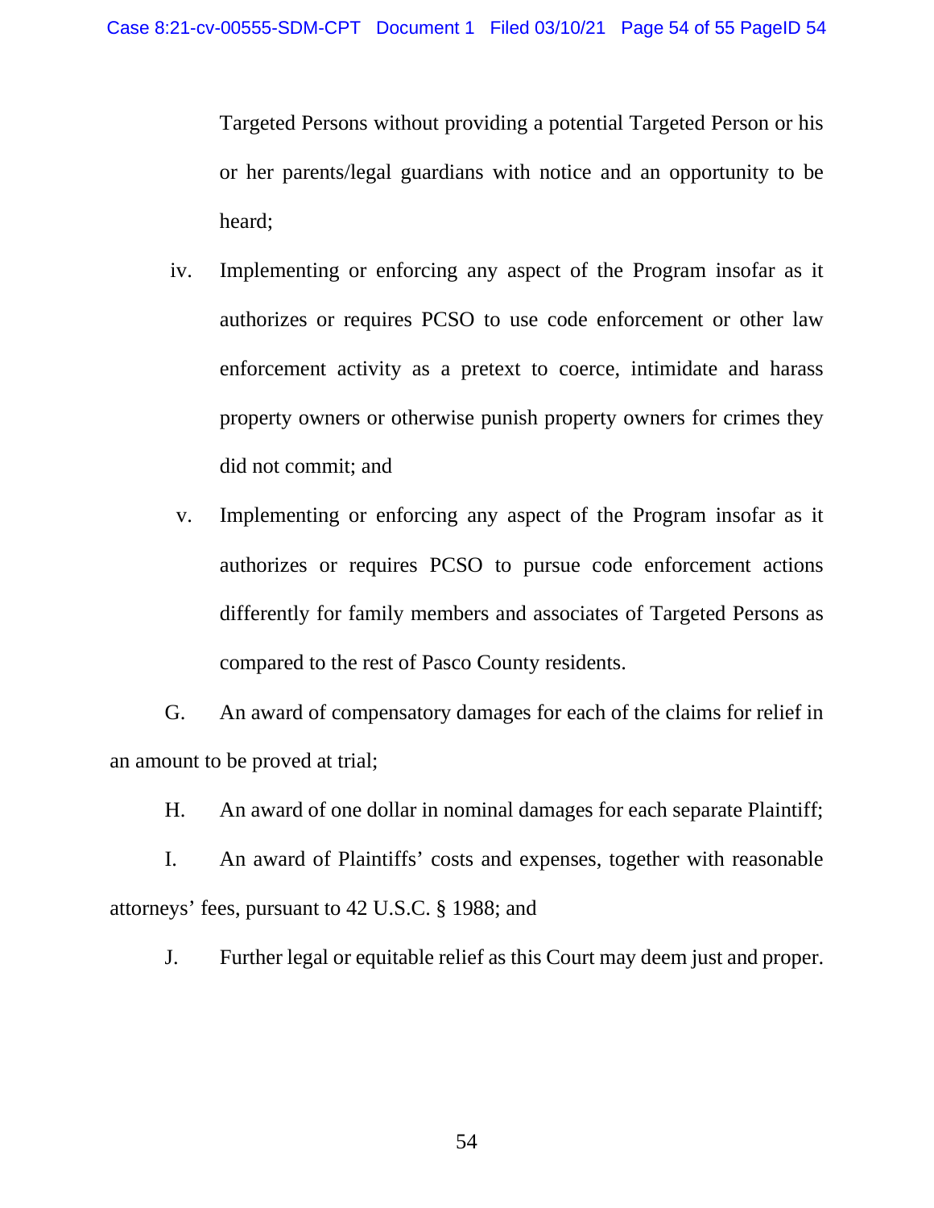Targeted Persons without providing a potential Targeted Person or his or her parents/legal guardians with notice and an opportunity to be heard;

iv. Implementing or enforcing any aspect of the Program insofar as it authorizes or requires PCSO to use code enforcement or other law enforcement activity as a pretext to coerce, intimidate and harass property owners or otherwise punish property owners for crimes they did not commit; and

v. Implementing or enforcing any aspect of the Program insofar as it authorizes or requires PCSO to pursue code enforcement actions differently for family members and associates of Targeted Persons as compared to the rest of Pasco County residents.

G. An award of compensatory damages for each of the claims for relief in an amount to be proved at trial;

H. An award of one dollar in nominal damages for each separate Plaintiff;

I. An award of Plaintiffs' costs and expenses, together with reasonable attorneys' fees, pursuant to 42 U.S.C. § 1988; and

J. Further legal or equitable relief as this Court may deem just and proper.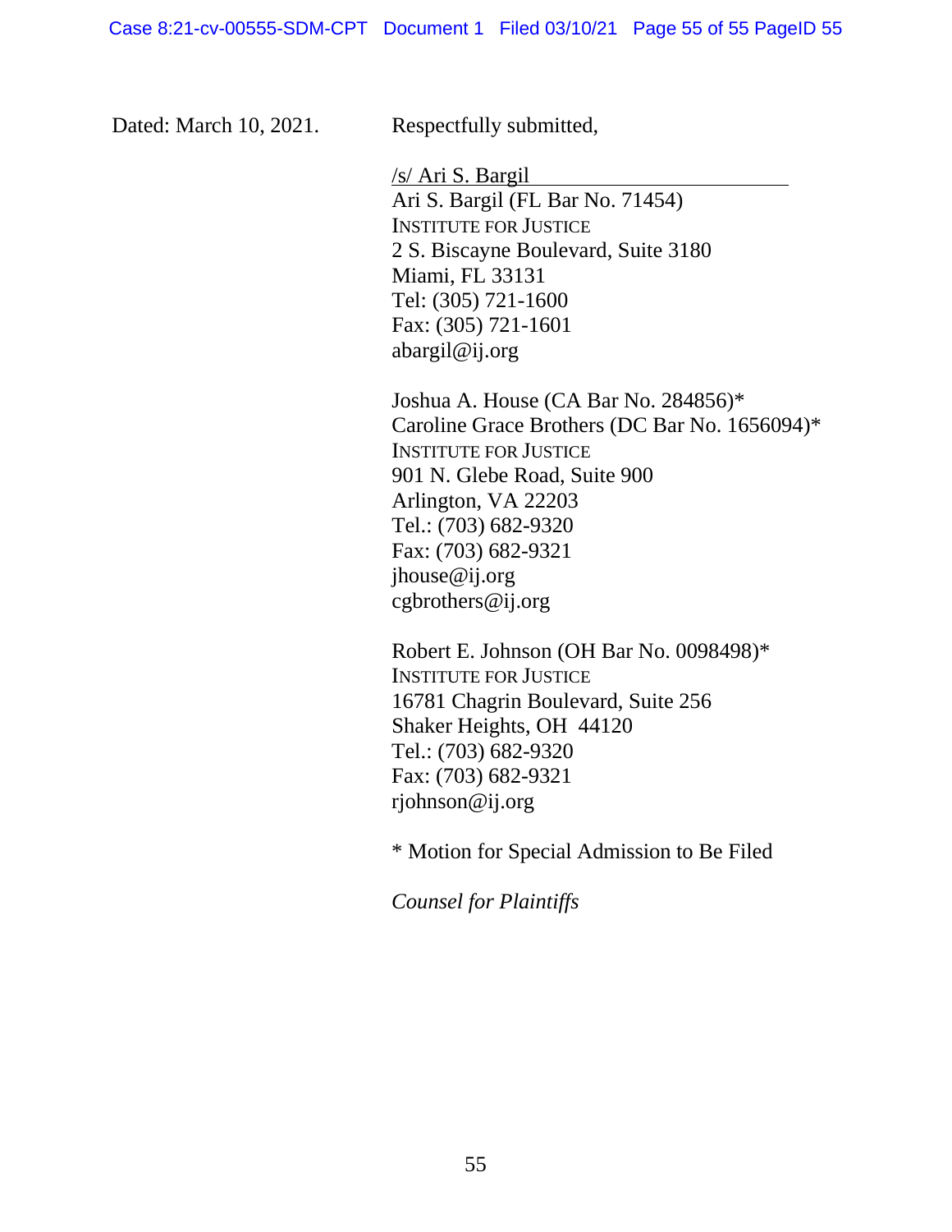Dated: March 10, 2021.

Respectfully submitted,

/s/ Ari S. Bargil
Ari S. Bargil (FL Bar No. 71454)
INSTITUTE FOR JUSTICE
2 S. Biscayne Boulevard, Suite 3180
Miami, FL 33131
Tel: (305) 721-1600
Fax: (305) 721-1601
abargil@ij.org

Joshua A. House (CA Bar No. 284856)*
Caroline Grace Brothers (DC Bar No. 1656094)*
INSTITUTE FOR JUSTICE
901 N. Glebe Road, Suite 900
Arlington, VA 22203
Tel.: (703) 682-9320
Fax: (703) 682-9321
jhouse@ij.org
cgbrothers@ij.org

Robert E. Johnson (OH Bar No. 0098498)*
INSTITUTE FOR JUSTICE
16781 Chagrin Boulevard, Suite 256
Shaker Heights, OH 44120
Tel.: (703) 682-9320
Fax: (703) 682-9321
rjohnson@ij.org

* Motion for Special Admission to Be Filed

*Counsel for Plaintiffs*